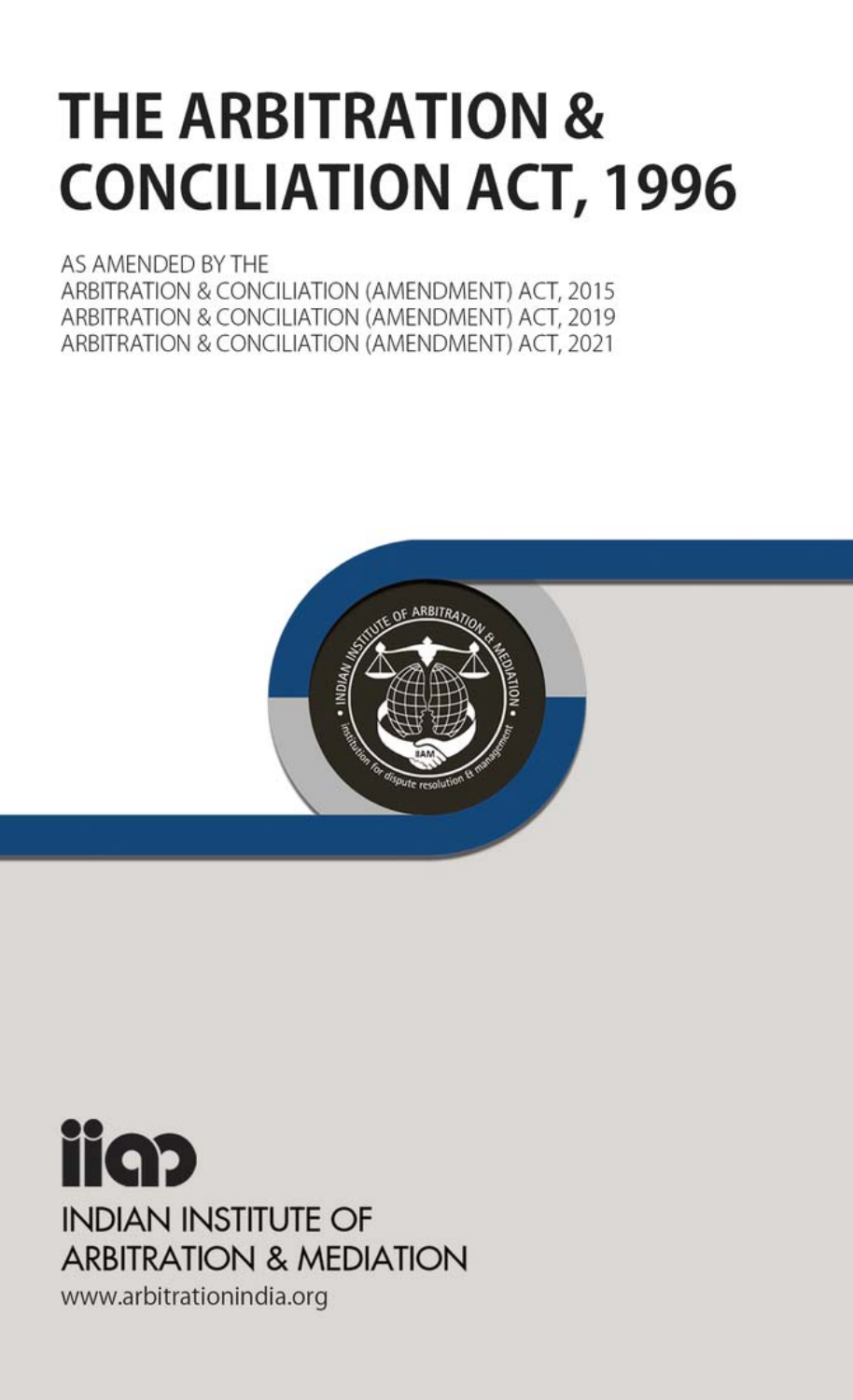# THE ARBITRATION & CONCILIATION ACT, 1996

AS AMENDED BY THE
ARBITRATION & CONCILIATION (AMENDMENT) ACT, 2015
ARBITRATION & CONCILIATION (AMENDMENT) ACT, 2019
ARBITRATION & CONCILIATION (AMENDMENT) ACT, 2021

INDIAN INSTITUTE OF ARBITRATION & MEDIATION

institution for dispute resolution & management

IIAM

iiam

INDIAN INSTITUTE OF
ARBITRATION & MEDIATION

www.arbitrationindia.org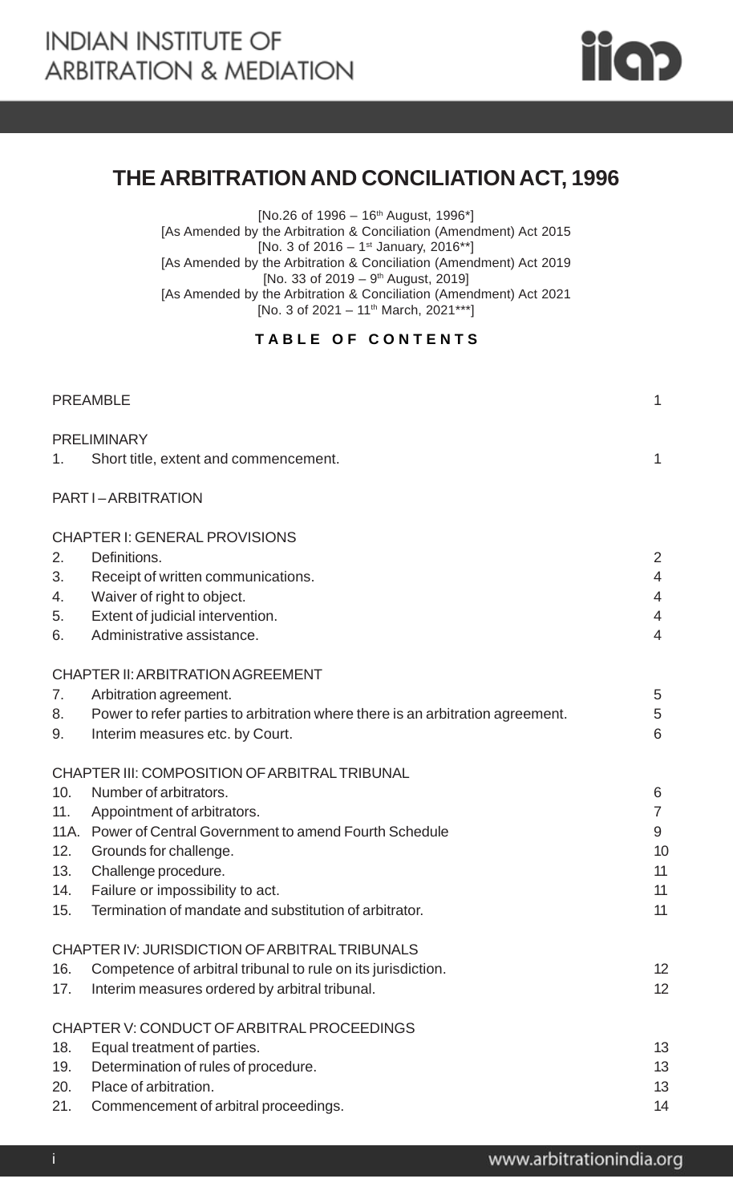# THE ARBITRATION AND CONCILIATION ACT, 1996

[No.26 of 1996 – 16th August, 1996*]
[As Amended by the Arbitration & Conciliation (Amendment) Act 2015
[No. 3 of 2016 – 1st January, 2016**]
[As Amended by the Arbitration & Conciliation (Amendment) Act 2019
[No. 33 of 2019 – 9th August, 2019]
[As Amended by the Arbitration & Conciliation (Amendment) Act 2021
[No. 3 of 2021 – 11th March, 2021***]

**TABLE OF CONTENTS**

| | | |
|---|---|---|
| PREAMBLE | | 1 |
| PRELIMINARY | | |
| 1. | Short title, extent and commencement. | 1 |
| PART I – ARBITRATION | | |
| CHAPTER I: GENERAL PROVISIONS | | |
| 2. | Definitions. | 2 |
| 3. | Receipt of written communications. | 4 |
| 4. | Waiver of right to object. | 4 |
| 5. | Extent of judicial intervention. | 4 |
| 6. | Administrative assistance. | 4 |
| CHAPTER II: ARBITRATION AGREEMENT | | |
| 7. | Arbitration agreement. | 5 |
| 8. | Power to refer parties to arbitration where there is an arbitration agreement. | 5 |
| 9. | Interim measures etc. by Court. | 6 |
| CHAPTER III: COMPOSITION OF ARBITRAL TRIBUNAL | | |
| 10. | Number of arbitrators. | 6 |
| 11. | Appointment of arbitrators. | 7 |
| 11A. | Power of Central Government to amend Fourth Schedule | 9 |
| 12. | Grounds for challenge. | 10 |
| 13. | Challenge procedure. | 11 |
| 14. | Failure or impossibility to act. | 11 |
| 15. | Termination of mandate and substitution of arbitrator. | 11 |
| CHAPTER IV: JURISDICTION OF ARBITRAL TRIBUNALS | | |
| 16. | Competence of arbitral tribunal to rule on its jurisdiction. | 12 |
| 17. | Interim measures ordered by arbitral tribunal. | 12 |
| CHAPTER V: CONDUCT OF ARBITRAL PROCEEDINGS | | |
| 18. | Equal treatment of parties. | 13 |
| 19. | Determination of rules of procedure. | 13 |
| 20. | Place of arbitration. | 13 |
| 21. | Commencement of arbitral proceedings. | 14 |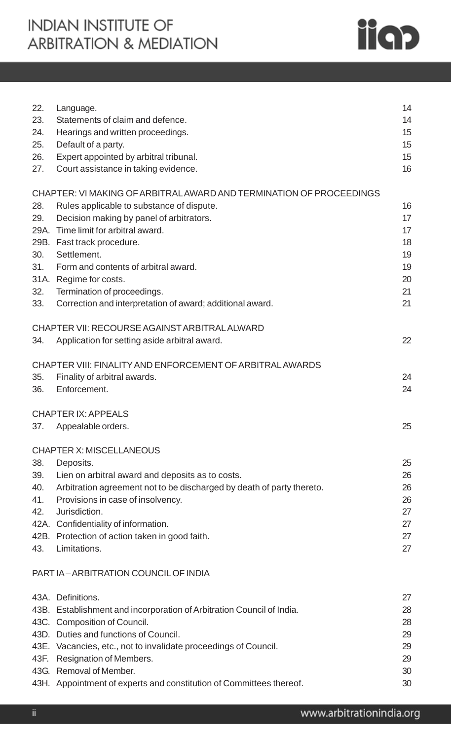| | | |
|---|---|---|
| 22. | Language. | 14 |
| 23. | Statements of claim and defence. | 14 |
| 24. | Hearings and written proceedings. | 15 |
| 25. | Default of a party. | 15 |
| 26. | Expert appointed by arbitral tribunal. | 15 |
| 27. | Court assistance in taking evidence. | 16 |

CHAPTER: VI MAKING OF ARBITRAL AWARD AND TERMINATION OF PROCEEDINGS

| | | |
|---|---|---|
| 28. | Rules applicable to substance of dispute. | 16 |
| 29. | Decision making by panel of arbitrators. | 17 |
| 29A. | Time limit for arbitral award. | 17 |
| 29B. | Fast track procedure. | 18 |
| 30. | Settlement. | 19 |
| 31. | Form and contents of arbitral award. | 19 |
| 31A. | Regime for costs. | 20 |
| 32. | Termination of proceedings. | 21 |
| 33. | Correction and interpretation of award; additional award. | 21 |

CHAPTER VII: RECOURSE AGAINST ARBITRAL ALWARD

| | | |
|---|---|---|
| 34. | Application for setting aside arbitral award. | 22 |

CHAPTER VIII: FINALITY AND ENFORCEMENT OF ARBITRAL AWARDS

| | | |
|---|---|---|
| 35. | Finality of arbitral awards. | 24 |
| 36. | Enforcement. | 24 |

CHAPTER IX: APPEALS

| | | |
|---|---|---|
| 37. | Appealable orders. | 25 |

CHAPTER X: MISCELLANEOUS

| | | |
|---|---|---|
| 38. | Deposits. | 25 |
| 39. | Lien on arbitral award and deposits as to costs. | 26 |
| 40. | Arbitration agreement not to be discharged by death of party thereto. | 26 |
| 41. | Provisions in case of insolvency. | 26 |
| 42. | Jurisdiction. | 27 |
| 42A. | Confidentiality of information. | 27 |
| 42B. | Protection of action taken in good faith. | 27 |
| 43. | Limitations. | 27 |

PART IA – ARBITRATION COUNCIL OF INDIA

| | | |
|---|---|---|
| 43A. | Definitions. | 27 |
| 43B. | Establishment and incorporation of Arbitration Council of India. | 28 |
| 43C. | Composition of Council. | 28 |
| 43D. | Duties and functions of Council. | 29 |
| 43E. | Vacancies, etc., not to invalidate proceedings of Council. | 29 |
| 43F. | Resignation of Members. | 29 |
| 43G. | Removal of Member. | 30 |
| 43H. | Appointment of experts and constitution of Committees thereof. | 30 |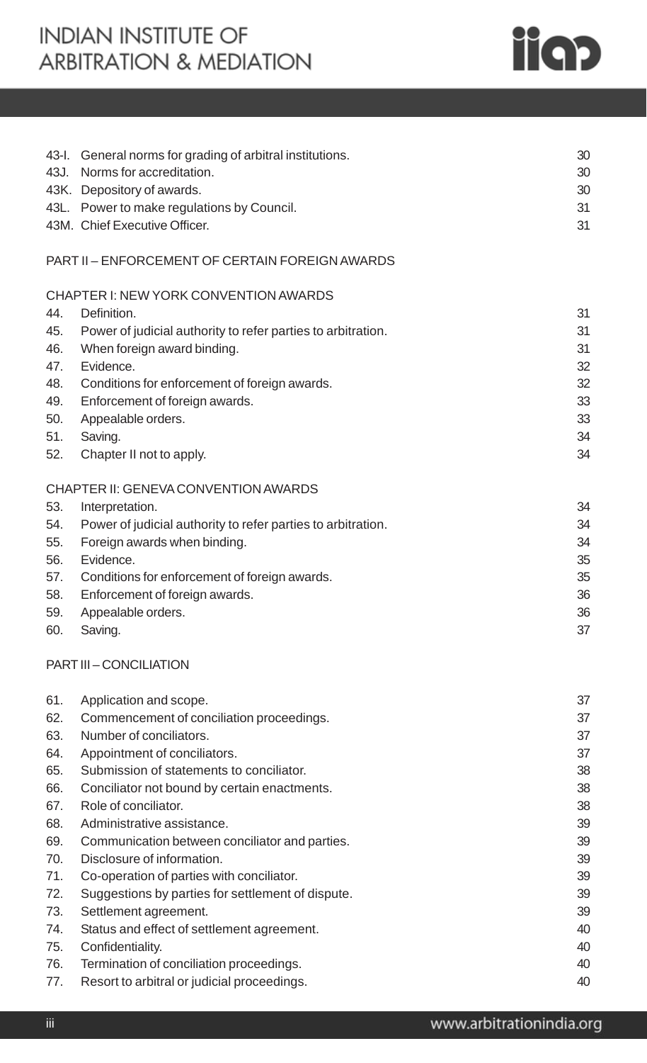| | | |
|---|---|---|
| 43-I. | General norms for grading of arbitral institutions. | 30 |
| 43J. | Norms for accreditation. | 30 |
| 43K. | Depository of awards. | 30 |
| 43L. | Power to make regulations by Council. | 31 |
| 43M. | Chief Executive Officer. | 31 |

PART II – ENFORCEMENT OF CERTAIN FOREIGN AWARDS

CHAPTER I: NEW YORK CONVENTION AWARDS

| | | |
|---|---|---|
| 44. | Definition. | 31 |
| 45. | Power of judicial authority to refer parties to arbitration. | 31 |
| 46. | When foreign award binding. | 31 |
| 47. | Evidence. | 32 |
| 48. | Conditions for enforcement of foreign awards. | 32 |
| 49. | Enforcement of foreign awards. | 33 |
| 50. | Appealable orders. | 33 |
| 51. | Saving. | 34 |
| 52. | Chapter II not to apply. | 34 |

CHAPTER II: GENEVA CONVENTION AWARDS

| | | |
|---|---|---|
| 53. | Interpretation. | 34 |
| 54. | Power of judicial authority to refer parties to arbitration. | 34 |
| 55. | Foreign awards when binding. | 34 |
| 56. | Evidence. | 35 |
| 57. | Conditions for enforcement of foreign awards. | 35 |
| 58. | Enforcement of foreign awards. | 36 |
| 59. | Appealable orders. | 36 |
| 60. | Saving. | 37 |

PART III – CONCILIATION

| | | |
|---|---|---|
| 61. | Application and scope. | 37 |
| 62. | Commencement of conciliation proceedings. | 37 |
| 63. | Number of conciliators. | 37 |
| 64. | Appointment of conciliators. | 37 |
| 65. | Submission of statements to conciliator. | 38 |
| 66. | Conciliator not bound by certain enactments. | 38 |
| 67. | Role of conciliator. | 38 |
| 68. | Administrative assistance. | 39 |
| 69. | Communication between conciliator and parties. | 39 |
| 70. | Disclosure of information. | 39 |
| 71. | Co-operation of parties with conciliator. | 39 |
| 72. | Suggestions by parties for settlement of dispute. | 39 |
| 73. | Settlement agreement. | 39 |
| 74. | Status and effect of settlement agreement. | 40 |
| 75. | Confidentiality. | 40 |
| 76. | Termination of conciliation proceedings. | 40 |
| 77. | Resort to arbitral or judicial proceedings. | 40 |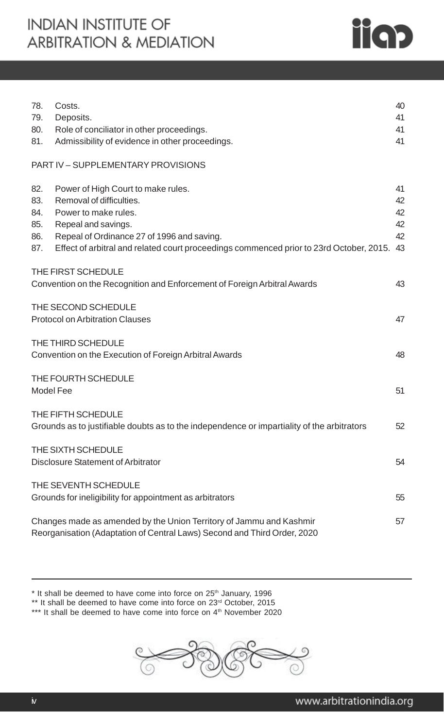| | | |
|---|---|---|
| 78. | Costs. | 40 |
| 79. | Deposits. | 41 |
| 80. | Role of conciliator in other proceedings. | 41 |
| 81. | Admissibility of evidence in other proceedings. | 41 |

PART IV – SUPPLEMENTARY PROVISIONS

| | | |
|---|---|---|
| 82. | Power of High Court to make rules. | 41 |
| 83. | Removal of difficulties. | 42 |
| 84. | Power to make rules. | 42 |
| 85. | Repeal and savings. | 42 |
| 86. | Repeal of Ordinance 27 of 1996 and saving. | 42 |
| 87. | Effect of arbitral and related court proceedings commenced prior to 23rd October, 2015. | 43 |

THE FIRST SCHEDULE
Convention on the Recognition and Enforcement of Foreign Arbitral Awards — 43

THE SECOND SCHEDULE
Protocol on Arbitration Clauses — 47

THE THIRD SCHEDULE
Convention on the Execution of Foreign Arbitral Awards — 48

THE FOURTH SCHEDULE
Model Fee — 51

THE FIFTH SCHEDULE
Grounds as to justifiable doubts as to the independence or impartiality of the arbitrators — 52

THE SIXTH SCHEDULE
Disclosure Statement of Arbitrator — 54

THE SEVENTH SCHEDULE
Grounds for ineligibility for appointment as arbitrators — 55

Changes made as amended by the Union Territory of Jammu and Kashmir Reorganisation (Adaptation of Central Laws) Second and Third Order, 2020 — 57

---

* It shall be deemed to have come into force on 25th January, 1996

** It shall be deemed to have come into force on 23rd October, 2015

*** It shall be deemed to have come into force on 4th November 2020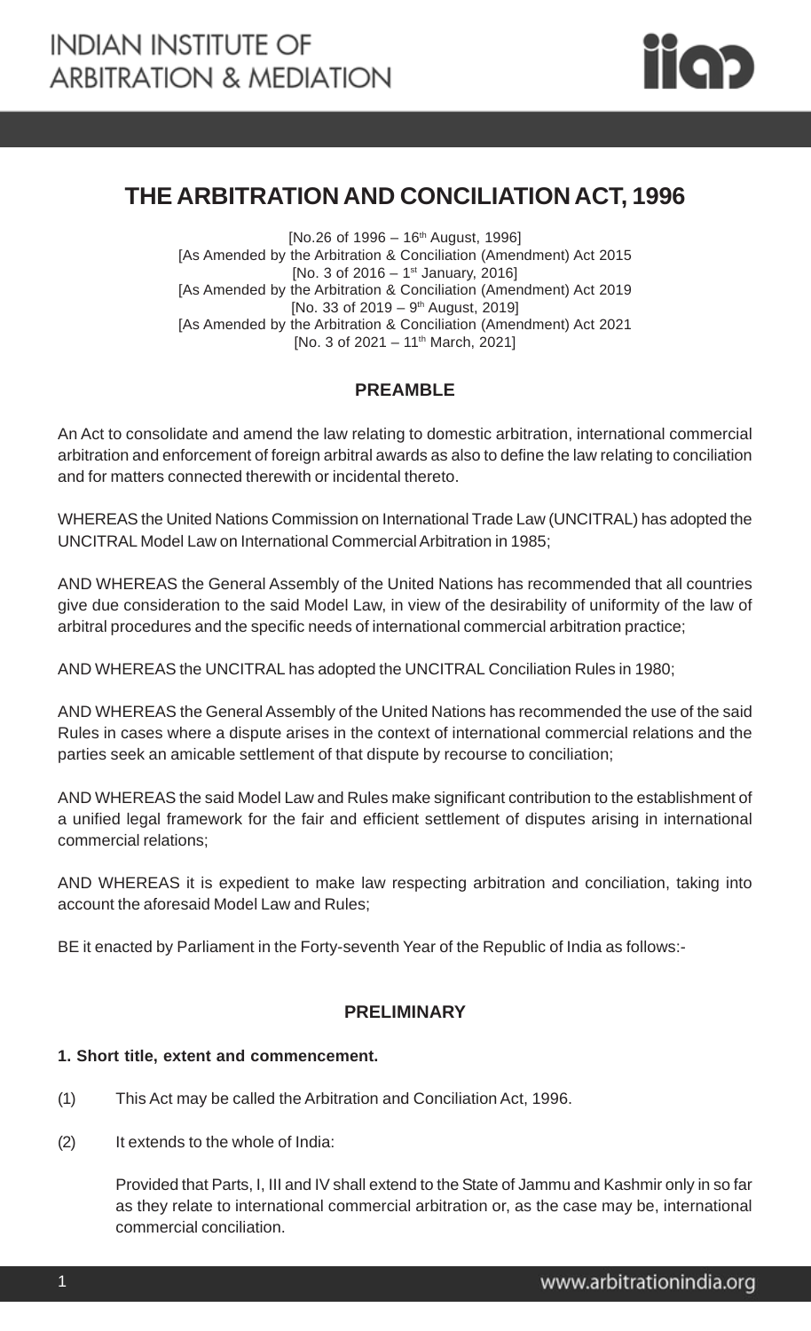# THE ARBITRATION AND CONCILIATION ACT, 1996

[No.26 of 1996 – 16th August, 1996]
[As Amended by the Arbitration & Conciliation (Amendment) Act 2015
[No. 3 of 2016 – 1st January, 2016]
[As Amended by the Arbitration & Conciliation (Amendment) Act 2019
[No. 33 of 2019 – 9th August, 2019]
[As Amended by the Arbitration & Conciliation (Amendment) Act 2021
[No. 3 of 2021 – 11th March, 2021]

## PREAMBLE

An Act to consolidate and amend the law relating to domestic arbitration, international commercial arbitration and enforcement of foreign arbitral awards as also to define the law relating to conciliation and for matters connected therewith or incidental thereto.

WHEREAS the United Nations Commission on International Trade Law (UNCITRAL) has adopted the UNCITRAL Model Law on International Commercial Arbitration in 1985;

AND WHEREAS the General Assembly of the United Nations has recommended that all countries give due consideration to the said Model Law, in view of the desirability of uniformity of the law of arbitral procedures and the specific needs of international commercial arbitration practice;

AND WHEREAS the UNCITRAL has adopted the UNCITRAL Conciliation Rules in 1980;

AND WHEREAS the General Assembly of the United Nations has recommended the use of the said Rules in cases where a dispute arises in the context of international commercial relations and the parties seek an amicable settlement of that dispute by recourse to conciliation;

AND WHEREAS the said Model Law and Rules make significant contribution to the establishment of a unified legal framework for the fair and efficient settlement of disputes arising in international commercial relations;

AND WHEREAS it is expedient to make law respecting arbitration and conciliation, taking into account the aforesaid Model Law and Rules;

BE it enacted by Parliament in the Forty-seventh Year of the Republic of India as follows:-

## PRELIMINARY

### 1. Short title, extent and commencement.

(1) This Act may be called the Arbitration and Conciliation Act, 1996.

(2) It extends to the whole of India:

Provided that Parts, I, III and IV shall extend to the State of Jammu and Kashmir only in so far as they relate to international commercial arbitration or, as the case may be, international commercial conciliation.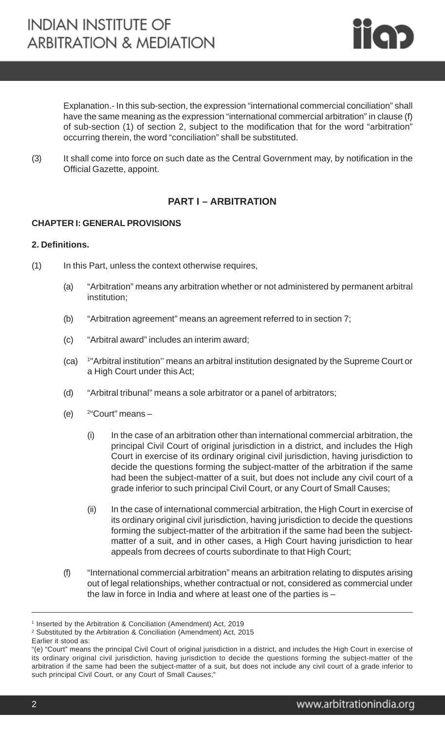Explanation.- In this sub-section, the expression "international commercial conciliation" shall have the same meaning as the expression "international commercial arbitration" in clause (f) of sub-section (1) of section 2, subject to the modification that for the word "arbitration" occurring therein, the word "conciliation" shall be substituted.

(3) It shall come into force on such date as the Central Government may, by notification in the Official Gazette, appoint.

## PART I – ARBITRATION

### CHAPTER I: GENERAL PROVISIONS

**2. Definitions.**

(1) In this Part, unless the context otherwise requires,

(a) "Arbitration" means any arbitration whether or not administered by permanent arbitral institution;

(b) "Arbitration agreement" means an agreement referred to in section 7;

(c) "Arbitral award" includes an interim award;

(ca) [1]"Arbitral institution" means an arbitral institution designated by the Supreme Court or a High Court under this Act;

(d) "Arbitral tribunal" means a sole arbitrator or a panel of arbitrators;

(e) [2]"Court" means –

(i) In the case of an arbitration other than international commercial arbitration, the principal Civil Court of original jurisdiction in a district, and includes the High Court in exercise of its ordinary original civil jurisdiction, having jurisdiction to decide the questions forming the subject-matter of the arbitration if the same had been the subject-matter of a suit, but does not include any civil court of a grade inferior to such principal Civil Court, or any Court of Small Causes;

(ii) In the case of international commercial arbitration, the High Court in exercise of its ordinary original civil jurisdiction, having jurisdiction to decide the questions forming the subject-matter of the arbitration if the same had been the subject-matter of a suit, and in other cases, a High Court having jurisdiction to hear appeals from decrees of courts subordinate to that High Court;

(f) "International commercial arbitration" means an arbitration relating to disputes arising out of legal relationships, whether contractual or not, considered as commercial under the law in force in India and where at least one of the parties is –

---

[1] Inserted by the Arbitration & Conciliation (Amendment) Act, 2019

[2] Substituted by the Arbitration & Conciliation (Amendment) Act, 2015

Earlier it stood as:

"(e) "Court" means the principal Civil Court of original jurisdiction in a district, and includes the High Court in exercise of its ordinary original civil jurisdiction, having jurisdiction to decide the questions forming the subject-matter of the arbitration if the same had been the subject-matter of a suit, but does not include any civil court of a grade inferior to such principal Civil Court, or any Court of Small Causes;"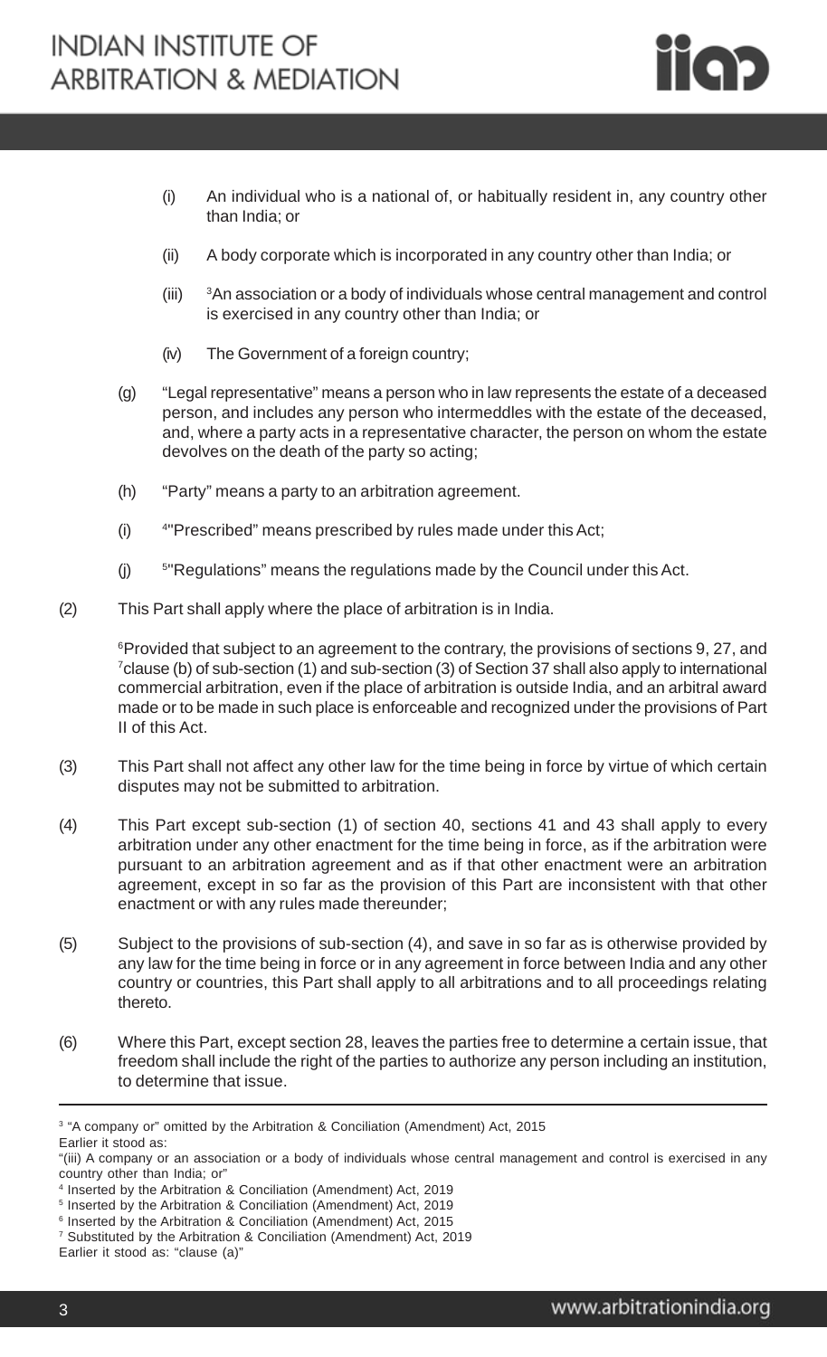(i) An individual who is a national of, or habitually resident in, any country other than India; or

(ii) A body corporate which is incorporated in any country other than India; or

(iii) [3]An association or a body of individuals whose central management and control is exercised in any country other than India; or

(iv) The Government of a foreign country;

(g) "Legal representative" means a person who in law represents the estate of a deceased person, and includes any person who intermeddles with the estate of the deceased, and, where a party acts in a representative character, the person on whom the estate devolves on the death of the party so acting;

(h) "Party" means a party to an arbitration agreement.

(i) [4]"Prescribed" means prescribed by rules made under this Act;

(j) [5]"Regulations" means the regulations made by the Council under this Act.

(2) This Part shall apply where the place of arbitration is in India.

[6]Provided that subject to an agreement to the contrary, the provisions of sections 9, 27, and [7]clause (b) of sub-section (1) and sub-section (3) of Section 37 shall also apply to international commercial arbitration, even if the place of arbitration is outside India, and an arbitral award made or to be made in such place is enforceable and recognized under the provisions of Part II of this Act.

(3) This Part shall not affect any other law for the time being in force by virtue of which certain disputes may not be submitted to arbitration.

(4) This Part except sub-section (1) of section 40, sections 41 and 43 shall apply to every arbitration under any other enactment for the time being in force, as if the arbitration were pursuant to an arbitration agreement and as if that other enactment were an arbitration agreement, except in so far as the provision of this Part are inconsistent with that other enactment or with any rules made thereunder;

(5) Subject to the provisions of sub-section (4), and save in so far as is otherwise provided by any law for the time being in force or in any agreement in force between India and any other country or countries, this Part shall apply to all arbitrations and to all proceedings relating thereto.

(6) Where this Part, except section 28, leaves the parties free to determine a certain issue, that freedom shall include the right of the parties to authorize any person including an institution, to determine that issue.

---

[3] "A company or" omitted by the Arbitration & Conciliation (Amendment) Act, 2015
Earlier it stood as:
"(iii) A company or an association or a body of individuals whose central management and control is exercised in any country other than India; or"

[4] Inserted by the Arbitration & Conciliation (Amendment) Act, 2019

[5] Inserted by the Arbitration & Conciliation (Amendment) Act, 2019

[6] Inserted by the Arbitration & Conciliation (Amendment) Act, 2015

[7] Substituted by the Arbitration & Conciliation (Amendment) Act, 2019
Earlier it stood as: "clause (a)"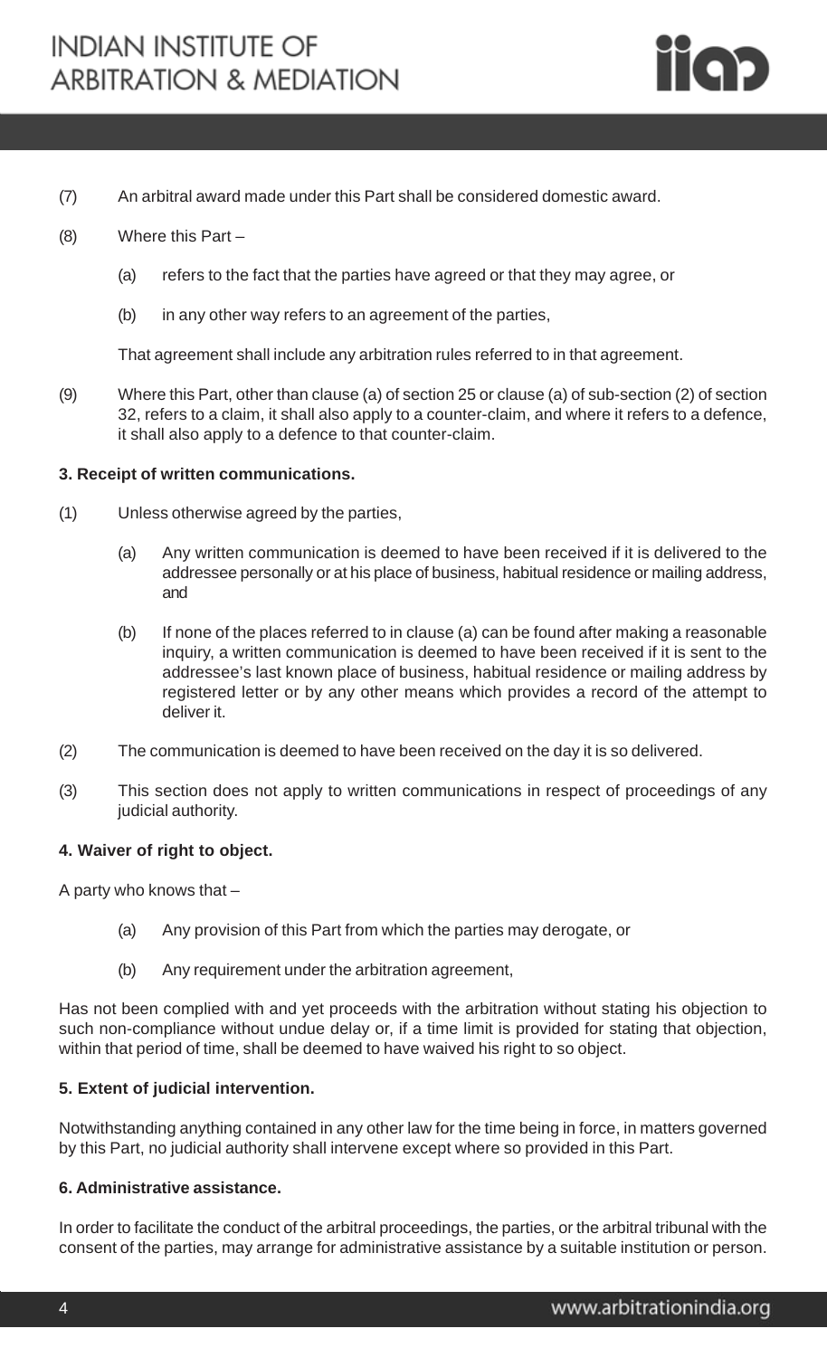(7) An arbitral award made under this Part shall be considered domestic award.

(8) Where this Part –

(a) refers to the fact that the parties have agreed or that they may agree, or

(b) in any other way refers to an agreement of the parties,

That agreement shall include any arbitration rules referred to in that agreement.

(9) Where this Part, other than clause (a) of section 25 or clause (a) of sub-section (2) of section 32, refers to a claim, it shall also apply to a counter-claim, and where it refers to a defence, it shall also apply to a defence to that counter-claim.

**3. Receipt of written communications.**

(1) Unless otherwise agreed by the parties,

(a) Any written communication is deemed to have been received if it is delivered to the addressee personally or at his place of business, habitual residence or mailing address, and

(b) If none of the places referred to in clause (a) can be found after making a reasonable inquiry, a written communication is deemed to have been received if it is sent to the addressee's last known place of business, habitual residence or mailing address by registered letter or by any other means which provides a record of the attempt to deliver it.

(2) The communication is deemed to have been received on the day it is so delivered.

(3) This section does not apply to written communications in respect of proceedings of any judicial authority.

**4. Waiver of right to object.**

A party who knows that –

(a) Any provision of this Part from which the parties may derogate, or

(b) Any requirement under the arbitration agreement,

Has not been complied with and yet proceeds with the arbitration without stating his objection to such non-compliance without undue delay or, if a time limit is provided for stating that objection, within that period of time, shall be deemed to have waived his right to so object.

**5. Extent of judicial intervention.**

Notwithstanding anything contained in any other law for the time being in force, in matters governed by this Part, no judicial authority shall intervene except where so provided in this Part.

**6. Administrative assistance.**

In order to facilitate the conduct of the arbitral proceedings, the parties, or the arbitral tribunal with the consent of the parties, may arrange for administrative assistance by a suitable institution or person.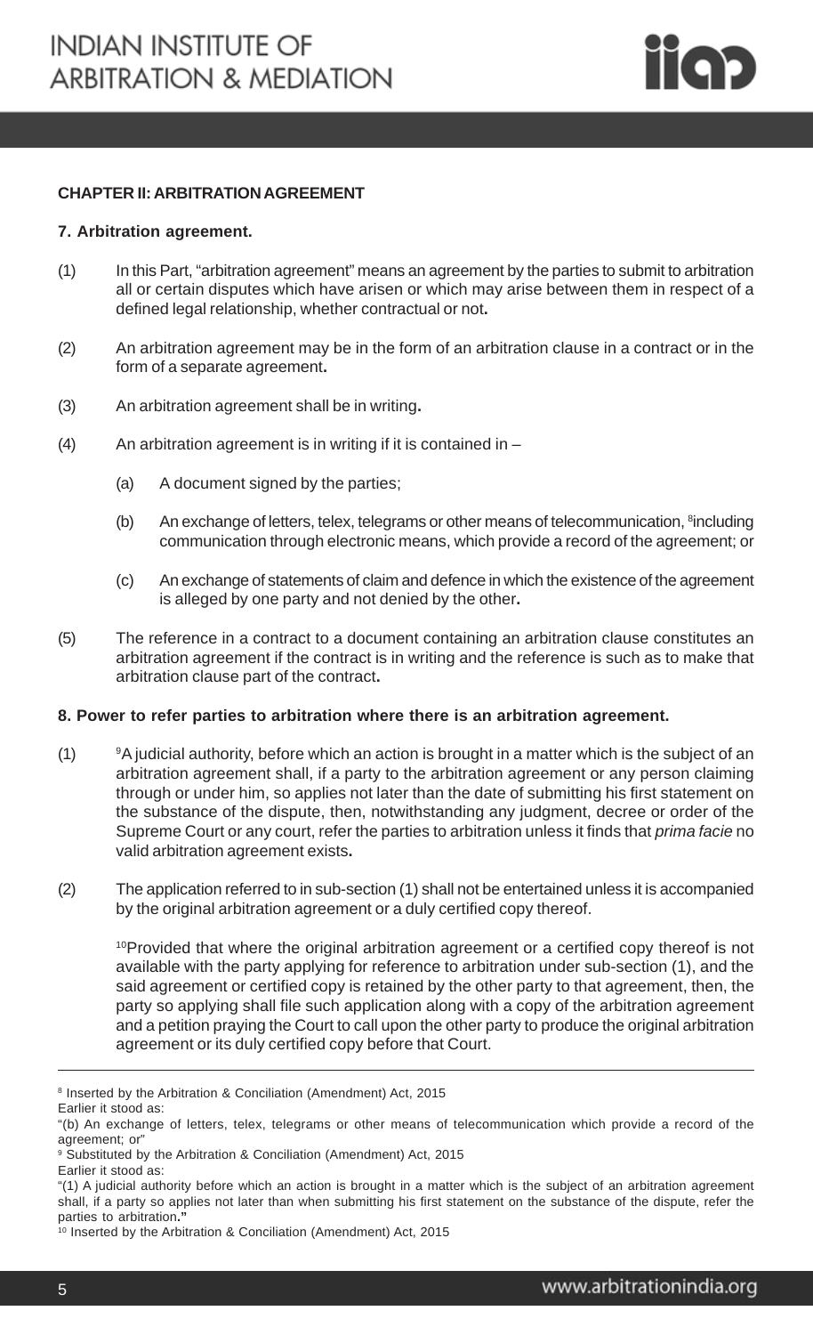### CHAPTER II: ARBITRATION AGREEMENT

#### 7. Arbitration agreement.

(1) In this Part, "arbitration agreement" means an agreement by the parties to submit to arbitration all or certain disputes which have arisen or which may arise between them in respect of a defined legal relationship, whether contractual or not**.**

(2) An arbitration agreement may be in the form of an arbitration clause in a contract or in the form of a separate agreement**.**

(3) An arbitration agreement shall be in writing**.**

(4) An arbitration agreement is in writing if it is contained in –

  (a) A document signed by the parties;

  (b) An exchange of letters, telex, telegrams or other means of telecommunication, [8]including communication through electronic means, which provide a record of the agreement; or

  (c) An exchange of statements of claim and defence in which the existence of the agreement is alleged by one party and not denied by the other**.**

(5) The reference in a contract to a document containing an arbitration clause constitutes an arbitration agreement if the contract is in writing and the reference is such as to make that arbitration clause part of the contract**.**

#### 8. Power to refer parties to arbitration where there is an arbitration agreement.

(1) [9]A judicial authority, before which an action is brought in a matter which is the subject of an arbitration agreement shall, if a party to the arbitration agreement or any person claiming through or under him, so applies not later than the date of submitting his first statement on the substance of the dispute, then, notwithstanding any judgment, decree or order of the Supreme Court or any court, refer the parties to arbitration unless it finds that *prima facie* no valid arbitration agreement exists**.**

(2) The application referred to in sub-section (1) shall not be entertained unless it is accompanied by the original arbitration agreement or a duly certified copy thereof.

[10]Provided that where the original arbitration agreement or a certified copy thereof is not available with the party applying for reference to arbitration under sub-section (1), and the said agreement or certified copy is retained by the other party to that agreement, then, the party so applying shall file such application along with a copy of the arbitration agreement and a petition praying the Court to call upon the other party to produce the original arbitration agreement or its duly certified copy before that Court.

---

[8] Inserted by the Arbitration & Conciliation (Amendment) Act, 2015
Earlier it stood as:
"(b) An exchange of letters, telex, telegrams or other means of telecommunication which provide a record of the agreement; or"

[9] Substituted by the Arbitration & Conciliation (Amendment) Act, 2015
Earlier it stood as:
"(1) A judicial authority before which an action is brought in a matter which is the subject of an arbitration agreement shall, if a party so applies not later than when submitting his first statement on the substance of the dispute, refer the parties to arbitration**.**"

[10] Inserted by the Arbitration & Conciliation (Amendment) Act, 2015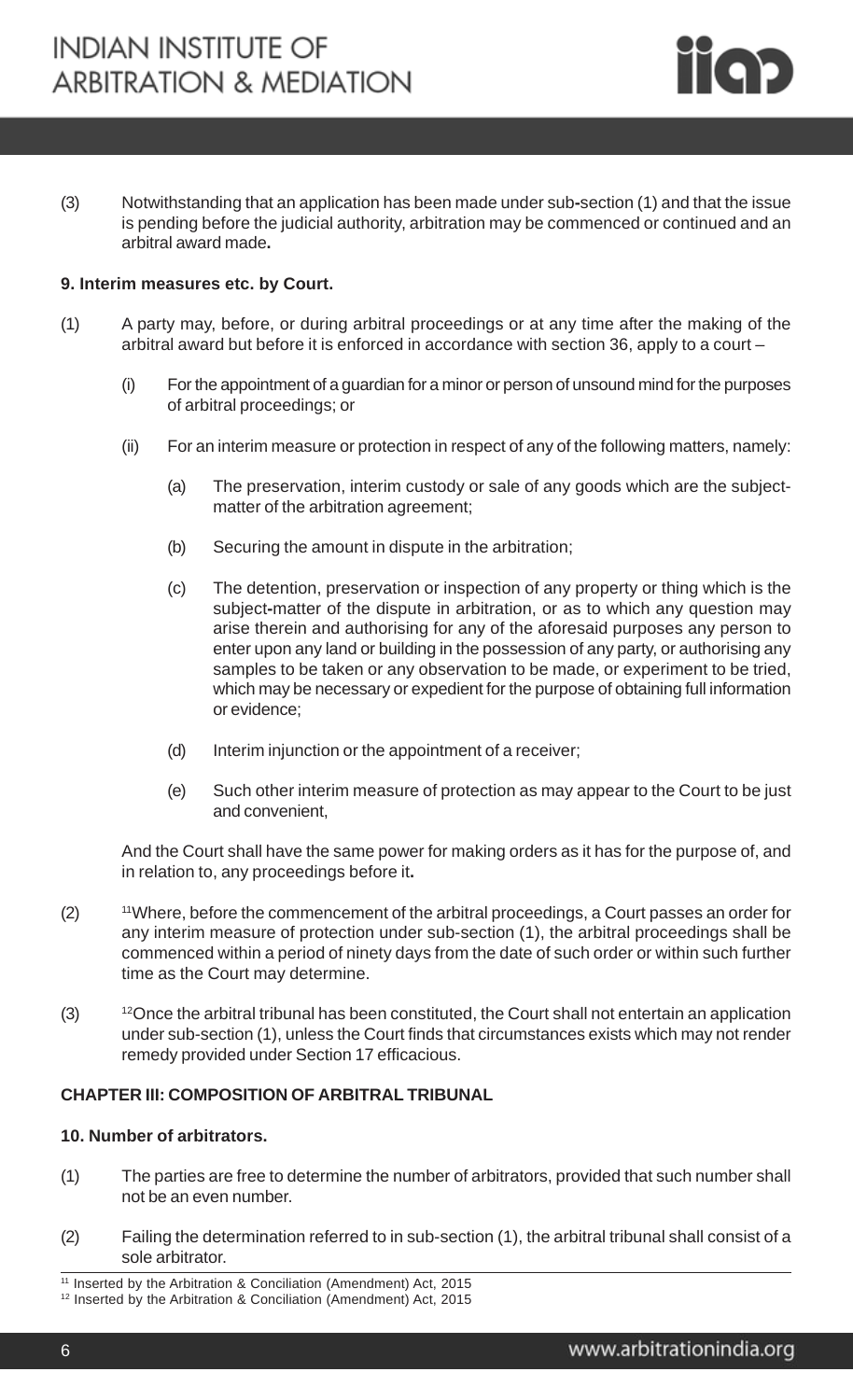(3) Notwithstanding that an application has been made under sub-section (1) and that the issue is pending before the judicial authority, arbitration may be commenced or continued and an arbitral award made.

**9. Interim measures etc. by Court.**

(1) A party may, before, or during arbitral proceedings or at any time after the making of the arbitral award but before it is enforced in accordance with section 36, apply to a court –

(i) For the appointment of a guardian for a minor or person of unsound mind for the purposes of arbitral proceedings; or

(ii) For an interim measure or protection in respect of any of the following matters, namely:

(a) The preservation, interim custody or sale of any goods which are the subject-matter of the arbitration agreement;

(b) Securing the amount in dispute in the arbitration;

(c) The detention, preservation or inspection of any property or thing which is the subject-matter of the dispute in arbitration, or as to which any question may arise therein and authorising for any of the aforesaid purposes any person to enter upon any land or building in the possession of any party, or authorising any samples to be taken or any observation to be made, or experiment to be tried, which may be necessary or expedient for the purpose of obtaining full information or evidence;

(d) Interim injunction or the appointment of a receiver;

(e) Such other interim measure of protection as may appear to the Court to be just and convenient,

And the Court shall have the same power for making orders as it has for the purpose of, and in relation to, any proceedings before it.

(2) [11]Where, before the commencement of the arbitral proceedings, a Court passes an order for any interim measure of protection under sub-section (1), the arbitral proceedings shall be commenced within a period of ninety days from the date of such order or within such further time as the Court may determine.

(3) [12]Once the arbitral tribunal has been constituted, the Court shall not entertain an application under sub-section (1), unless the Court finds that circumstances exists which may not render remedy provided under Section 17 efficacious.

**CHAPTER III: COMPOSITION OF ARBITRAL TRIBUNAL**

**10. Number of arbitrators.**

(1) The parties are free to determine the number of arbitrators, provided that such number shall not be an even number.

(2) Failing the determination referred to in sub-section (1), the arbitral tribunal shall consist of a sole arbitrator.

---

[11] Inserted by the Arbitration & Conciliation (Amendment) Act, 2015

[12] Inserted by the Arbitration & Conciliation (Amendment) Act, 2015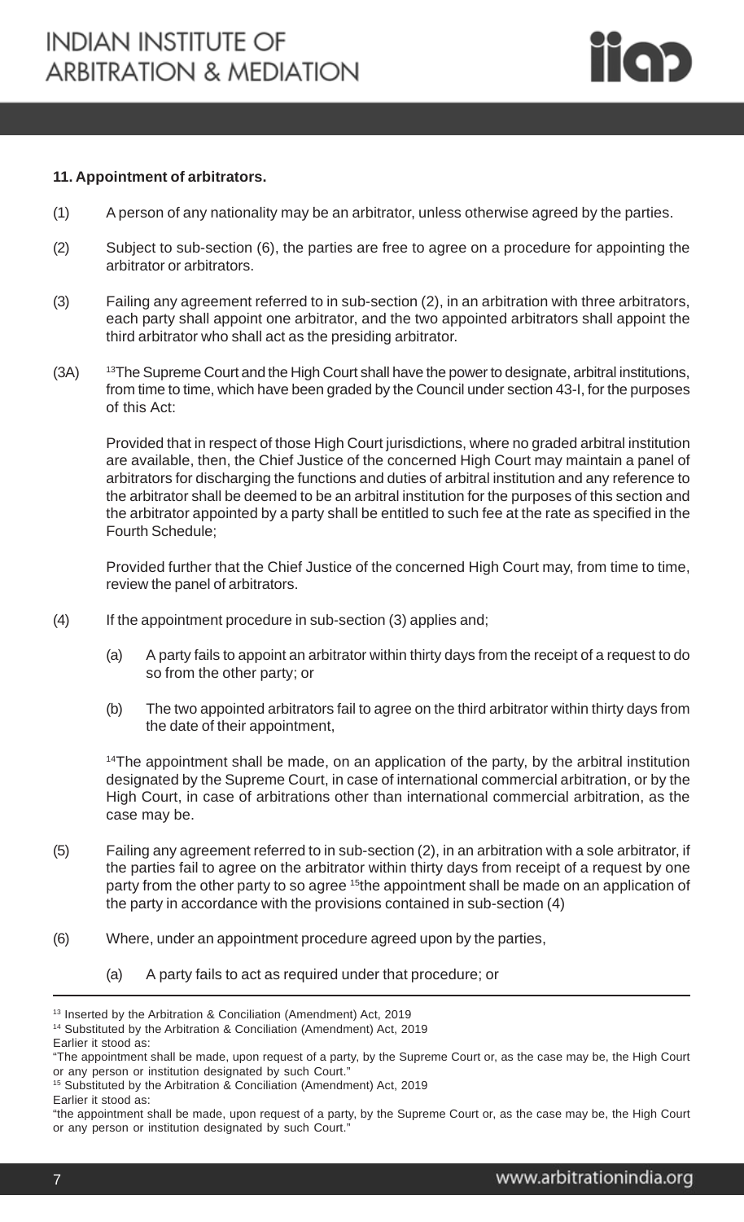**11. Appointment of arbitrators.**

(1) A person of any nationality may be an arbitrator, unless otherwise agreed by the parties.

(2) Subject to sub-section (6), the parties are free to agree on a procedure for appointing the arbitrator or arbitrators.

(3) Failing any agreement referred to in sub-section (2), in an arbitration with three arbitrators, each party shall appoint one arbitrator, and the two appointed arbitrators shall appoint the third arbitrator who shall act as the presiding arbitrator.

(3A) [13]The Supreme Court and the High Court shall have the power to designate, arbitral institutions, from time to time, which have been graded by the Council under section 43-I, for the purposes of this Act:

Provided that in respect of those High Court jurisdictions, where no graded arbitral institution are available, then, the Chief Justice of the concerned High Court may maintain a panel of arbitrators for discharging the functions and duties of arbitral institution and any reference to the arbitrator shall be deemed to be an arbitral institution for the purposes of this section and the arbitrator appointed by a party shall be entitled to such fee at the rate as specified in the Fourth Schedule;

Provided further that the Chief Justice of the concerned High Court may, from time to time, review the panel of arbitrators.

(4) If the appointment procedure in sub-section (3) applies and;

(a) A party fails to appoint an arbitrator within thirty days from the receipt of a request to do so from the other party; or

(b) The two appointed arbitrators fail to agree on the third arbitrator within thirty days from the date of their appointment,

[14]The appointment shall be made, on an application of the party, by the arbitral institution designated by the Supreme Court, in case of international commercial arbitration, or by the High Court, in case of arbitrations other than international commercial arbitration, as the case may be.

(5) Failing any agreement referred to in sub-section (2), in an arbitration with a sole arbitrator, if the parties fail to agree on the arbitrator within thirty days from receipt of a request by one party from the other party to so agree [15]the appointment shall be made on an application of the party in accordance with the provisions contained in sub-section (4)

(6) Where, under an appointment procedure agreed upon by the parties,

(a) A party fails to act as required under that procedure; or

---

[13] Inserted by the Arbitration & Conciliation (Amendment) Act, 2019

[14] Substituted by the Arbitration & Conciliation (Amendment) Act, 2019
Earlier it stood as:
"The appointment shall be made, upon request of a party, by the Supreme Court or, as the case may be, the High Court or any person or institution designated by such Court."

[15] Substituted by the Arbitration & Conciliation (Amendment) Act, 2019
Earlier it stood as:
"the appointment shall be made, upon request of a party, by the Supreme Court or, as the case may be, the High Court or any person or institution designated by such Court."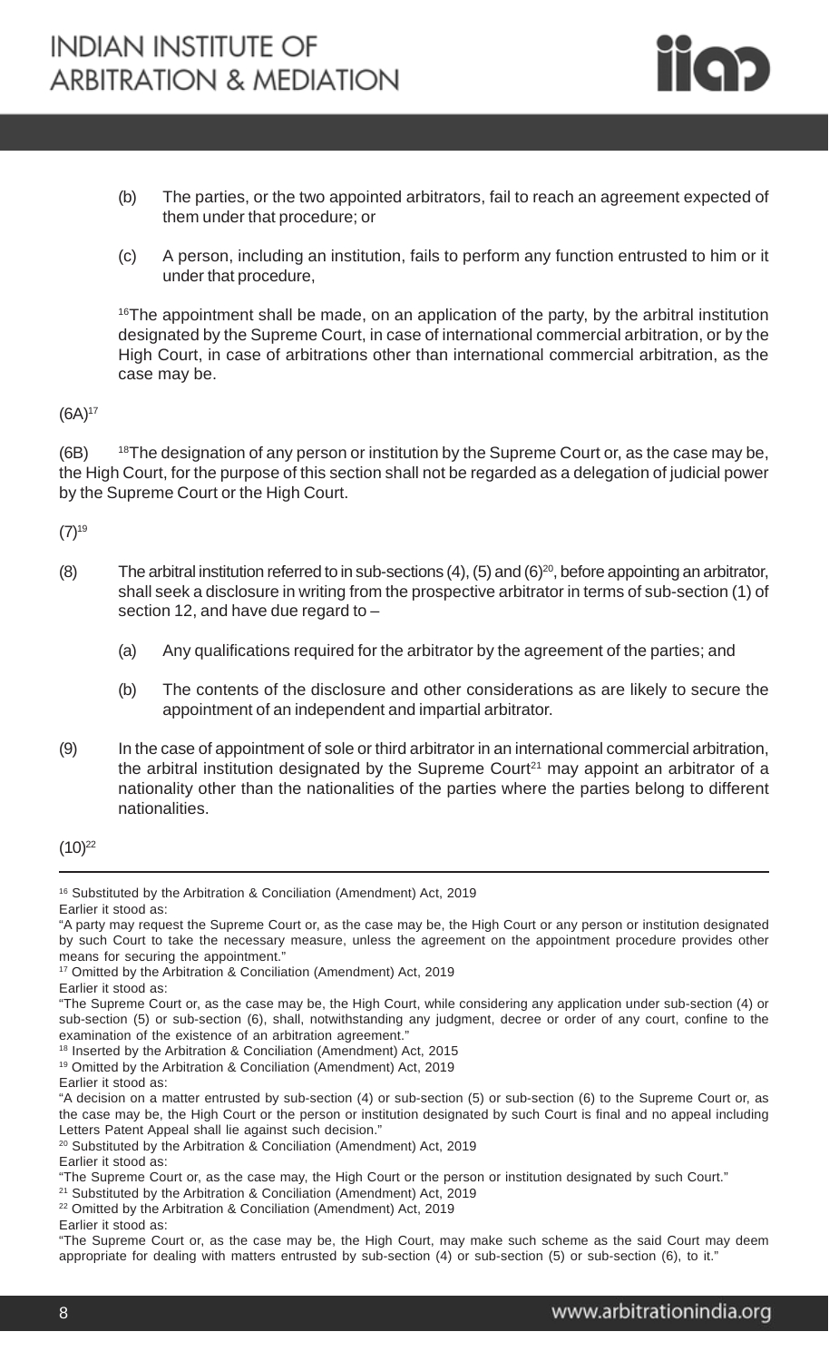(b) The parties, or the two appointed arbitrators, fail to reach an agreement expected of them under that procedure; or

(c) A person, including an institution, fails to perform any function entrusted to him or it under that procedure,

[16]The appointment shall be made, on an application of the party, by the arbitral institution designated by the Supreme Court, in case of international commercial arbitration, or by the High Court, in case of arbitrations other than international commercial arbitration, as the case may be.

(6A)[17]

(6B) [18]The designation of any person or institution by the Supreme Court or, as the case may be, the High Court, for the purpose of this section shall not be regarded as a delegation of judicial power by the Supreme Court or the High Court.

(7)[19]

(8) The arbitral institution referred to in sub-sections (4), (5) and (6)[20], before appointing an arbitrator, shall seek a disclosure in writing from the prospective arbitrator in terms of sub-section (1) of section 12, and have due regard to –

(a) Any qualifications required for the arbitrator by the agreement of the parties; and

(b) The contents of the disclosure and other considerations as are likely to secure the appointment of an independent and impartial arbitrator.

(9) In the case of appointment of sole or third arbitrator in an international commercial arbitration, the arbitral institution designated by the Supreme Court[21] may appoint an arbitrator of a nationality other than the nationalities of the parties where the parties belong to different nationalities.

(10)[22]

---

[16] Substituted by the Arbitration & Conciliation (Amendment) Act, 2019
Earlier it stood as:
"A party may request the Supreme Court or, as the case may be, the High Court or any person or institution designated by such Court to take the necessary measure, unless the agreement on the appointment procedure provides other means for securing the appointment."

[17] Omitted by the Arbitration & Conciliation (Amendment) Act, 2019
Earlier it stood as:
"The Supreme Court or, as the case may be, the High Court, while considering any application under sub-section (4) or sub-section (5) or sub-section (6), shall, notwithstanding any judgment, decree or order of any court, confine to the examination of the existence of an arbitration agreement."

[18] Inserted by the Arbitration & Conciliation (Amendment) Act, 2015

[19] Omitted by the Arbitration & Conciliation (Amendment) Act, 2019
Earlier it stood as:
"A decision on a matter entrusted by sub-section (4) or sub-section (5) or sub-section (6) to the Supreme Court or, as the case may be, the High Court or the person or institution designated by such Court is final and no appeal including Letters Patent Appeal shall lie against such decision."

[20] Substituted by the Arbitration & Conciliation (Amendment) Act, 2019
Earlier it stood as:
"The Supreme Court or, as the case may, the High Court or the person or institution designated by such Court."

[21] Substituted by the Arbitration & Conciliation (Amendment) Act, 2019

[22] Omitted by the Arbitration & Conciliation (Amendment) Act, 2019
Earlier it stood as:
"The Supreme Court or, as the case may be, the High Court, may make such scheme as the said Court may deem appropriate for dealing with matters entrusted by sub-section (4) or sub-section (5) or sub-section (6), to it."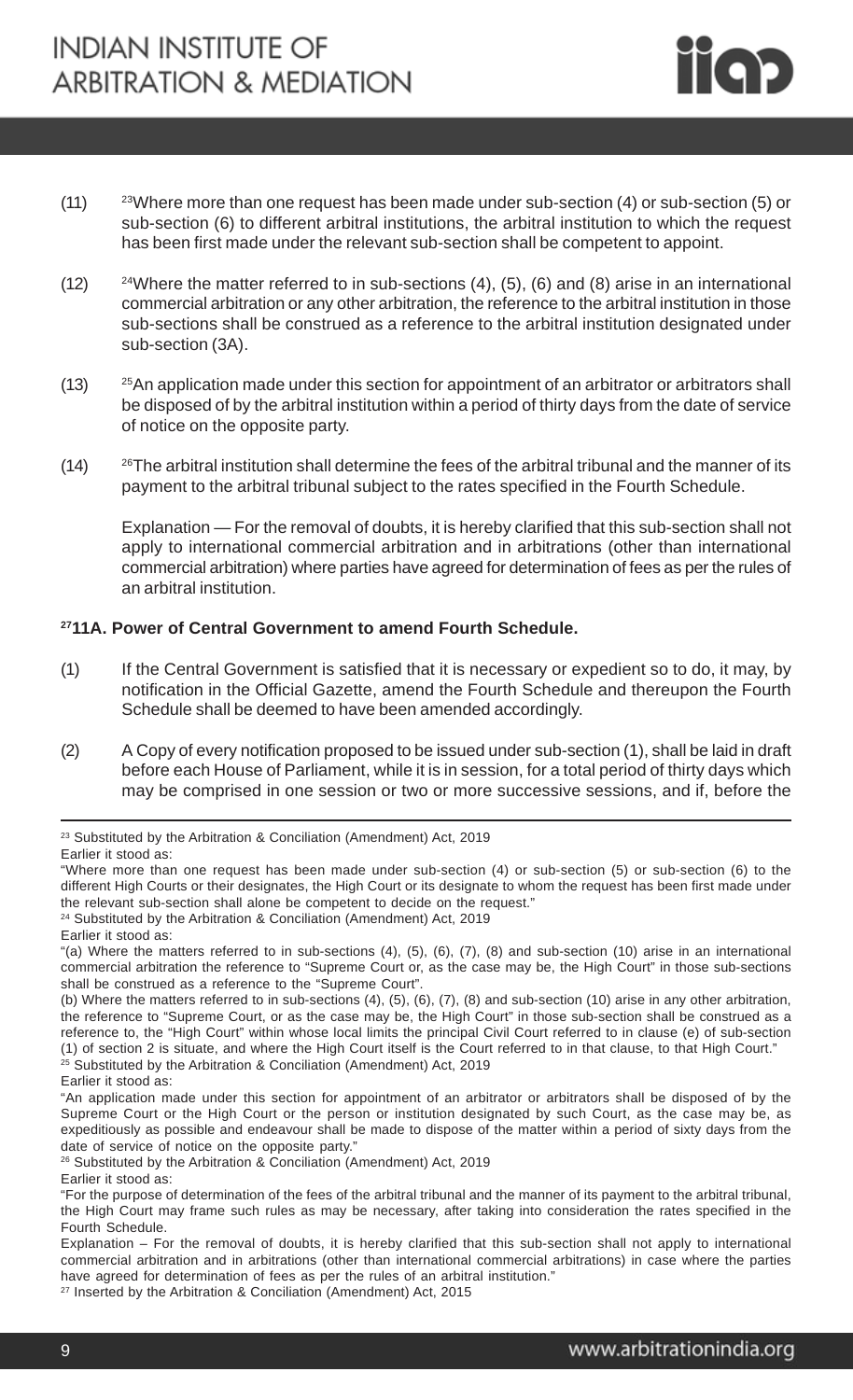(11) [23]Where more than one request has been made under sub-section (4) or sub-section (5) or sub-section (6) to different arbitral institutions, the arbitral institution to which the request has been first made under the relevant sub-section shall be competent to appoint.

(12) [24]Where the matter referred to in sub-sections (4), (5), (6) and (8) arise in an international commercial arbitration or any other arbitration, the reference to the arbitral institution in those sub-sections shall be construed as a reference to the arbitral institution designated under sub-section (3A).

(13) [25]An application made under this section for appointment of an arbitrator or arbitrators shall be disposed of by the arbitral institution within a period of thirty days from the date of service of notice on the opposite party.

(14) [26]The arbitral institution shall determine the fees of the arbitral tribunal and the manner of its payment to the arbitral tribunal subject to the rates specified in the Fourth Schedule.

Explanation — For the removal of doubts, it is hereby clarified that this sub-section shall not apply to international commercial arbitration and in arbitrations (other than international commercial arbitration) where parties have agreed for determination of fees as per the rules of an arbitral institution.

### [27]11A. Power of Central Government to amend Fourth Schedule.

(1) If the Central Government is satisfied that it is necessary or expedient so to do, it may, by notification in the Official Gazette, amend the Fourth Schedule and thereupon the Fourth Schedule shall be deemed to have been amended accordingly.

(2) A Copy of every notification proposed to be issued under sub-section (1), shall be laid in draft before each House of Parliament, while it is in session, for a total period of thirty days which may be comprised in one session or two or more successive sessions, and if, before the

---

[23] Substituted by the Arbitration & Conciliation (Amendment) Act, 2019
Earlier it stood as:
"Where more than one request has been made under sub-section (4) or sub-section (5) or sub-section (6) to the different High Courts or their designates, the High Court or its designate to whom the request has been first made under the relevant sub-section shall alone be competent to decide on the request."

[24] Substituted by the Arbitration & Conciliation (Amendment) Act, 2019
Earlier it stood as:
"(a) Where the matters referred to in sub-sections (4), (5), (6), (7), (8) and sub-section (10) arise in an international commercial arbitration the reference to "Supreme Court or, as the case may be, the High Court" in those sub-sections shall be construed as a reference to the "Supreme Court".
(b) Where the matters referred to in sub-sections (4), (5), (6), (7), (8) and sub-section (10) arise in any other arbitration, the reference to "Supreme Court, or as the case may be, the High Court" in those sub-section shall be construed as a reference to, the "High Court" within whose local limits the principal Civil Court referred to in clause (e) of sub-section (1) of section 2 is situate, and where the High Court itself is the Court referred to in that clause, to that High Court."

[25] Substituted by the Arbitration & Conciliation (Amendment) Act, 2019
Earlier it stood as:
"An application made under this section for appointment of an arbitrator or arbitrators shall be disposed of by the Supreme Court or the High Court or the person or institution designated by such Court, as the case may be, as expeditiously as possible and endeavour shall be made to dispose of the matter within a period of sixty days from the date of service of notice on the opposite party."

[26] Substituted by the Arbitration & Conciliation (Amendment) Act, 2019
Earlier it stood as:
"For the purpose of determination of the fees of the arbitral tribunal and the manner of its payment to the arbitral tribunal, the High Court may frame such rules as may be necessary, after taking into consideration the rates specified in the Fourth Schedule.
Explanation – For the removal of doubts, it is hereby clarified that this sub-section shall not apply to international commercial arbitration and in arbitrations (other than international commercial arbitrations) in case where the parties have agreed for determination of fees as per the rules of an arbitral institution."

[27] Inserted by the Arbitration & Conciliation (Amendment) Act, 2015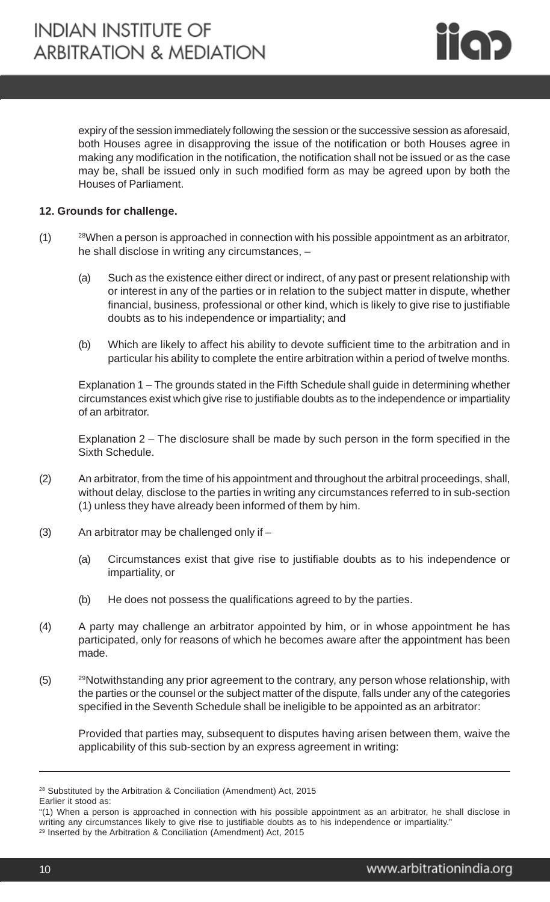expiry of the session immediately following the session or the successive session as aforesaid, both Houses agree in disapproving the issue of the notification or both Houses agree in making any modification in the notification, the notification shall not be issued or as the case may be, shall be issued only in such modified form as may be agreed upon by both the Houses of Parliament.

**12. Grounds for challenge.**

(1) [28]When a person is approached in connection with his possible appointment as an arbitrator, he shall disclose in writing any circumstances, –

(a) Such as the existence either direct or indirect, of any past or present relationship with or interest in any of the parties or in relation to the subject matter in dispute, whether financial, business, professional or other kind, which is likely to give rise to justifiable doubts as to his independence or impartiality; and

(b) Which are likely to affect his ability to devote sufficient time to the arbitration and in particular his ability to complete the entire arbitration within a period of twelve months.

Explanation 1 – The grounds stated in the Fifth Schedule shall guide in determining whether circumstances exist which give rise to justifiable doubts as to the independence or impartiality of an arbitrator.

Explanation 2 – The disclosure shall be made by such person in the form specified in the Sixth Schedule.

(2) An arbitrator, from the time of his appointment and throughout the arbitral proceedings, shall, without delay, disclose to the parties in writing any circumstances referred to in sub-section (1) unless they have already been informed of them by him.

(3) An arbitrator may be challenged only if –

(a) Circumstances exist that give rise to justifiable doubts as to his independence or impartiality, or

(b) He does not possess the qualifications agreed to by the parties.

(4) A party may challenge an arbitrator appointed by him, or in whose appointment he has participated, only for reasons of which he becomes aware after the appointment has been made.

(5) [29]Notwithstanding any prior agreement to the contrary, any person whose relationship, with the parties or the counsel or the subject matter of the dispute, falls under any of the categories specified in the Seventh Schedule shall be ineligible to be appointed as an arbitrator:

Provided that parties may, subsequent to disputes having arisen between them, waive the applicability of this sub-section by an express agreement in writing:

---

[28] Substituted by the Arbitration & Conciliation (Amendment) Act, 2015
Earlier it stood as:
"(1) When a person is approached in connection with his possible appointment as an arbitrator, he shall disclose in writing any circumstances likely to give rise to justifiable doubts as to his independence or impartiality."
[29] Inserted by the Arbitration & Conciliation (Amendment) Act, 2015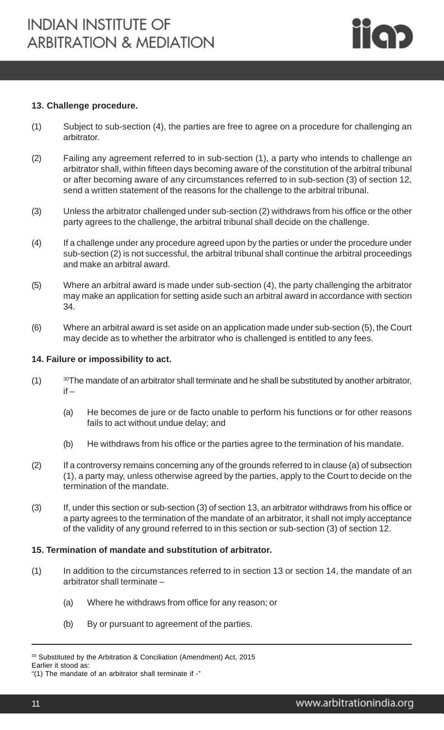**13. Challenge procedure.**

(1) Subject to sub-section (4), the parties are free to agree on a procedure for challenging an arbitrator.

(2) Failing any agreement referred to in sub-section (1), a party who intends to challenge an arbitrator shall, within fifteen days becoming aware of the constitution of the arbitral tribunal or after becoming aware of any circumstances referred to in sub-section (3) of section 12, send a written statement of the reasons for the challenge to the arbitral tribunal.

(3) Unless the arbitrator challenged under sub-section (2) withdraws from his office or the other party agrees to the challenge, the arbitral tribunal shall decide on the challenge.

(4) If a challenge under any procedure agreed upon by the parties or under the procedure under sub-section (2) is not successful, the arbitral tribunal shall continue the arbitral proceedings and make an arbitral award.

(5) Where an arbitral award is made under sub-section (4), the party challenging the arbitrator may make an application for setting aside such an arbitral award in accordance with section 34.

(6) Where an arbitral award is set aside on an application made under sub-section (5), the Court may decide as to whether the arbitrator who is challenged is entitled to any fees.

**14. Failure or impossibility to act.**

(1) [30]The mandate of an arbitrator shall terminate and he shall be substituted by another arbitrator, if –

  (a) He becomes de jure or de facto unable to perform his functions or for other reasons fails to act without undue delay; and

  (b) He withdraws from his office or the parties agree to the termination of his mandate.

(2) If a controversy remains concerning any of the grounds referred to in clause (a) of subsection (1), a party may, unless otherwise agreed by the parties, apply to the Court to decide on the termination of the mandate.

(3) If, under this section or sub-section (3) of section 13, an arbitrator withdraws from his office or a party agrees to the termination of the mandate of an arbitrator, it shall not imply acceptance of the validity of any ground referred to in this section or sub-section (3) of section 12.

**15. Termination of mandate and substitution of arbitrator.**

(1) In addition to the circumstances referred to in section 13 or section 14, the mandate of an arbitrator shall terminate –

  (a) Where he withdraws from office for any reason; or

  (b) By or pursuant to agreement of the parties.

---

[30] Substituted by the Arbitration & Conciliation (Amendment) Act, 2015
Earlier it stood as:
"(1) The mandate of an arbitrator shall terminate if -"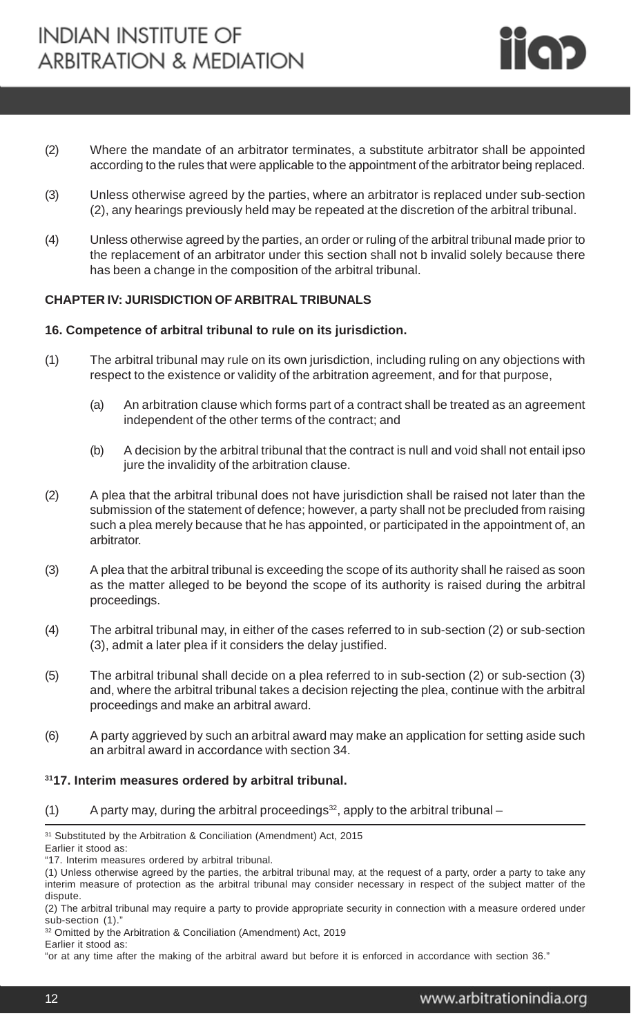(2) Where the mandate of an arbitrator terminates, a substitute arbitrator shall be appointed according to the rules that were applicable to the appointment of the arbitrator being replaced.

(3) Unless otherwise agreed by the parties, where an arbitrator is replaced under sub-section (2), any hearings previously held may be repeated at the discretion of the arbitral tribunal.

(4) Unless otherwise agreed by the parties, an order or ruling of the arbitral tribunal made prior to the replacement of an arbitrator under this section shall not b invalid solely because there has been a change in the composition of the arbitral tribunal.

## CHAPTER IV: JURISDICTION OF ARBITRAL TRIBUNALS

### 16. Competence of arbitral tribunal to rule on its jurisdiction.

(1) The arbitral tribunal may rule on its own jurisdiction, including ruling on any objections with respect to the existence or validity of the arbitration agreement, and for that purpose,

(a) An arbitration clause which forms part of a contract shall be treated as an agreement independent of the other terms of the contract; and

(b) A decision by the arbitral tribunal that the contract is null and void shall not entail ipso jure the invalidity of the arbitration clause.

(2) A plea that the arbitral tribunal does not have jurisdiction shall be raised not later than the submission of the statement of defence; however, a party shall not be precluded from raising such a plea merely because that he has appointed, or participated in the appointment of, an arbitrator.

(3) A plea that the arbitral tribunal is exceeding the scope of its authority shall he raised as soon as the matter alleged to be beyond the scope of its authority is raised during the arbitral proceedings.

(4) The arbitral tribunal may, in either of the cases referred to in sub-section (2) or sub-section (3), admit a later plea if it considers the delay justified.

(5) The arbitral tribunal shall decide on a plea referred to in sub-section (2) or sub-section (3) and, where the arbitral tribunal takes a decision rejecting the plea, continue with the arbitral proceedings and make an arbitral award.

(6) A party aggrieved by such an arbitral award may make an application for setting aside such an arbitral award in accordance with section 34.

### [31]17. Interim measures ordered by arbitral tribunal.

(1) A party may, during the arbitral proceedings[32], apply to the arbitral tribunal –

---

[31] Substituted by the Arbitration & Conciliation (Amendment) Act, 2015
Earlier it stood as:
"17. Interim measures ordered by arbitral tribunal.
(1) Unless otherwise agreed by the parties, the arbitral tribunal may, at the request of a party, order a party to take any interim measure of protection as the arbitral tribunal may consider necessary in respect of the subject matter of the dispute.
(2) The arbitral tribunal may require a party to provide appropriate security in connection with a measure ordered under sub-section (1)."

[32] Omitted by the Arbitration & Conciliation (Amendment) Act, 2019
Earlier it stood as:
"or at any time after the making of the arbitral award but before it is enforced in accordance with section 36."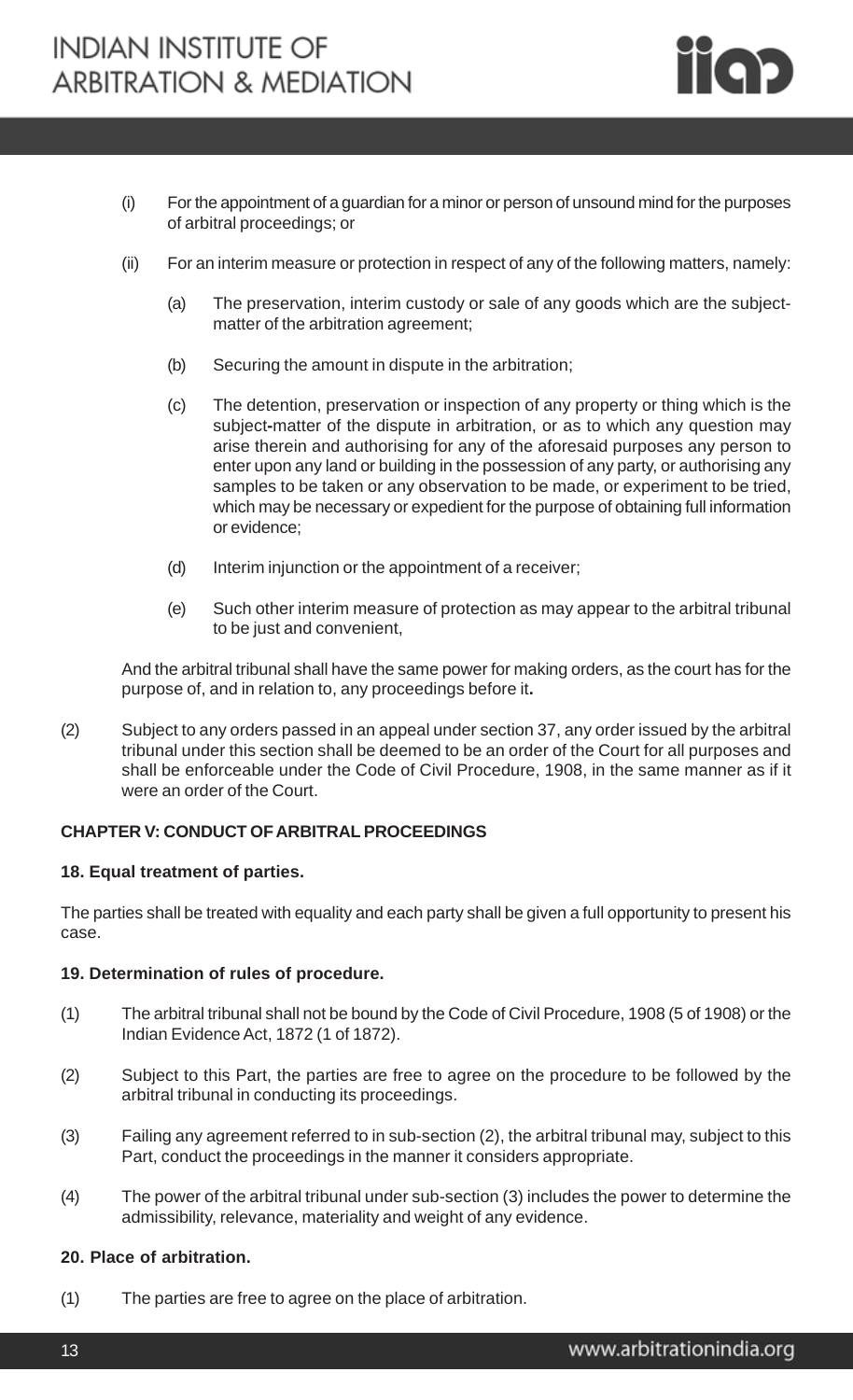(i) For the appointment of a guardian for a minor or person of unsound mind for the purposes of arbitral proceedings; or

(ii) For an interim measure or protection in respect of any of the following matters, namely:

    (a) The preservation, interim custody or sale of any goods which are the subject-matter of the arbitration agreement;

    (b) Securing the amount in dispute in the arbitration;

    (c) The detention, preservation or inspection of any property or thing which is the subject-matter of the dispute in arbitration, or as to which any question may arise therein and authorising for any of the aforesaid purposes any person to enter upon any land or building in the possession of any party, or authorising any samples to be taken or any observation to be made, or experiment to be tried, which may be necessary or expedient for the purpose of obtaining full information or evidence;

    (d) Interim injunction or the appointment of a receiver;

    (e) Such other interim measure of protection as may appear to the arbitral tribunal to be just and convenient,

And the arbitral tribunal shall have the same power for making orders, as the court has for the purpose of, and in relation to, any proceedings before it**.**

(2) Subject to any orders passed in an appeal under section 37, any order issued by the arbitral tribunal under this section shall be deemed to be an order of the Court for all purposes and shall be enforceable under the Code of Civil Procedure, 1908, in the same manner as if it were an order of the Court.

**CHAPTER V: CONDUCT OF ARBITRAL PROCEEDINGS**

**18. Equal treatment of parties.**

The parties shall be treated with equality and each party shall be given a full opportunity to present his case.

**19. Determination of rules of procedure.**

(1) The arbitral tribunal shall not be bound by the Code of Civil Procedure, 1908 (5 of 1908) or the Indian Evidence Act, 1872 (1 of 1872).

(2) Subject to this Part, the parties are free to agree on the procedure to be followed by the arbitral tribunal in conducting its proceedings.

(3) Failing any agreement referred to in sub-section (2), the arbitral tribunal may, subject to this Part, conduct the proceedings in the manner it considers appropriate.

(4) The power of the arbitral tribunal under sub-section (3) includes the power to determine the admissibility, relevance, materiality and weight of any evidence.

**20. Place of arbitration.**

(1) The parties are free to agree on the place of arbitration.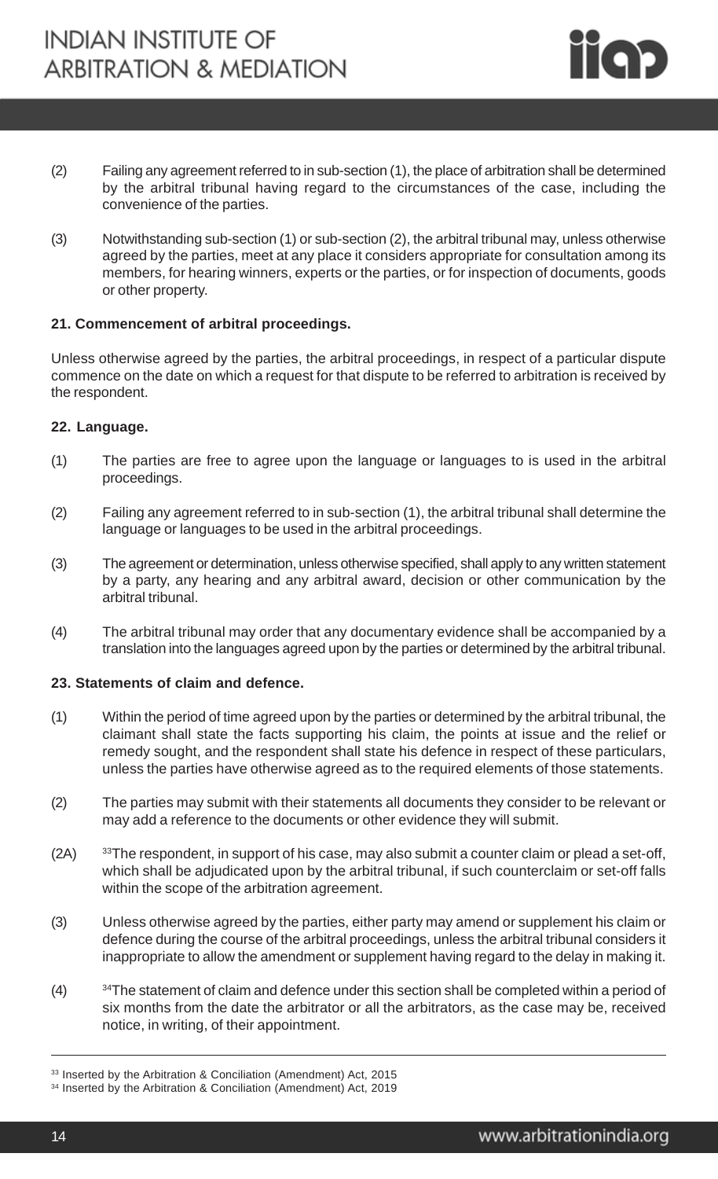(2) Failing any agreement referred to in sub-section (1), the place of arbitration shall be determined by the arbitral tribunal having regard to the circumstances of the case, including the convenience of the parties.

(3) Notwithstanding sub-section (1) or sub-section (2), the arbitral tribunal may, unless otherwise agreed by the parties, meet at any place it considers appropriate for consultation among its members, for hearing winners, experts or the parties, or for inspection of documents, goods or other property.

**21. Commencement of arbitral proceedings.**

Unless otherwise agreed by the parties, the arbitral proceedings, in respect of a particular dispute commence on the date on which a request for that dispute to be referred to arbitration is received by the respondent.

**22. Language.**

(1) The parties are free to agree upon the language or languages to is used in the arbitral proceedings.

(2) Failing any agreement referred to in sub-section (1), the arbitral tribunal shall determine the language or languages to be used in the arbitral proceedings.

(3) The agreement or determination, unless otherwise specified, shall apply to any written statement by a party, any hearing and any arbitral award, decision or other communication by the arbitral tribunal.

(4) The arbitral tribunal may order that any documentary evidence shall be accompanied by a translation into the languages agreed upon by the parties or determined by the arbitral tribunal.

**23. Statements of claim and defence.**

(1) Within the period of time agreed upon by the parties or determined by the arbitral tribunal, the claimant shall state the facts supporting his claim, the points at issue and the relief or remedy sought, and the respondent shall state his defence in respect of these particulars, unless the parties have otherwise agreed as to the required elements of those statements.

(2) The parties may submit with their statements all documents they consider to be relevant or may add a reference to the documents or other evidence they will submit.

(2A) [33]The respondent, in support of his case, may also submit a counter claim or plead a set-off, which shall be adjudicated upon by the arbitral tribunal, if such counterclaim or set-off falls within the scope of the arbitration agreement.

(3) Unless otherwise agreed by the parties, either party may amend or supplement his claim or defence during the course of the arbitral proceedings, unless the arbitral tribunal considers it inappropriate to allow the amendment or supplement having regard to the delay in making it.

(4) [34]The statement of claim and defence under this section shall be completed within a period of six months from the date the arbitrator or all the arbitrators, as the case may be, received notice, in writing, of their appointment.

---

[33] Inserted by the Arbitration & Conciliation (Amendment) Act, 2015

[34] Inserted by the Arbitration & Conciliation (Amendment) Act, 2019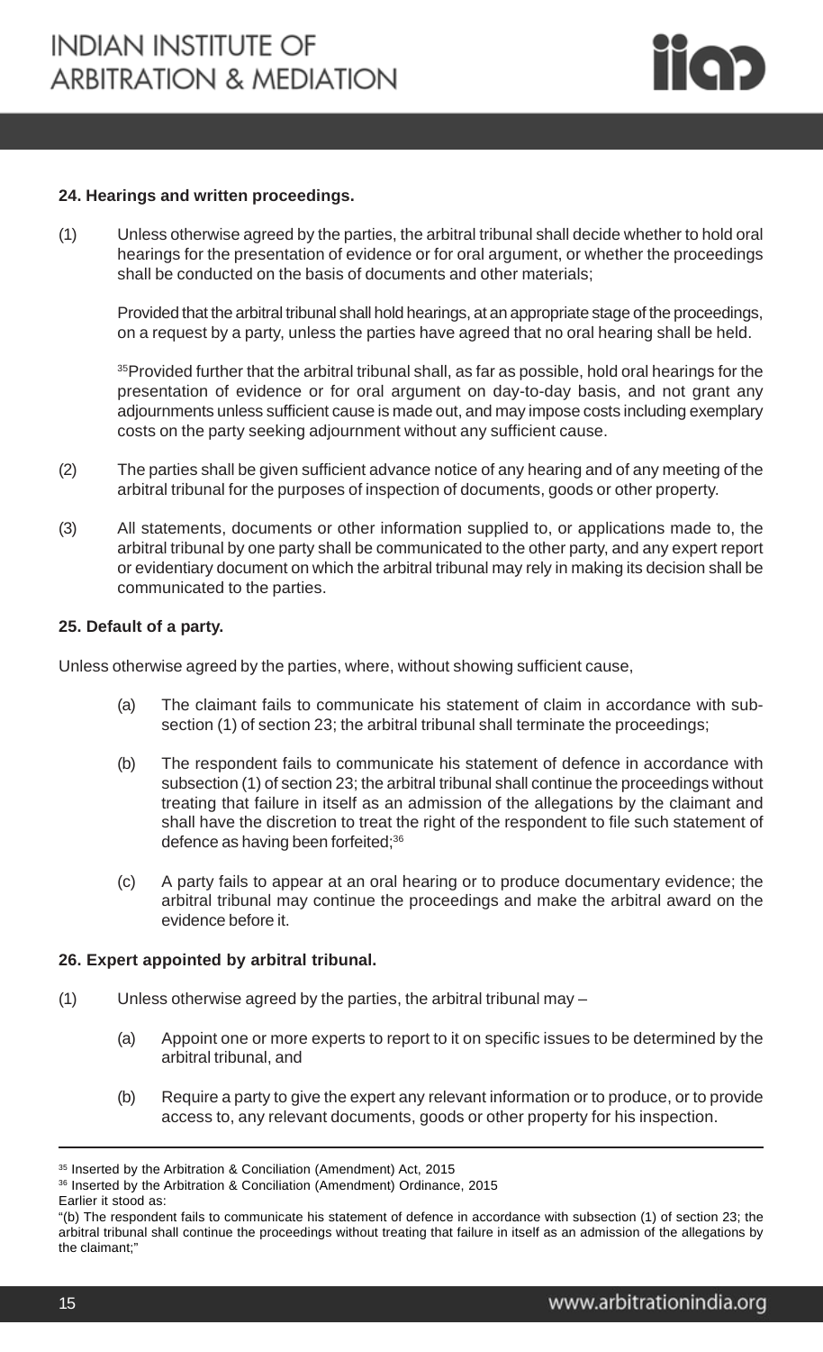**24. Hearings and written proceedings.**

(1) Unless otherwise agreed by the parties, the arbitral tribunal shall decide whether to hold oral hearings for the presentation of evidence or for oral argument, or whether the proceedings shall be conducted on the basis of documents and other materials;

Provided that the arbitral tribunal shall hold hearings, at an appropriate stage of the proceedings, on a request by a party, unless the parties have agreed that no oral hearing shall be held.

[35]Provided further that the arbitral tribunal shall, as far as possible, hold oral hearings for the presentation of evidence or for oral argument on day-to-day basis, and not grant any adjournments unless sufficient cause is made out, and may impose costs including exemplary costs on the party seeking adjournment without any sufficient cause.

(2) The parties shall be given sufficient advance notice of any hearing and of any meeting of the arbitral tribunal for the purposes of inspection of documents, goods or other property.

(3) All statements, documents or other information supplied to, or applications made to, the arbitral tribunal by one party shall be communicated to the other party, and any expert report or evidentiary document on which the arbitral tribunal may rely in making its decision shall be communicated to the parties.

**25. Default of a party.**

Unless otherwise agreed by the parties, where, without showing sufficient cause,

(a) The claimant fails to communicate his statement of claim in accordance with sub-section (1) of section 23; the arbitral tribunal shall terminate the proceedings;

(b) The respondent fails to communicate his statement of defence in accordance with subsection (1) of section 23; the arbitral tribunal shall continue the proceedings without treating that failure in itself as an admission of the allegations by the claimant and shall have the discretion to treat the right of the respondent to file such statement of defence as having been forfeited;[36]

(c) A party fails to appear at an oral hearing or to produce documentary evidence; the arbitral tribunal may continue the proceedings and make the arbitral award on the evidence before it.

**26. Expert appointed by arbitral tribunal.**

(1) Unless otherwise agreed by the parties, the arbitral tribunal may –

(a) Appoint one or more experts to report to it on specific issues to be determined by the arbitral tribunal, and

(b) Require a party to give the expert any relevant information or to produce, or to provide access to, any relevant documents, goods or other property for his inspection.

---

[35] Inserted by the Arbitration & Conciliation (Amendment) Act, 2015

[36] Inserted by the Arbitration & Conciliation (Amendment) Ordinance, 2015
Earlier it stood as:
"(b) The respondent fails to communicate his statement of defence in accordance with subsection (1) of section 23; the arbitral tribunal shall continue the proceedings without treating that failure in itself as an admission of the allegations by the claimant;"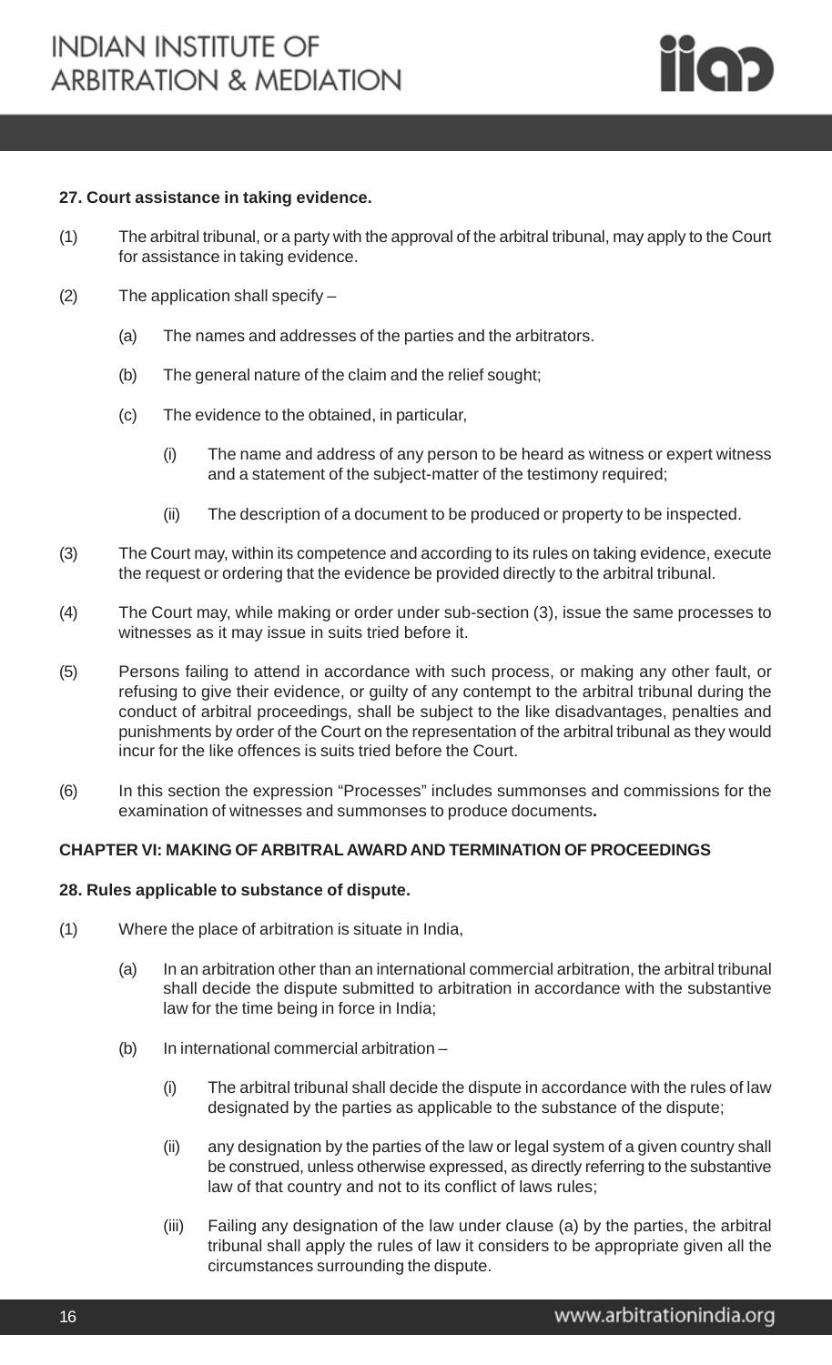**27. Court assistance in taking evidence.**

(1) The arbitral tribunal, or a party with the approval of the arbitral tribunal, may apply to the Court for assistance in taking evidence.

(2) The application shall specify –

(a) The names and addresses of the parties and the arbitrators.

(b) The general nature of the claim and the relief sought;

(c) The evidence to the obtained, in particular,

(i) The name and address of any person to be heard as witness or expert witness and a statement of the subject-matter of the testimony required;

(ii) The description of a document to be produced or property to be inspected.

(3) The Court may, within its competence and according to its rules on taking evidence, execute the request or ordering that the evidence be provided directly to the arbitral tribunal.

(4) The Court may, while making or order under sub-section (3), issue the same processes to witnesses as it may issue in suits tried before it.

(5) Persons failing to attend in accordance with such process, or making any other fault, or refusing to give their evidence, or guilty of any contempt to the arbitral tribunal during the conduct of arbitral proceedings, shall be subject to the like disadvantages, penalties and punishments by order of the Court on the representation of the arbitral tribunal as they would incur for the like offences is suits tried before the Court.

(6) In this section the expression "Processes" includes summonses and commissions for the examination of witnesses and summonses to produce documents**.**

**CHAPTER VI: MAKING OF ARBITRAL AWARD AND TERMINATION OF PROCEEDINGS**

**28. Rules applicable to substance of dispute.**

(1) Where the place of arbitration is situate in India,

(a) In an arbitration other than an international commercial arbitration, the arbitral tribunal shall decide the dispute submitted to arbitration in accordance with the substantive law for the time being in force in India;

(b) In international commercial arbitration –

(i) The arbitral tribunal shall decide the dispute in accordance with the rules of law designated by the parties as applicable to the substance of the dispute;

(ii) any designation by the parties of the law or legal system of a given country shall be construed, unless otherwise expressed, as directly referring to the substantive law of that country and not to its conflict of laws rules;

(iii) Failing any designation of the law under clause (a) by the parties, the arbitral tribunal shall apply the rules of law it considers to be appropriate given all the circumstances surrounding the dispute.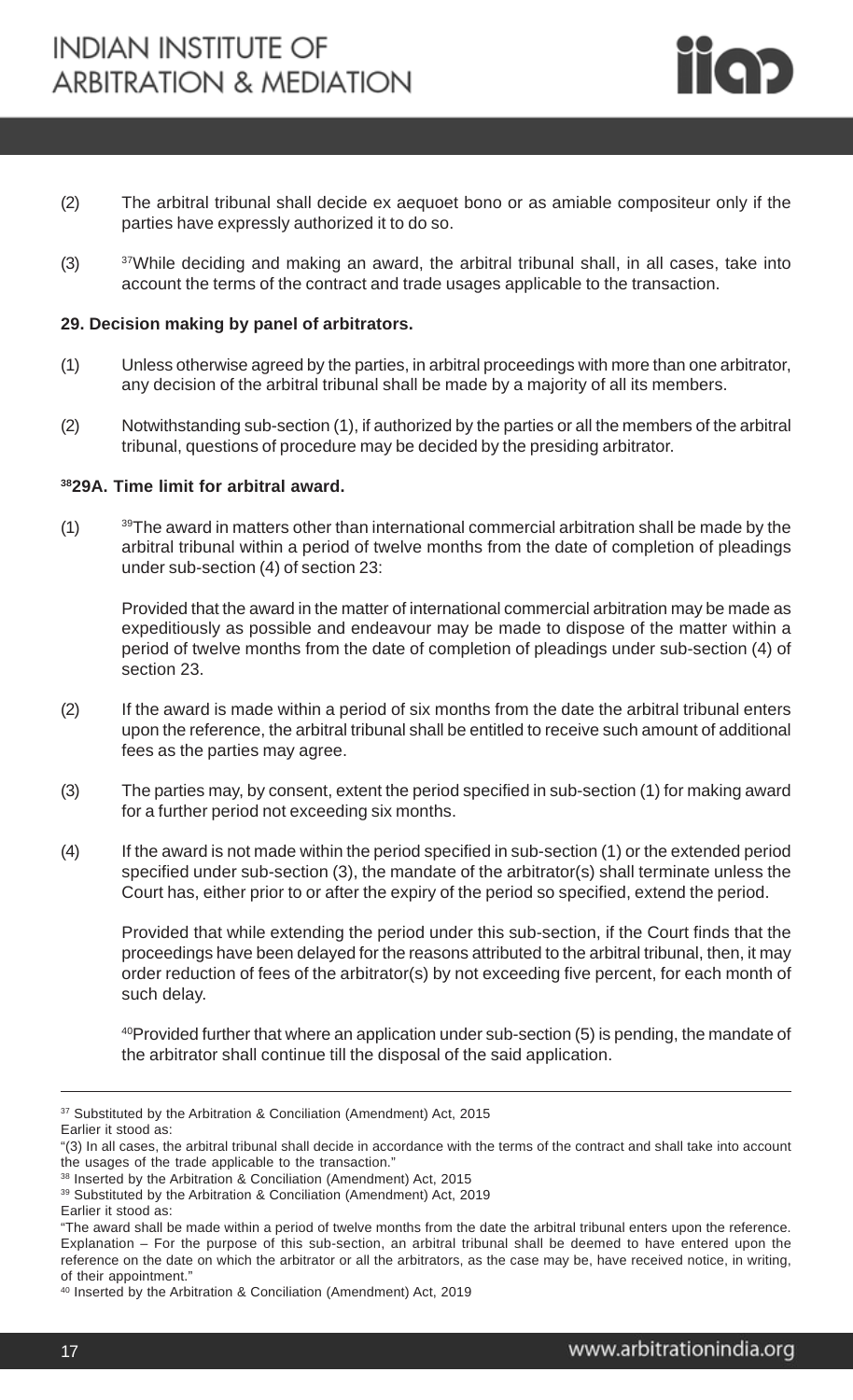(2) The arbitral tribunal shall decide ex aequoet bono or as amiable compositeur only if the parties have expressly authorized it to do so.

(3) [37]While deciding and making an award, the arbitral tribunal shall, in all cases, take into account the terms of the contract and trade usages applicable to the transaction.

**29. Decision making by panel of arbitrators.**

(1) Unless otherwise agreed by the parties, in arbitral proceedings with more than one arbitrator, any decision of the arbitral tribunal shall be made by a majority of all its members.

(2) Notwithstanding sub-section (1), if authorized by the parties or all the members of the arbitral tribunal, questions of procedure may be decided by the presiding arbitrator.

**[38]29A. Time limit for arbitral award.**

(1) [39]The award in matters other than international commercial arbitration shall be made by the arbitral tribunal within a period of twelve months from the date of completion of pleadings under sub-section (4) of section 23:

Provided that the award in the matter of international commercial arbitration may be made as expeditiously as possible and endeavour may be made to dispose of the matter within a period of twelve months from the date of completion of pleadings under sub-section (4) of section 23.

(2) If the award is made within a period of six months from the date the arbitral tribunal enters upon the reference, the arbitral tribunal shall be entitled to receive such amount of additional fees as the parties may agree.

(3) The parties may, by consent, extent the period specified in sub-section (1) for making award for a further period not exceeding six months.

(4) If the award is not made within the period specified in sub-section (1) or the extended period specified under sub-section (3), the mandate of the arbitrator(s) shall terminate unless the Court has, either prior to or after the expiry of the period so specified, extend the period.

Provided that while extending the period under this sub-section, if the Court finds that the proceedings have been delayed for the reasons attributed to the arbitral tribunal, then, it may order reduction of fees of the arbitrator(s) by not exceeding five percent, for each month of such delay.

[40]Provided further that where an application under sub-section (5) is pending, the mandate of the arbitrator shall continue till the disposal of the said application.

---

[37] Substituted by the Arbitration & Conciliation (Amendment) Act, 2015
Earlier it stood as:
"(3) In all cases, the arbitral tribunal shall decide in accordance with the terms of the contract and shall take into account the usages of the trade applicable to the transaction."

[38] Inserted by the Arbitration & Conciliation (Amendment) Act, 2015

[39] Substituted by the Arbitration & Conciliation (Amendment) Act, 2019
Earlier it stood as:
"The award shall be made within a period of twelve months from the date the arbitral tribunal enters upon the reference. Explanation – For the purpose of this sub-section, an arbitral tribunal shall be deemed to have entered upon the reference on the date on which the arbitrator or all the arbitrators, as the case may be, have received notice, in writing, of their appointment."

[40] Inserted by the Arbitration & Conciliation (Amendment) Act, 2019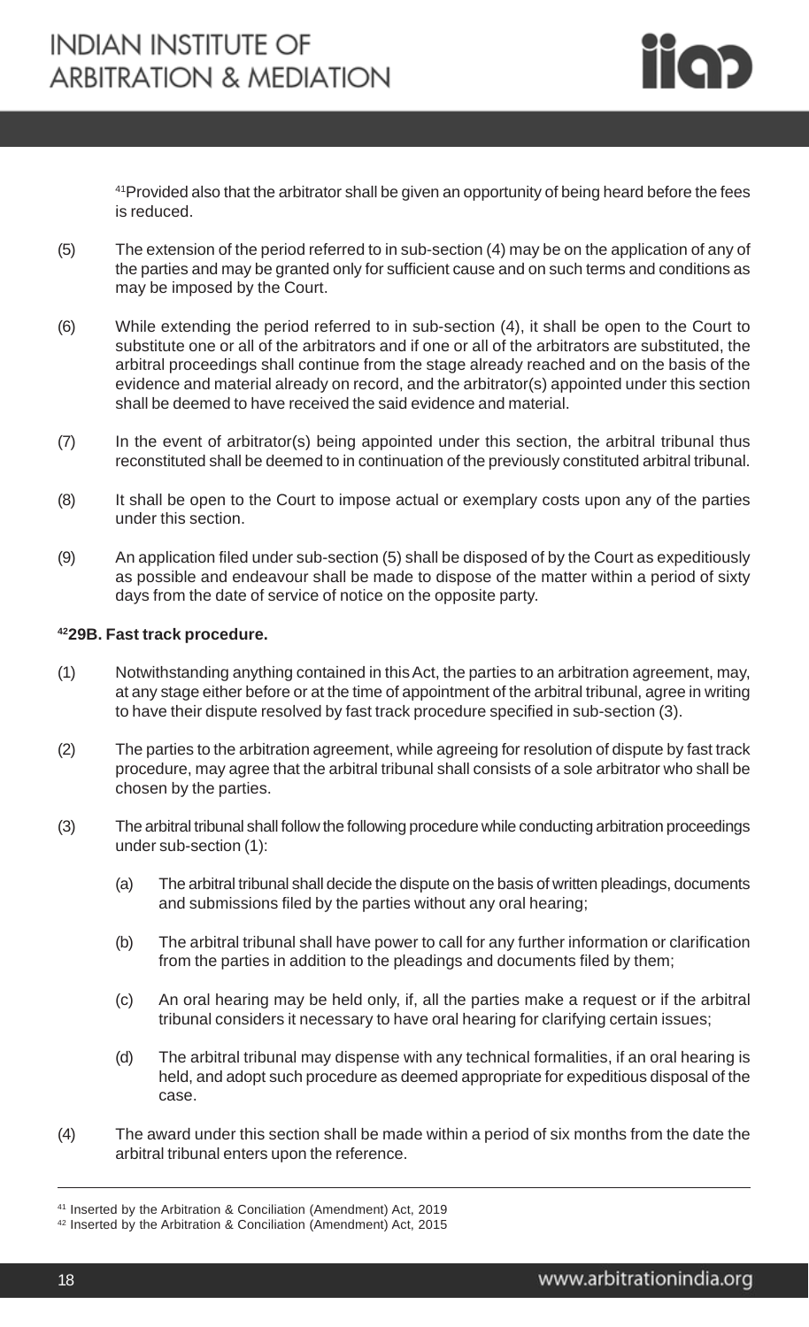[41]Provided also that the arbitrator shall be given an opportunity of being heard before the fees is reduced.

(5) The extension of the period referred to in sub-section (4) may be on the application of any of the parties and may be granted only for sufficient cause and on such terms and conditions as may be imposed by the Court.

(6) While extending the period referred to in sub-section (4), it shall be open to the Court to substitute one or all of the arbitrators and if one or all of the arbitrators are substituted, the arbitral proceedings shall continue from the stage already reached and on the basis of the evidence and material already on record, and the arbitrator(s) appointed under this section shall be deemed to have received the said evidence and material.

(7) In the event of arbitrator(s) being appointed under this section, the arbitral tribunal thus reconstituted shall be deemed to in continuation of the previously constituted arbitral tribunal.

(8) It shall be open to the Court to impose actual or exemplary costs upon any of the parties under this section.

(9) An application filed under sub-section (5) shall be disposed of by the Court as expeditiously as possible and endeavour shall be made to dispose of the matter within a period of sixty days from the date of service of notice on the opposite party.

**[42]29B. Fast track procedure.**

(1) Notwithstanding anything contained in this Act, the parties to an arbitration agreement, may, at any stage either before or at the time of appointment of the arbitral tribunal, agree in writing to have their dispute resolved by fast track procedure specified in sub-section (3).

(2) The parties to the arbitration agreement, while agreeing for resolution of dispute by fast track procedure, may agree that the arbitral tribunal shall consists of a sole arbitrator who shall be chosen by the parties.

(3) The arbitral tribunal shall follow the following procedure while conducting arbitration proceedings under sub-section (1):

(a) The arbitral tribunal shall decide the dispute on the basis of written pleadings, documents and submissions filed by the parties without any oral hearing;

(b) The arbitral tribunal shall have power to call for any further information or clarification from the parties in addition to the pleadings and documents filed by them;

(c) An oral hearing may be held only, if, all the parties make a request or if the arbitral tribunal considers it necessary to have oral hearing for clarifying certain issues;

(d) The arbitral tribunal may dispense with any technical formalities, if an oral hearing is held, and adopt such procedure as deemed appropriate for expeditious disposal of the case.

(4) The award under this section shall be made within a period of six months from the date the arbitral tribunal enters upon the reference.

---

[41] Inserted by the Arbitration & Conciliation (Amendment) Act, 2019

[42] Inserted by the Arbitration & Conciliation (Amendment) Act, 2015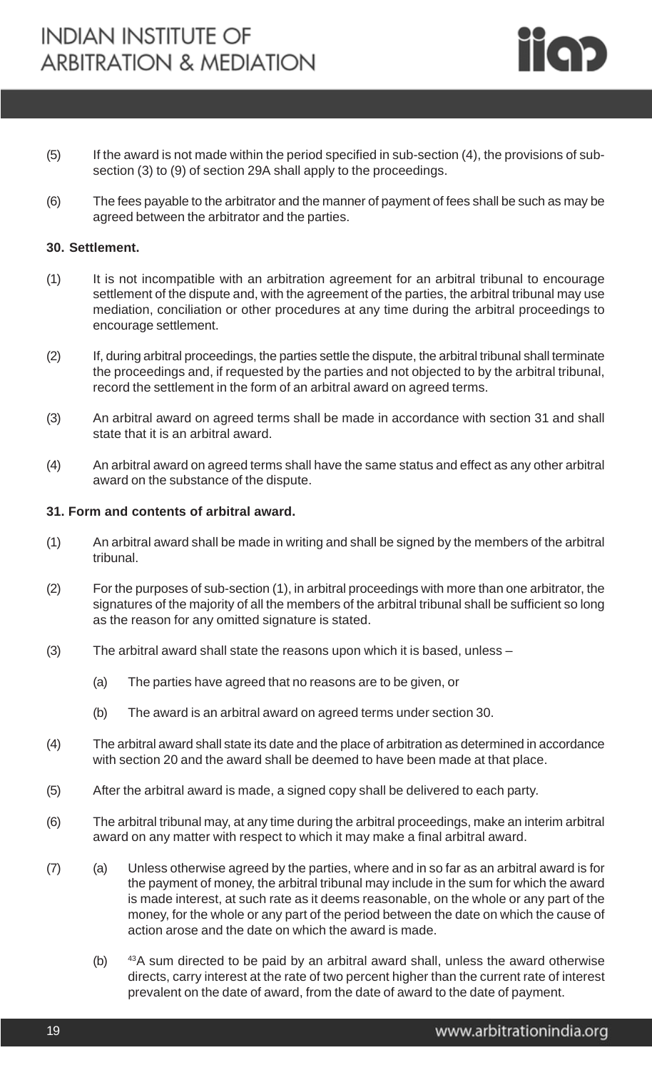(5) If the award is not made within the period specified in sub-section (4), the provisions of sub-section (3) to (9) of section 29A shall apply to the proceedings.

(6) The fees payable to the arbitrator and the manner of payment of fees shall be such as may be agreed between the arbitrator and the parties.

**30. Settlement.**

(1) It is not incompatible with an arbitration agreement for an arbitral tribunal to encourage settlement of the dispute and, with the agreement of the parties, the arbitral tribunal may use mediation, conciliation or other procedures at any time during the arbitral proceedings to encourage settlement.

(2) If, during arbitral proceedings, the parties settle the dispute, the arbitral tribunal shall terminate the proceedings and, if requested by the parties and not objected to by the arbitral tribunal, record the settlement in the form of an arbitral award on agreed terms.

(3) An arbitral award on agreed terms shall be made in accordance with section 31 and shall state that it is an arbitral award.

(4) An arbitral award on agreed terms shall have the same status and effect as any other arbitral award on the substance of the dispute.

**31. Form and contents of arbitral award.**

(1) An arbitral award shall be made in writing and shall be signed by the members of the arbitral tribunal.

(2) For the purposes of sub-section (1), in arbitral proceedings with more than one arbitrator, the signatures of the majority of all the members of the arbitral tribunal shall be sufficient so long as the reason for any omitted signature is stated.

(3) The arbitral award shall state the reasons upon which it is based, unless –

   (a) The parties have agreed that no reasons are to be given, or

   (b) The award is an arbitral award on agreed terms under section 30.

(4) The arbitral award shall state its date and the place of arbitration as determined in accordance with section 20 and the award shall be deemed to have been made at that place.

(5) After the arbitral award is made, a signed copy shall be delivered to each party.

(6) The arbitral tribunal may, at any time during the arbitral proceedings, make an interim arbitral award on any matter with respect to which it may make a final arbitral award.

(7) (a) Unless otherwise agreed by the parties, where and in so far as an arbitral award is for the payment of money, the arbitral tribunal may include in the sum for which the award is made interest, at such rate as it deems reasonable, on the whole or any part of the money, for the whole or any part of the period between the date on which the cause of action arose and the date on which the award is made.

   (b) [43]A sum directed to be paid by an arbitral award shall, unless the award otherwise directs, carry interest at the rate of two percent higher than the current rate of interest prevalent on the date of award, from the date of award to the date of payment.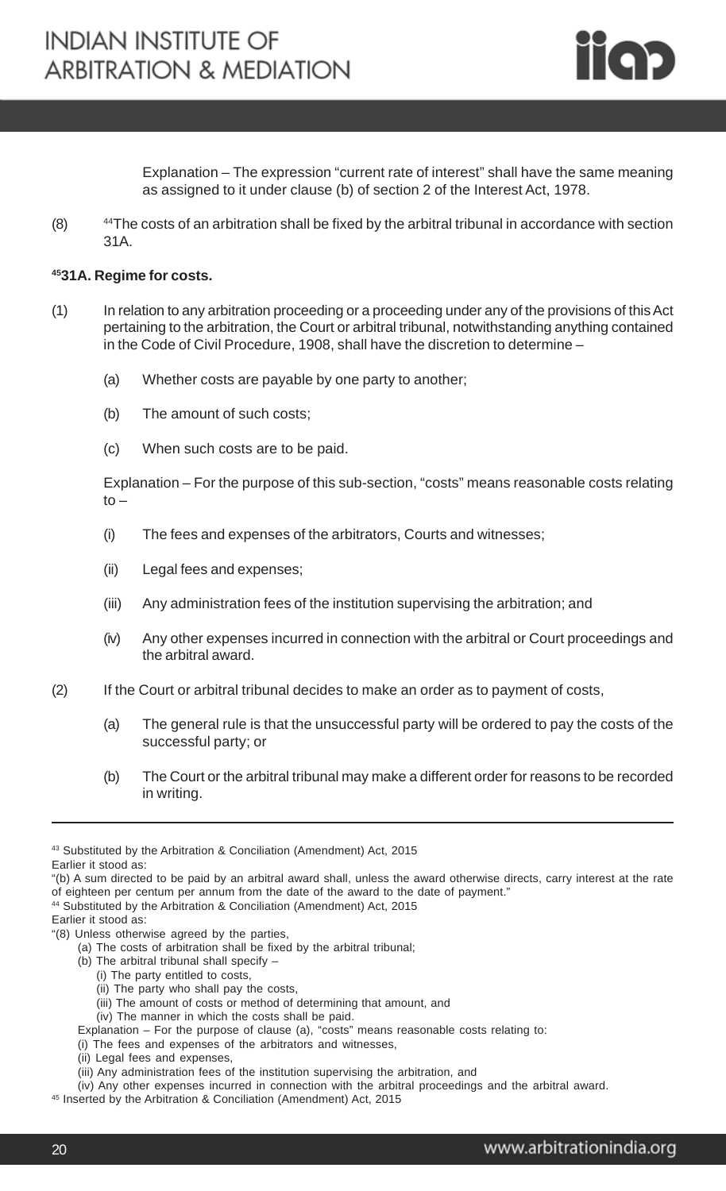Explanation – The expression "current rate of interest" shall have the same meaning as assigned to it under clause (b) of section 2 of the Interest Act, 1978.

(8) [44]The costs of an arbitration shall be fixed by the arbitral tribunal in accordance with section 31A.

**[45]31A. Regime for costs.**

(1) In relation to any arbitration proceeding or a proceeding under any of the provisions of this Act pertaining to the arbitration, the Court or arbitral tribunal, notwithstanding anything contained in the Code of Civil Procedure, 1908, shall have the discretion to determine –

(a) Whether costs are payable by one party to another;

(b) The amount of such costs;

(c) When such costs are to be paid.

Explanation – For the purpose of this sub-section, "costs" means reasonable costs relating to –

(i) The fees and expenses of the arbitrators, Courts and witnesses;

(ii) Legal fees and expenses;

(iii) Any administration fees of the institution supervising the arbitration; and

(iv) Any other expenses incurred in connection with the arbitral or Court proceedings and the arbitral award.

(2) If the Court or arbitral tribunal decides to make an order as to payment of costs,

(a) The general rule is that the unsuccessful party will be ordered to pay the costs of the successful party; or

(b) The Court or the arbitral tribunal may make a different order for reasons to be recorded in writing.

---

[43] Substituted by the Arbitration & Conciliation (Amendment) Act, 2015
Earlier it stood as:
"(b) A sum directed to be paid by an arbitral award shall, unless the award otherwise directs, carry interest at the rate of eighteen per centum per annum from the date of the award to the date of payment."

[44] Substituted by the Arbitration & Conciliation (Amendment) Act, 2015
Earlier it stood as:
"(8) Unless otherwise agreed by the parties,
(a) The costs of arbitration shall be fixed by the arbitral tribunal;
(b) The arbitral tribunal shall specify –
(i) The party entitled to costs,
(ii) The party who shall pay the costs,
(iii) The amount of costs or method of determining that amount, and
(iv) The manner in which the costs shall be paid.
Explanation – For the purpose of clause (a), "costs" means reasonable costs relating to:
(i) The fees and expenses of the arbitrators and witnesses,
(ii) Legal fees and expenses,
(iii) Any administration fees of the institution supervising the arbitration, and
(iv) Any other expenses incurred in connection with the arbitral proceedings and the arbitral award.

[45] Inserted by the Arbitration & Conciliation (Amendment) Act, 2015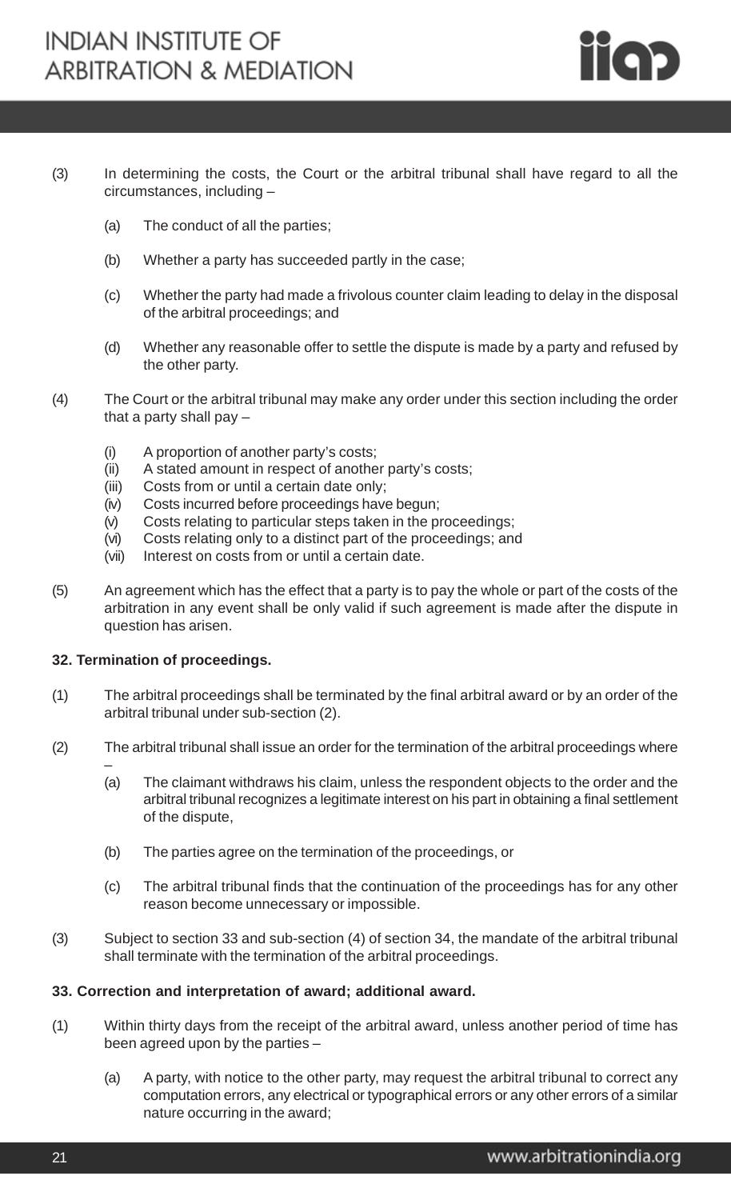(3) In determining the costs, the Court or the arbitral tribunal shall have regard to all the circumstances, including –

   (a) The conduct of all the parties;

   (b) Whether a party has succeeded partly in the case;

   (c) Whether the party had made a frivolous counter claim leading to delay in the disposal of the arbitral proceedings; and

   (d) Whether any reasonable offer to settle the dispute is made by a party and refused by the other party.

(4) The Court or the arbitral tribunal may make any order under this section including the order that a party shall pay –

   (i) A proportion of another party's costs;
   (ii) A stated amount in respect of another party's costs;
   (iii) Costs from or until a certain date only;
   (iv) Costs incurred before proceedings have begun;
   (v) Costs relating to particular steps taken in the proceedings;
   (vi) Costs relating only to a distinct part of the proceedings; and
   (vii) Interest on costs from or until a certain date.

(5) An agreement which has the effect that a party is to pay the whole or part of the costs of the arbitration in any event shall be only valid if such agreement is made after the dispute in question has arisen.

**32. Termination of proceedings.**

(1) The arbitral proceedings shall be terminated by the final arbitral award or by an order of the arbitral tribunal under sub-section (2).

(2) The arbitral tribunal shall issue an order for the termination of the arbitral proceedings where –

   (a) The claimant withdraws his claim, unless the respondent objects to the order and the arbitral tribunal recognizes a legitimate interest on his part in obtaining a final settlement of the dispute,

   (b) The parties agree on the termination of the proceedings, or

   (c) The arbitral tribunal finds that the continuation of the proceedings has for any other reason become unnecessary or impossible.

(3) Subject to section 33 and sub-section (4) of section 34, the mandate of the arbitral tribunal shall terminate with the termination of the arbitral proceedings.

**33. Correction and interpretation of award; additional award.**

(1) Within thirty days from the receipt of the arbitral award, unless another period of time has been agreed upon by the parties –

   (a) A party, with notice to the other party, may request the arbitral tribunal to correct any computation errors, any electrical or typographical errors or any other errors of a similar nature occurring in the award;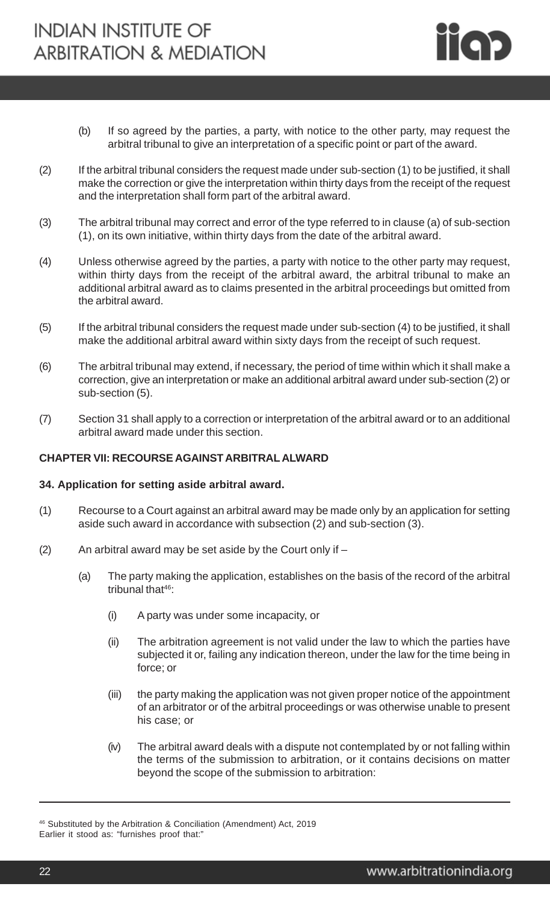(b) If so agreed by the parties, a party, with notice to the other party, may request the arbitral tribunal to give an interpretation of a specific point or part of the award.

(2) If the arbitral tribunal considers the request made under sub-section (1) to be justified, it shall make the correction or give the interpretation within thirty days from the receipt of the request and the interpretation shall form part of the arbitral award.

(3) The arbitral tribunal may correct and error of the type referred to in clause (a) of sub-section (1), on its own initiative, within thirty days from the date of the arbitral award.

(4) Unless otherwise agreed by the parties, a party with notice to the other party may request, within thirty days from the receipt of the arbitral award, the arbitral tribunal to make an additional arbitral award as to claims presented in the arbitral proceedings but omitted from the arbitral award.

(5) If the arbitral tribunal considers the request made under sub-section (4) to be justified, it shall make the additional arbitral award within sixty days from the receipt of such request.

(6) The arbitral tribunal may extend, if necessary, the period of time within which it shall make a correction, give an interpretation or make an additional arbitral award under sub-section (2) or sub-section (5).

(7) Section 31 shall apply to a correction or interpretation of the arbitral award or to an additional arbitral award made under this section.

**CHAPTER VII: RECOURSE AGAINST ARBITRAL ALWARD**

**34. Application for setting aside arbitral award.**

(1) Recourse to a Court against an arbitral award may be made only by an application for setting aside such award in accordance with subsection (2) and sub-section (3).

(2) An arbitral award may be set aside by the Court only if –

(a) The party making the application, establishes on the basis of the record of the arbitral tribunal that[46]:

(i) A party was under some incapacity, or

(ii) The arbitration agreement is not valid under the law to which the parties have subjected it or, failing any indication thereon, under the law for the time being in force; or

(iii) the party making the application was not given proper notice of the appointment of an arbitrator or of the arbitral proceedings or was otherwise unable to present his case; or

(iv) The arbitral award deals with a dispute not contemplated by or not falling within the terms of the submission to arbitration, or it contains decisions on matter beyond the scope of the submission to arbitration:

---

[46] Substituted by the Arbitration & Conciliation (Amendment) Act, 2019
Earlier it stood as: "furnishes proof that:"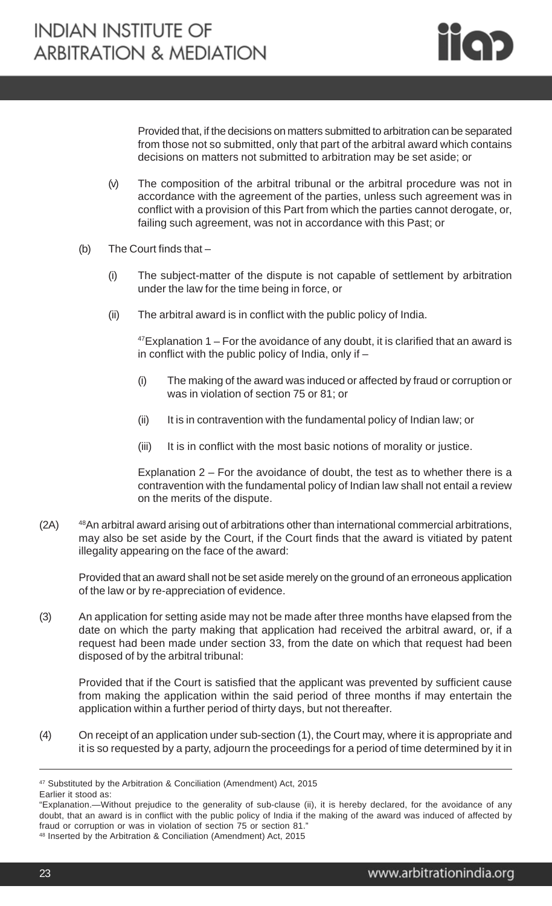Provided that, if the decisions on matters submitted to arbitration can be separated from those not so submitted, only that part of the arbitral award which contains decisions on matters not submitted to arbitration may be set aside; or

(v) The composition of the arbitral tribunal or the arbitral procedure was not in accordance with the agreement of the parties, unless such agreement was in conflict with a provision of this Part from which the parties cannot derogate, or, failing such agreement, was not in accordance with this Past; or

(b) The Court finds that –

(i) The subject-matter of the dispute is not capable of settlement by arbitration under the law for the time being in force, or

(ii) The arbitral award is in conflict with the public policy of India.

[47]Explanation 1 – For the avoidance of any doubt, it is clarified that an award is in conflict with the public policy of India, only if –

(i) The making of the award was induced or affected by fraud or corruption or was in violation of section 75 or 81; or

(ii) It is in contravention with the fundamental policy of Indian law; or

(iii) It is in conflict with the most basic notions of morality or justice.

Explanation 2 – For the avoidance of doubt, the test as to whether there is a contravention with the fundamental policy of Indian law shall not entail a review on the merits of the dispute.

(2A) [48]An arbitral award arising out of arbitrations other than international commercial arbitrations, may also be set aside by the Court, if the Court finds that the award is vitiated by patent illegality appearing on the face of the award:

Provided that an award shall not be set aside merely on the ground of an erroneous application of the law or by re-appreciation of evidence.

(3) An application for setting aside may not be made after three months have elapsed from the date on which the party making that application had received the arbitral award, or, if a request had been made under section 33, from the date on which that request had been disposed of by the arbitral tribunal:

Provided that if the Court is satisfied that the applicant was prevented by sufficient cause from making the application within the said period of three months if may entertain the application within a further period of thirty days, but not thereafter.

(4) On receipt of an application under sub-section (1), the Court may, where it is appropriate and it is so requested by a party, adjourn the proceedings for a period of time determined by it in

---

[47] Substituted by the Arbitration & Conciliation (Amendment) Act, 2015
Earlier it stood as:
"Explanation.—Without prejudice to the generality of sub-clause (ii), it is hereby declared, for the avoidance of any doubt, that an award is in conflict with the public policy of India if the making of the award was induced of affected by fraud or corruption or was in violation of section 75 or section 81."

[48] Inserted by the Arbitration & Conciliation (Amendment) Act, 2015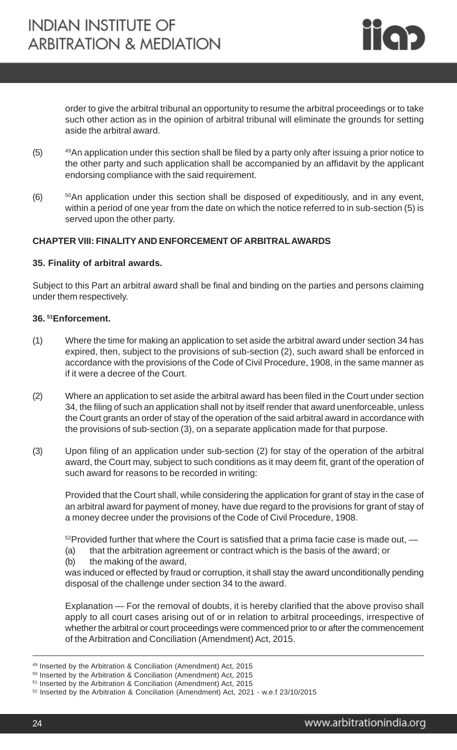order to give the arbitral tribunal an opportunity to resume the arbitral proceedings or to take such other action as in the opinion of arbitral tribunal will eliminate the grounds for setting aside the arbitral award.

(5) [49]An application under this section shall be filed by a party only after issuing a prior notice to the other party and such application shall be accompanied by an affidavit by the applicant endorsing compliance with the said requirement.

(6) [50]An application under this section shall be disposed of expeditiously, and in any event, within a period of one year from the date on which the notice referred to in sub-section (5) is served upon the other party.

**CHAPTER VIII: FINALITY AND ENFORCEMENT OF ARBITRAL AWARDS**

**35. Finality of arbitral awards.**

Subject to this Part an arbitral award shall be final and binding on the parties and persons claiming under them respectively.

**36. [51]Enforcement.**

(1) Where the time for making an application to set aside the arbitral award under section 34 has expired, then, subject to the provisions of sub-section (2), such award shall be enforced in accordance with the provisions of the Code of Civil Procedure, 1908, in the same manner as if it were a decree of the Court.

(2) Where an application to set aside the arbitral award has been filed in the Court under section 34, the filing of such an application shall not by itself render that award unenforceable, unless the Court grants an order of stay of the operation of the said arbitral award in accordance with the provisions of sub-section (3), on a separate application made for that purpose.

(3) Upon filing of an application under sub-section (2) for stay of the operation of the arbitral award, the Court may, subject to such conditions as it may deem fit, grant of the operation of such award for reasons to be recorded in writing:

Provided that the Court shall, while considering the application for grant of stay in the case of an arbitral award for payment of money, have due regard to the provisions for grant of stay of a money decree under the provisions of the Code of Civil Procedure, 1908.

[52]Provided further that where the Court is satisfied that a prima facie case is made out, —

(a) that the arbitration agreement or contract which is the basis of the award; or

(b) the making of the award,

was induced or effected by fraud or corruption, it shall stay the award unconditionally pending disposal of the challenge under section 34 to the award.

Explanation — For the removal of doubts, it is hereby clarified that the above proviso shall apply to all court cases arising out of or in relation to arbitral proceedings, irrespective of whether the arbitral or court proceedings were commenced prior to or after the commencement of the Arbitration and Conciliation (Amendment) Act, 2015.

---

[49] Inserted by the Arbitration & Conciliation (Amendment) Act, 2015

[50] Inserted by the Arbitration & Conciliation (Amendment) Act, 2015

[51] Inserted by the Arbitration & Conciliation (Amendment) Act, 2015

[52] Inserted by the Arbitration & Conciliation (Amendment) Act, 2021 - w.e.f 23/10/2015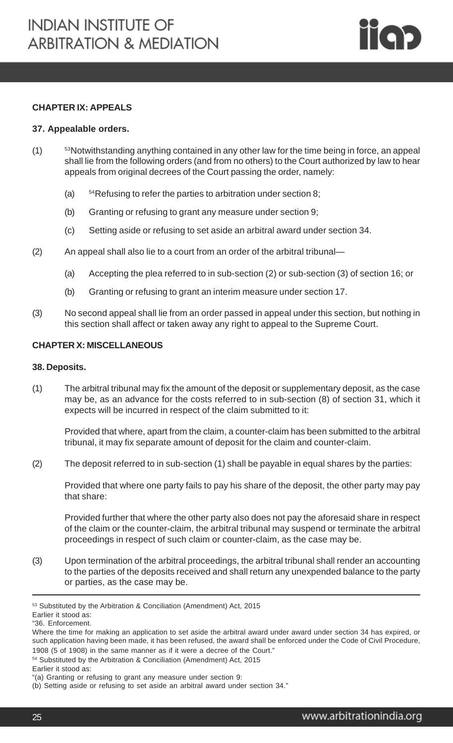## CHAPTER IX: APPEALS

### 37. Appealable orders.

(1) [53]Notwithstanding anything contained in any other law for the time being in force, an appeal shall lie from the following orders (and from no others) to the Court authorized by law to hear appeals from original decrees of the Court passing the order, namely:

(a) [54]Refusing to refer the parties to arbitration under section 8;

(b) Granting or refusing to grant any measure under section 9;

(c) Setting aside or refusing to set aside an arbitral award under section 34.

(2) An appeal shall also lie to a court from an order of the arbitral tribunal—

(a) Accepting the plea referred to in sub-section (2) or sub-section (3) of section 16; or

(b) Granting or refusing to grant an interim measure under section 17.

(3) No second appeal shall lie from an order passed in appeal under this section, but nothing in this section shall affect or taken away any right to appeal to the Supreme Court.

## CHAPTER X: MISCELLANEOUS

### 38. Deposits.

(1) The arbitral tribunal may fix the amount of the deposit or supplementary deposit, as the case may be, as an advance for the costs referred to in sub-section (8) of section 31, which it expects will be incurred in respect of the claim submitted to it:

Provided that where, apart from the claim, a counter-claim has been submitted to the arbitral tribunal, it may fix separate amount of deposit for the claim and counter-claim.

(2) The deposit referred to in sub-section (1) shall be payable in equal shares by the parties:

Provided that where one party fails to pay his share of the deposit, the other party may pay that share:

Provided further that where the other party also does not pay the aforesaid share in respect of the claim or the counter-claim, the arbitral tribunal may suspend or terminate the arbitral proceedings in respect of such claim or counter-claim, as the case may be.

(3) Upon termination of the arbitral proceedings, the arbitral tribunal shall render an accounting to the parties of the deposits received and shall return any unexpended balance to the party or parties, as the case may be.

---

[53] Substituted by the Arbitration & Conciliation (Amendment) Act, 2015
Earlier it stood as:
"36. Enforcement.
Where the time for making an application to set aside the arbitral award under award under section 34 has expired, or such application having been made, it has been refused, the award shall be enforced under the Code of Civil Procedure, 1908 (5 of 1908) in the same manner as if it were a decree of the Court."

[54] Substituted by the Arbitration & Conciliation (Amendment) Act, 2015
Earlier it stood as:
"(a) Granting or refusing to grant any measure under section 9:
(b) Setting aside or refusing to set aside an arbitral award under section 34."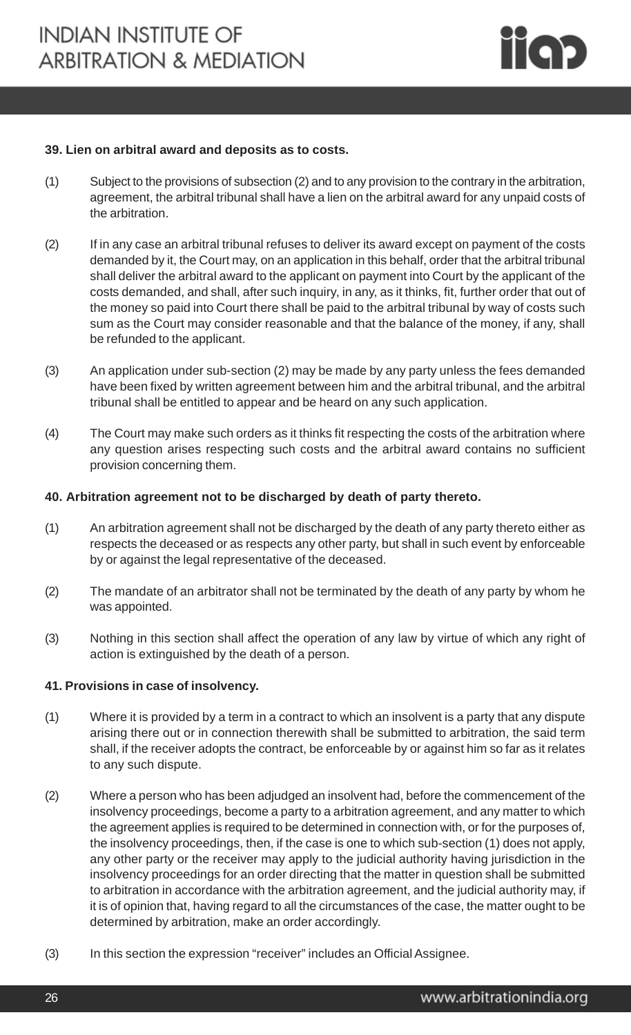**39. Lien on arbitral award and deposits as to costs.**

(1) Subject to the provisions of subsection (2) and to any provision to the contrary in the arbitration, agreement, the arbitral tribunal shall have a lien on the arbitral award for any unpaid costs of the arbitration.

(2) If in any case an arbitral tribunal refuses to deliver its award except on payment of the costs demanded by it, the Court may, on an application in this behalf, order that the arbitral tribunal shall deliver the arbitral award to the applicant on payment into Court by the applicant of the costs demanded, and shall, after such inquiry, in any, as it thinks, fit, further order that out of the money so paid into Court there shall be paid to the arbitral tribunal by way of costs such sum as the Court may consider reasonable and that the balance of the money, if any, shall be refunded to the applicant.

(3) An application under sub-section (2) may be made by any party unless the fees demanded have been fixed by written agreement between him and the arbitral tribunal, and the arbitral tribunal shall be entitled to appear and be heard on any such application.

(4) The Court may make such orders as it thinks fit respecting the costs of the arbitration where any question arises respecting such costs and the arbitral award contains no sufficient provision concerning them.

**40. Arbitration agreement not to be discharged by death of party thereto.**

(1) An arbitration agreement shall not be discharged by the death of any party thereto either as respects the deceased or as respects any other party, but shall in such event by enforceable by or against the legal representative of the deceased.

(2) The mandate of an arbitrator shall not be terminated by the death of any party by whom he was appointed.

(3) Nothing in this section shall affect the operation of any law by virtue of which any right of action is extinguished by the death of a person.

**41. Provisions in case of insolvency.**

(1) Where it is provided by a term in a contract to which an insolvent is a party that any dispute arising there out or in connection therewith shall be submitted to arbitration, the said term shall, if the receiver adopts the contract, be enforceable by or against him so far as it relates to any such dispute.

(2) Where a person who has been adjudged an insolvent had, before the commencement of the insolvency proceedings, become a party to a arbitration agreement, and any matter to which the agreement applies is required to be determined in connection with, or for the purposes of, the insolvency proceedings, then, if the case is one to which sub-section (1) does not apply, any other party or the receiver may apply to the judicial authority having jurisdiction in the insolvency proceedings for an order directing that the matter in question shall be submitted to arbitration in accordance with the arbitration agreement, and the judicial authority may, if it is of opinion that, having regard to all the circumstances of the case, the matter ought to be determined by arbitration, make an order accordingly.

(3) In this section the expression "receiver" includes an Official Assignee.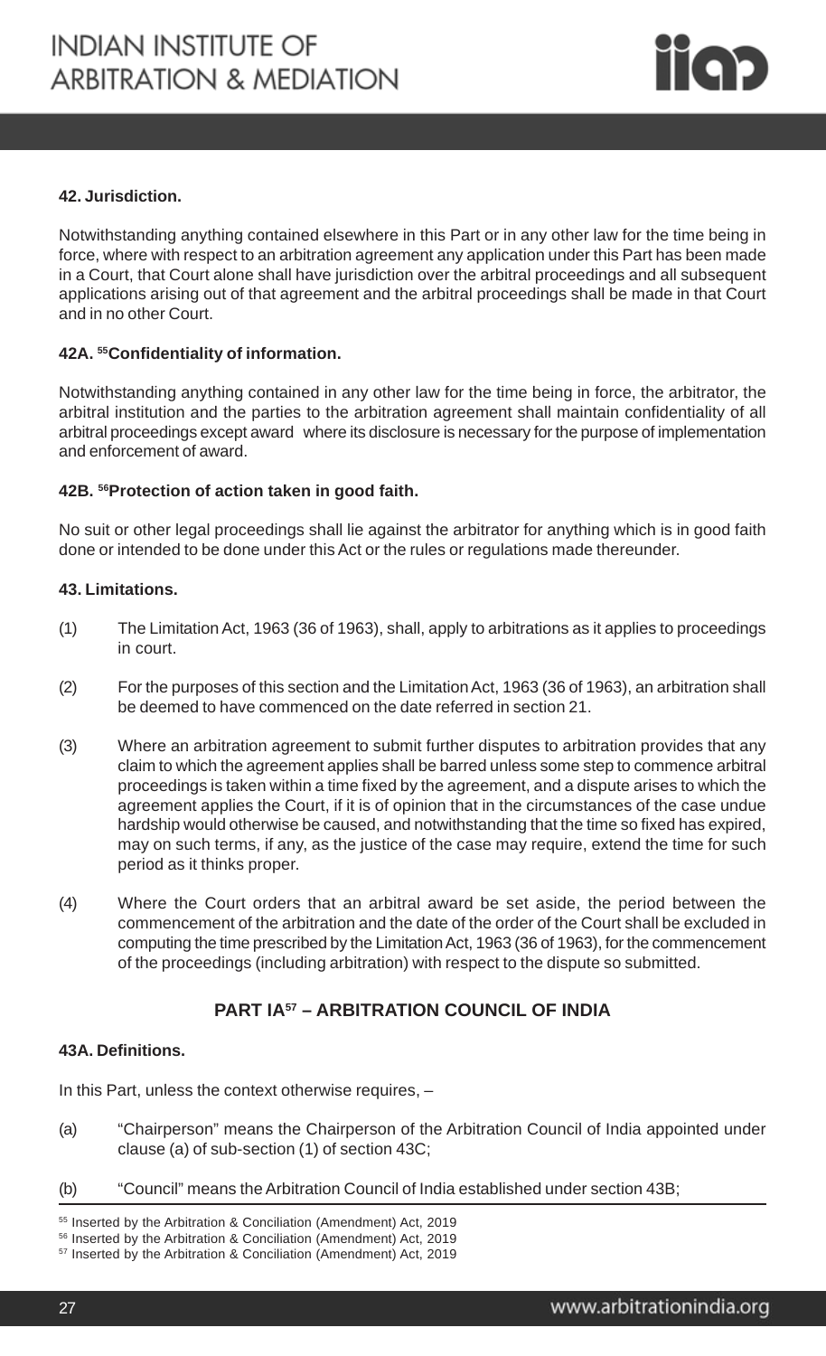#### 42. Jurisdiction.

Notwithstanding anything contained elsewhere in this Part or in any other law for the time being in force, where with respect to an arbitration agreement any application under this Part has been made in a Court, that Court alone shall have jurisdiction over the arbitral proceedings and all subsequent applications arising out of that agreement and the arbitral proceedings shall be made in that Court and in no other Court.

#### 42A. [55]Confidentiality of information.

Notwithstanding anything contained in any other law for the time being in force, the arbitrator, the arbitral institution and the parties to the arbitration agreement shall maintain confidentiality of all arbitral proceedings except award where its disclosure is necessary for the purpose of implementation and enforcement of award.

#### 42B. [56]Protection of action taken in good faith.

No suit or other legal proceedings shall lie against the arbitrator for anything which is in good faith done or intended to be done under this Act or the rules or regulations made thereunder.

#### 43. Limitations.

(1) The Limitation Act, 1963 (36 of 1963), shall, apply to arbitrations as it applies to proceedings in court.

(2) For the purposes of this section and the Limitation Act, 1963 (36 of 1963), an arbitration shall be deemed to have commenced on the date referred in section 21.

(3) Where an arbitration agreement to submit further disputes to arbitration provides that any claim to which the agreement applies shall be barred unless some step to commence arbitral proceedings is taken within a time fixed by the agreement, and a dispute arises to which the agreement applies the Court, if it is of opinion that in the circumstances of the case undue hardship would otherwise be caused, and notwithstanding that the time so fixed has expired, may on such terms, if any, as the justice of the case may require, extend the time for such period as it thinks proper.

(4) Where the Court orders that an arbitral award be set aside, the period between the commencement of the arbitration and the date of the order of the Court shall be excluded in computing the time prescribed by the Limitation Act, 1963 (36 of 1963), for the commencement of the proceedings (including arbitration) with respect to the dispute so submitted.

## PART IA[57] – ARBITRATION COUNCIL OF INDIA

#### 43A. Definitions.

In this Part, unless the context otherwise requires, –

(a) "Chairperson" means the Chairperson of the Arbitration Council of India appointed under clause (a) of sub-section (1) of section 43C;

(b) "Council" means the Arbitration Council of India established under section 43B;

---

[55] Inserted by the Arbitration & Conciliation (Amendment) Act, 2019

[56] Inserted by the Arbitration & Conciliation (Amendment) Act, 2019

[57] Inserted by the Arbitration & Conciliation (Amendment) Act, 2019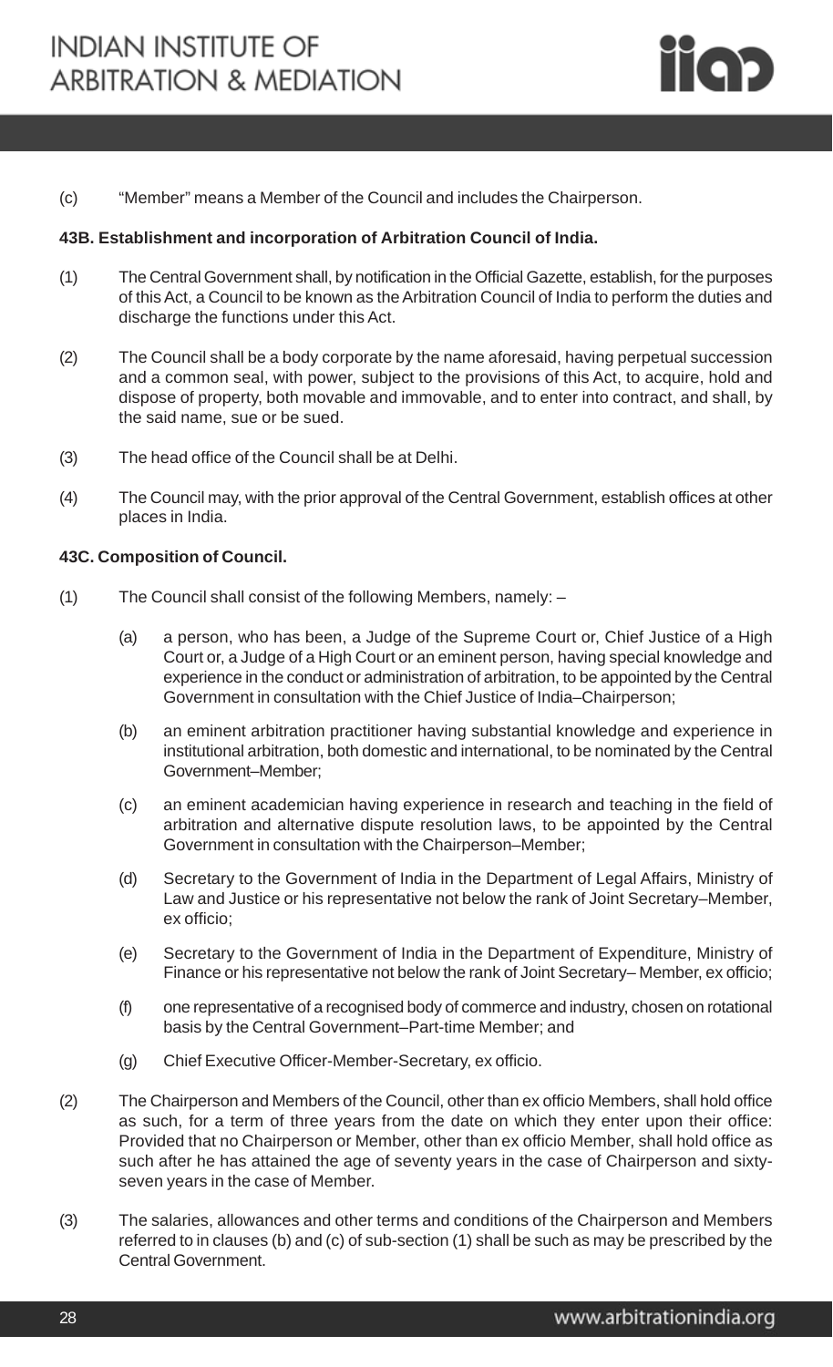(c) "Member" means a Member of the Council and includes the Chairperson.

**43B. Establishment and incorporation of Arbitration Council of India.**

(1) The Central Government shall, by notification in the Official Gazette, establish, for the purposes of this Act, a Council to be known as the Arbitration Council of India to perform the duties and discharge the functions under this Act.

(2) The Council shall be a body corporate by the name aforesaid, having perpetual succession and a common seal, with power, subject to the provisions of this Act, to acquire, hold and dispose of property, both movable and immovable, and to enter into contract, and shall, by the said name, sue or be sued.

(3) The head office of the Council shall be at Delhi.

(4) The Council may, with the prior approval of the Central Government, establish offices at other places in India.

**43C. Composition of Council.**

(1) The Council shall consist of the following Members, namely: –

(a) a person, who has been, a Judge of the Supreme Court or, Chief Justice of a High Court or, a Judge of a High Court or an eminent person, having special knowledge and experience in the conduct or administration of arbitration, to be appointed by the Central Government in consultation with the Chief Justice of India–Chairperson;

(b) an eminent arbitration practitioner having substantial knowledge and experience in institutional arbitration, both domestic and international, to be nominated by the Central Government–Member;

(c) an eminent academician having experience in research and teaching in the field of arbitration and alternative dispute resolution laws, to be appointed by the Central Government in consultation with the Chairperson–Member;

(d) Secretary to the Government of India in the Department of Legal Affairs, Ministry of Law and Justice or his representative not below the rank of Joint Secretary–Member, ex officio;

(e) Secretary to the Government of India in the Department of Expenditure, Ministry of Finance or his representative not below the rank of Joint Secretary– Member, ex officio;

(f) one representative of a recognised body of commerce and industry, chosen on rotational basis by the Central Government–Part-time Member; and

(g) Chief Executive Officer-Member-Secretary, ex officio.

(2) The Chairperson and Members of the Council, other than ex officio Members, shall hold office as such, for a term of three years from the date on which they enter upon their office: Provided that no Chairperson or Member, other than ex officio Member, shall hold office as such after he has attained the age of seventy years in the case of Chairperson and sixty-seven years in the case of Member.

(3) The salaries, allowances and other terms and conditions of the Chairperson and Members referred to in clauses (b) and (c) of sub-section (1) shall be such as may be prescribed by the Central Government.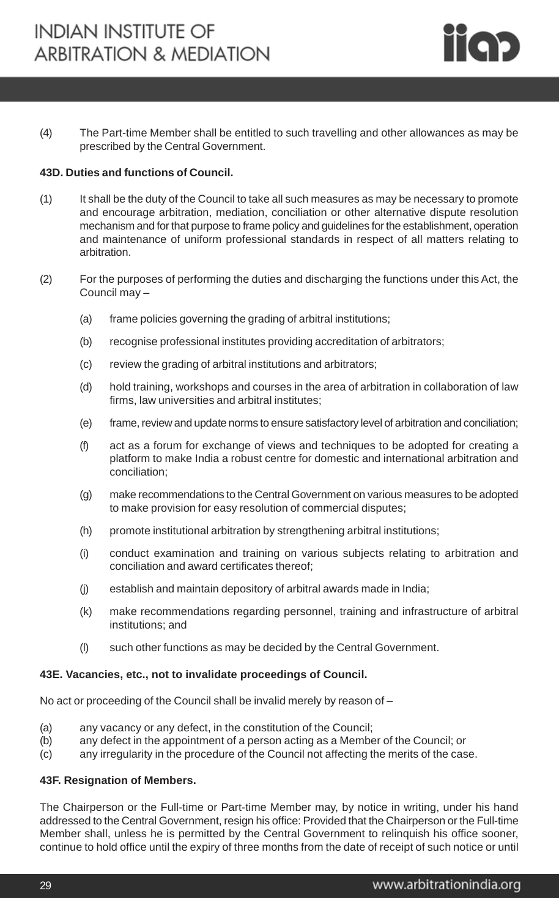(4) The Part-time Member shall be entitled to such travelling and other allowances as may be prescribed by the Central Government.

**43D. Duties and functions of Council.**

(1) It shall be the duty of the Council to take all such measures as may be necessary to promote and encourage arbitration, mediation, conciliation or other alternative dispute resolution mechanism and for that purpose to frame policy and guidelines for the establishment, operation and maintenance of uniform professional standards in respect of all matters relating to arbitration.

(2) For the purposes of performing the duties and discharging the functions under this Act, the Council may –

(a) frame policies governing the grading of arbitral institutions;

(b) recognise professional institutes providing accreditation of arbitrators;

(c) review the grading of arbitral institutions and arbitrators;

(d) hold training, workshops and courses in the area of arbitration in collaboration of law firms, law universities and arbitral institutes;

(e) frame, review and update norms to ensure satisfactory level of arbitration and conciliation;

(f) act as a forum for exchange of views and techniques to be adopted for creating a platform to make India a robust centre for domestic and international arbitration and conciliation;

(g) make recommendations to the Central Government on various measures to be adopted to make provision for easy resolution of commercial disputes;

(h) promote institutional arbitration by strengthening arbitral institutions;

(i) conduct examination and training on various subjects relating to arbitration and conciliation and award certificates thereof;

(j) establish and maintain depository of arbitral awards made in India;

(k) make recommendations regarding personnel, training and infrastructure of arbitral institutions; and

(l) such other functions as may be decided by the Central Government.

**43E. Vacancies, etc., not to invalidate proceedings of Council.**

No act or proceeding of the Council shall be invalid merely by reason of –

(a) any vacancy or any defect, in the constitution of the Council;
(b) any defect in the appointment of a person acting as a Member of the Council; or
(c) any irregularity in the procedure of the Council not affecting the merits of the case.

**43F. Resignation of Members.**

The Chairperson or the Full-time or Part-time Member may, by notice in writing, under his hand addressed to the Central Government, resign his office: Provided that the Chairperson or the Full-time Member shall, unless he is permitted by the Central Government to relinquish his office sooner, continue to hold office until the expiry of three months from the date of receipt of such notice or until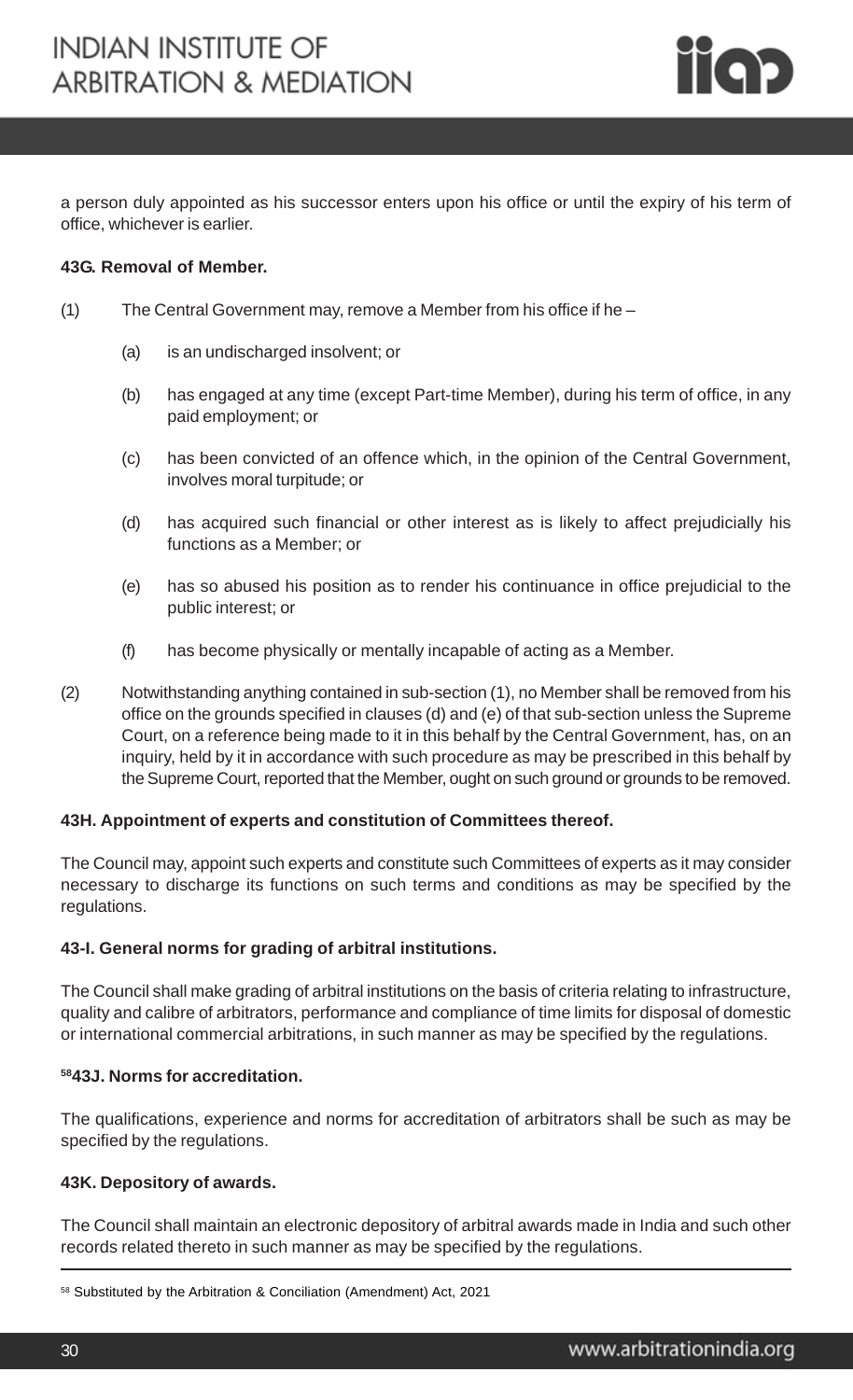a person duly appointed as his successor enters upon his office or until the expiry of his term of office, whichever is earlier.

**43G. Removal of Member.**

(1) The Central Government may, remove a Member from his office if he –

(a) is an undischarged insolvent; or

(b) has engaged at any time (except Part-time Member), during his term of office, in any paid employment; or

(c) has been convicted of an offence which, in the opinion of the Central Government, involves moral turpitude; or

(d) has acquired such financial or other interest as is likely to affect prejudicially his functions as a Member; or

(e) has so abused his position as to render his continuance in office prejudicial to the public interest; or

(f) has become physically or mentally incapable of acting as a Member.

(2) Notwithstanding anything contained in sub-section (1), no Member shall be removed from his office on the grounds specified in clauses (d) and (e) of that sub-section unless the Supreme Court, on a reference being made to it in this behalf by the Central Government, has, on an inquiry, held by it in accordance with such procedure as may be prescribed in this behalf by the Supreme Court, reported that the Member, ought on such ground or grounds to be removed.

**43H. Appointment of experts and constitution of Committees thereof.**

The Council may, appoint such experts and constitute such Committees of experts as it may consider necessary to discharge its functions on such terms and conditions as may be specified by the regulations.

**43-I. General norms for grading of arbitral institutions.**

The Council shall make grading of arbitral institutions on the basis of criteria relating to infrastructure, quality and calibre of arbitrators, performance and compliance of time limits for disposal of domestic or international commercial arbitrations, in such manner as may be specified by the regulations.

**[58]43J. Norms for accreditation.**

The qualifications, experience and norms for accreditation of arbitrators shall be such as may be specified by the regulations.

**43K. Depository of awards.**

The Council shall maintain an electronic depository of arbitral awards made in India and such other records related thereto in such manner as may be specified by the regulations.

---

[58] Substituted by the Arbitration & Conciliation (Amendment) Act, 2021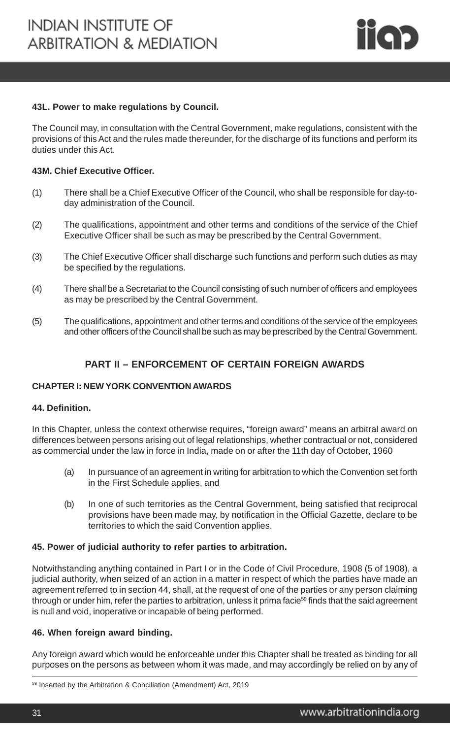**43L. Power to make regulations by Council.**

The Council may, in consultation with the Central Government, make regulations, consistent with the provisions of this Act and the rules made thereunder, for the discharge of its functions and perform its duties under this Act.

**43M. Chief Executive Officer.**

(1) There shall be a Chief Executive Officer of the Council, who shall be responsible for day-to-day administration of the Council.

(2) The qualifications, appointment and other terms and conditions of the service of the Chief Executive Officer shall be such as may be prescribed by the Central Government.

(3) The Chief Executive Officer shall discharge such functions and perform such duties as may be specified by the regulations.

(4) There shall be a Secretariat to the Council consisting of such number of officers and employees as may be prescribed by the Central Government.

(5) The qualifications, appointment and other terms and conditions of the service of the employees and other officers of the Council shall be such as may be prescribed by the Central Government.

## PART II – ENFORCEMENT OF CERTAIN FOREIGN AWARDS

### CHAPTER I: NEW YORK CONVENTION AWARDS

**44. Definition.**

In this Chapter, unless the context otherwise requires, "foreign award" means an arbitral award on differences between persons arising out of legal relationships, whether contractual or not, considered as commercial under the law in force in India, made on or after the 11th day of October, 1960

(a) In pursuance of an agreement in writing for arbitration to which the Convention set forth in the First Schedule applies, and

(b) In one of such territories as the Central Government, being satisfied that reciprocal provisions have been made may, by notification in the Official Gazette, declare to be territories to which the said Convention applies.

**45. Power of judicial authority to refer parties to arbitration.**

Notwithstanding anything contained in Part I or in the Code of Civil Procedure, 1908 (5 of 1908), a judicial authority, when seized of an action in a matter in respect of which the parties have made an agreement referred to in section 44, shall, at the request of one of the parties or any person claiming through or under him, refer the parties to arbitration, unless it prima facie[59] finds that the said agreement is null and void, inoperative or incapable of being performed.

**46. When foreign award binding.**

Any foreign award which would be enforceable under this Chapter shall be treated as binding for all purposes on the persons as between whom it was made, and may accordingly be relied on by any of

[59] Inserted by the Arbitration & Conciliation (Amendment) Act, 2019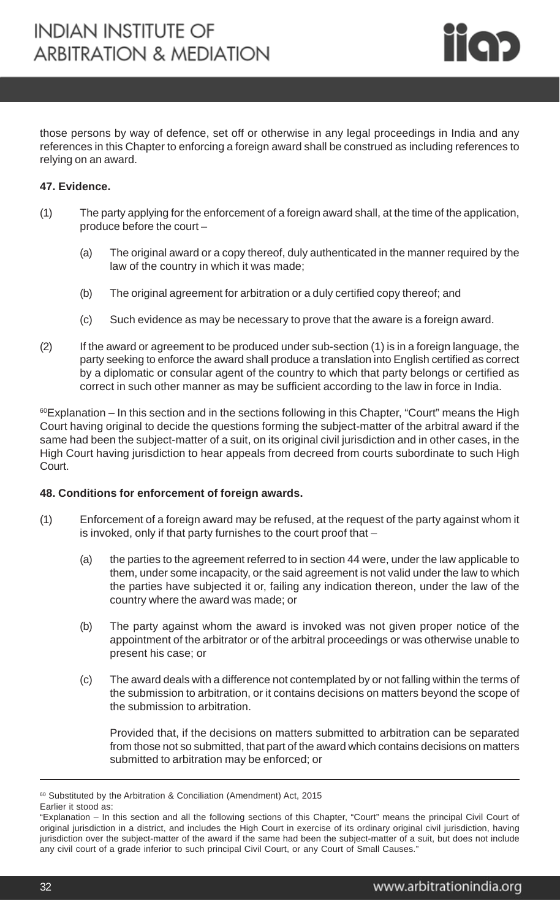those persons by way of defence, set off or otherwise in any legal proceedings in India and any references in this Chapter to enforcing a foreign award shall be construed as including references to relying on an award.

**47. Evidence.**

(1) The party applying for the enforcement of a foreign award shall, at the time of the application, produce before the court –

(a) The original award or a copy thereof, duly authenticated in the manner required by the law of the country in which it was made;

(b) The original agreement for arbitration or a duly certified copy thereof; and

(c) Such evidence as may be necessary to prove that the aware is a foreign award.

(2) If the award or agreement to be produced under sub-section (1) is in a foreign language, the party seeking to enforce the award shall produce a translation into English certified as correct by a diplomatic or consular agent of the country to which that party belongs or certified as correct in such other manner as may be sufficient according to the law in force in India.

[60]Explanation – In this section and in the sections following in this Chapter, "Court" means the High Court having original to decide the questions forming the subject-matter of the arbitral award if the same had been the subject-matter of a suit, on its original civil jurisdiction and in other cases, in the High Court having jurisdiction to hear appeals from decreed from courts subordinate to such High Court.

**48. Conditions for enforcement of foreign awards.**

(1) Enforcement of a foreign award may be refused, at the request of the party against whom it is invoked, only if that party furnishes to the court proof that –

(a) the parties to the agreement referred to in section 44 were, under the law applicable to them, under some incapacity, or the said agreement is not valid under the law to which the parties have subjected it or, failing any indication thereon, under the law of the country where the award was made; or

(b) The party against whom the award is invoked was not given proper notice of the appointment of the arbitrator or of the arbitral proceedings or was otherwise unable to present his case; or

(c) The award deals with a difference not contemplated by or not falling within the terms of the submission to arbitration, or it contains decisions on matters beyond the scope of the submission to arbitration.

Provided that, if the decisions on matters submitted to arbitration can be separated from those not so submitted, that part of the award which contains decisions on matters submitted to arbitration may be enforced; or

---

[60] Substituted by the Arbitration & Conciliation (Amendment) Act, 2015
Earlier it stood as:
"Explanation – In this section and all the following sections of this Chapter, "Court" means the principal Civil Court of original jurisdiction in a district, and includes the High Court in exercise of its ordinary original civil jurisdiction, having jurisdiction over the subject-matter of the award if the same had been the subject-matter of a suit, but does not include any civil court of a grade inferior to such principal Civil Court, or any Court of Small Causes."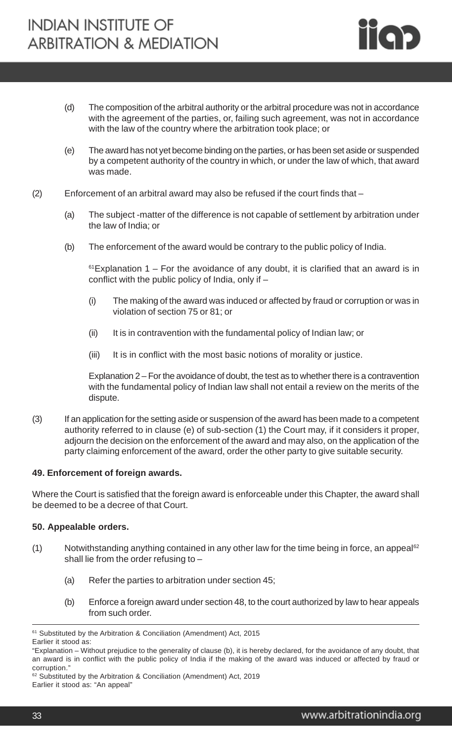(d) The composition of the arbitral authority or the arbitral procedure was not in accordance with the agreement of the parties, or, failing such agreement, was not in accordance with the law of the country where the arbitration took place; or

(e) The award has not yet become binding on the parties, or has been set aside or suspended by a competent authority of the country in which, or under the law of which, that award was made.

(2) Enforcement of an arbitral award may also be refused if the court finds that –

(a) The subject -matter of the difference is not capable of settlement by arbitration under the law of India; or

(b) The enforcement of the award would be contrary to the public policy of India.

[61]Explanation 1 – For the avoidance of any doubt, it is clarified that an award is in conflict with the public policy of India, only if –

(i) The making of the award was induced or affected by fraud or corruption or was in violation of section 75 or 81; or

(ii) It is in contravention with the fundamental policy of Indian law; or

(iii) It is in conflict with the most basic notions of morality or justice.

Explanation 2 – For the avoidance of doubt, the test as to whether there is a contravention with the fundamental policy of Indian law shall not entail a review on the merits of the dispute.

(3) If an application for the setting aside or suspension of the award has been made to a competent authority referred to in clause (e) of sub-section (1) the Court may, if it considers it proper, adjourn the decision on the enforcement of the award and may also, on the application of the party claiming enforcement of the award, order the other party to give suitable security.

**49. Enforcement of foreign awards.**

Where the Court is satisfied that the foreign award is enforceable under this Chapter, the award shall be deemed to be a decree of that Court.

**50. Appealable orders.**

(1) Notwithstanding anything contained in any other law for the time being in force, an appeal[62] shall lie from the order refusing to –

(a) Refer the parties to arbitration under section 45;

(b) Enforce a foreign award under section 48, to the court authorized by law to hear appeals from such order.

---

[61] Substituted by the Arbitration & Conciliation (Amendment) Act, 2015
Earlier it stood as:
"Explanation – Without prejudice to the generality of clause (b), it is hereby declared, for the avoidance of any doubt, that an award is in conflict with the public policy of India if the making of the award was induced or affected by fraud or corruption."

[62] Substituted by the Arbitration & Conciliation (Amendment) Act, 2019
Earlier it stood as: "An appeal"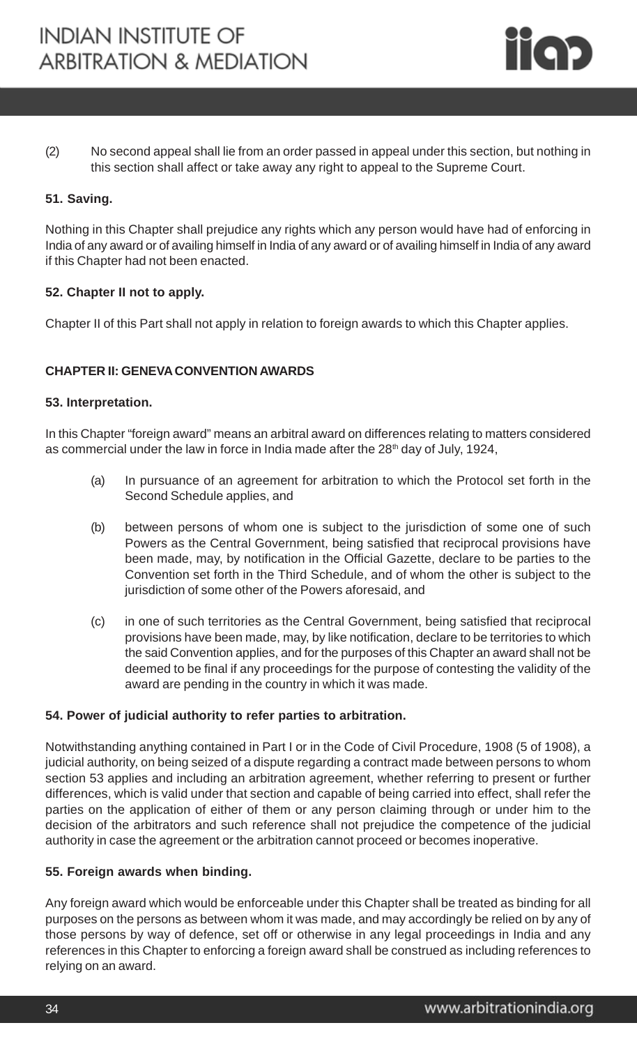(2) No second appeal shall lie from an order passed in appeal under this section, but nothing in this section shall affect or take away any right to appeal to the Supreme Court.

**51. Saving.**

Nothing in this Chapter shall prejudice any rights which any person would have had of enforcing in India of any award or of availing himself in India of any award or of availing himself in India of any award if this Chapter had not been enacted.

**52. Chapter II not to apply.**

Chapter II of this Part shall not apply in relation to foreign awards to which this Chapter applies.

**CHAPTER II: GENEVA CONVENTION AWARDS**

**53. Interpretation.**

In this Chapter "foreign award" means an arbitral award on differences relating to matters considered as commercial under the law in force in India made after the 28th day of July, 1924,

(a) In pursuance of an agreement for arbitration to which the Protocol set forth in the Second Schedule applies, and

(b) between persons of whom one is subject to the jurisdiction of some one of such Powers as the Central Government, being satisfied that reciprocal provisions have been made, may, by notification in the Official Gazette, declare to be parties to the Convention set forth in the Third Schedule, and of whom the other is subject to the jurisdiction of some other of the Powers aforesaid, and

(c) in one of such territories as the Central Government, being satisfied that reciprocal provisions have been made, may, by like notification, declare to be territories to which the said Convention applies, and for the purposes of this Chapter an award shall not be deemed to be final if any proceedings for the purpose of contesting the validity of the award are pending in the country in which it was made.

**54. Power of judicial authority to refer parties to arbitration.**

Notwithstanding anything contained in Part I or in the Code of Civil Procedure, 1908 (5 of 1908), a judicial authority, on being seized of a dispute regarding a contract made between persons to whom section 53 applies and including an arbitration agreement, whether referring to present or further differences, which is valid under that section and capable of being carried into effect, shall refer the parties on the application of either of them or any person claiming through or under him to the decision of the arbitrators and such reference shall not prejudice the competence of the judicial authority in case the agreement or the arbitration cannot proceed or becomes inoperative.

**55. Foreign awards when binding.**

Any foreign award which would be enforceable under this Chapter shall be treated as binding for all purposes on the persons as between whom it was made, and may accordingly be relied on by any of those persons by way of defence, set off or otherwise in any legal proceedings in India and any references in this Chapter to enforcing a foreign award shall be construed as including references to relying on an award.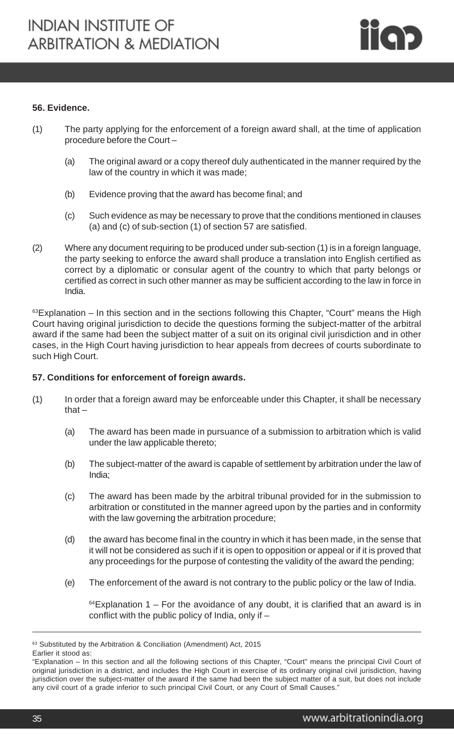**56. Evidence.**

(1) The party applying for the enforcement of a foreign award shall, at the time of application procedure before the Court –

(a) The original award or a copy thereof duly authenticated in the manner required by the law of the country in which it was made;

(b) Evidence proving that the award has become final; and

(c) Such evidence as may be necessary to prove that the conditions mentioned in clauses (a) and (c) of sub-section (1) of section 57 are satisfied.

(2) Where any document requiring to be produced under sub-section (1) is in a foreign language, the party seeking to enforce the award shall produce a translation into English certified as correct by a diplomatic or consular agent of the country to which that party belongs or certified as correct in such other manner as may be sufficient according to the law in force in India.

[63]Explanation – In this section and in the sections following this Chapter, "Court" means the High Court having original jurisdiction to decide the questions forming the subject-matter of the arbitral award if the same had been the subject matter of a suit on its original civil jurisdiction and in other cases, in the High Court having jurisdiction to hear appeals from decrees of courts subordinate to such High Court.

**57. Conditions for enforcement of foreign awards.**

(1) In order that a foreign award may be enforceable under this Chapter, it shall be necessary that –

(a) The award has been made in pursuance of a submission to arbitration which is valid under the law applicable thereto;

(b) The subject-matter of the award is capable of settlement by arbitration under the law of India;

(c) The award has been made by the arbitral tribunal provided for in the submission to arbitration or constituted in the manner agreed upon by the parties and in conformity with the law governing the arbitration procedure;

(d) the award has become final in the country in which it has been made, in the sense that it will not be considered as such if it is open to opposition or appeal or if it is proved that any proceedings for the purpose of contesting the validity of the award the pending;

(e) The enforcement of the award is not contrary to the public policy or the law of India.

[64]Explanation 1 – For the avoidance of any doubt, it is clarified that an award is in conflict with the public policy of India, only if –

---

[63] Substituted by the Arbitration & Conciliation (Amendment) Act, 2015
Earlier it stood as:
"Explanation – In this section and all the following sections of this Chapter, "Court" means the principal Civil Court of original jurisdiction in a district, and includes the High Court in exercise of its ordinary original civil jurisdiction, having jurisdiction over the subject-matter of the award if the same had been the subject matter of a suit, but does not include any civil court of a grade inferior to such principal Civil Court, or any Court of Small Causes."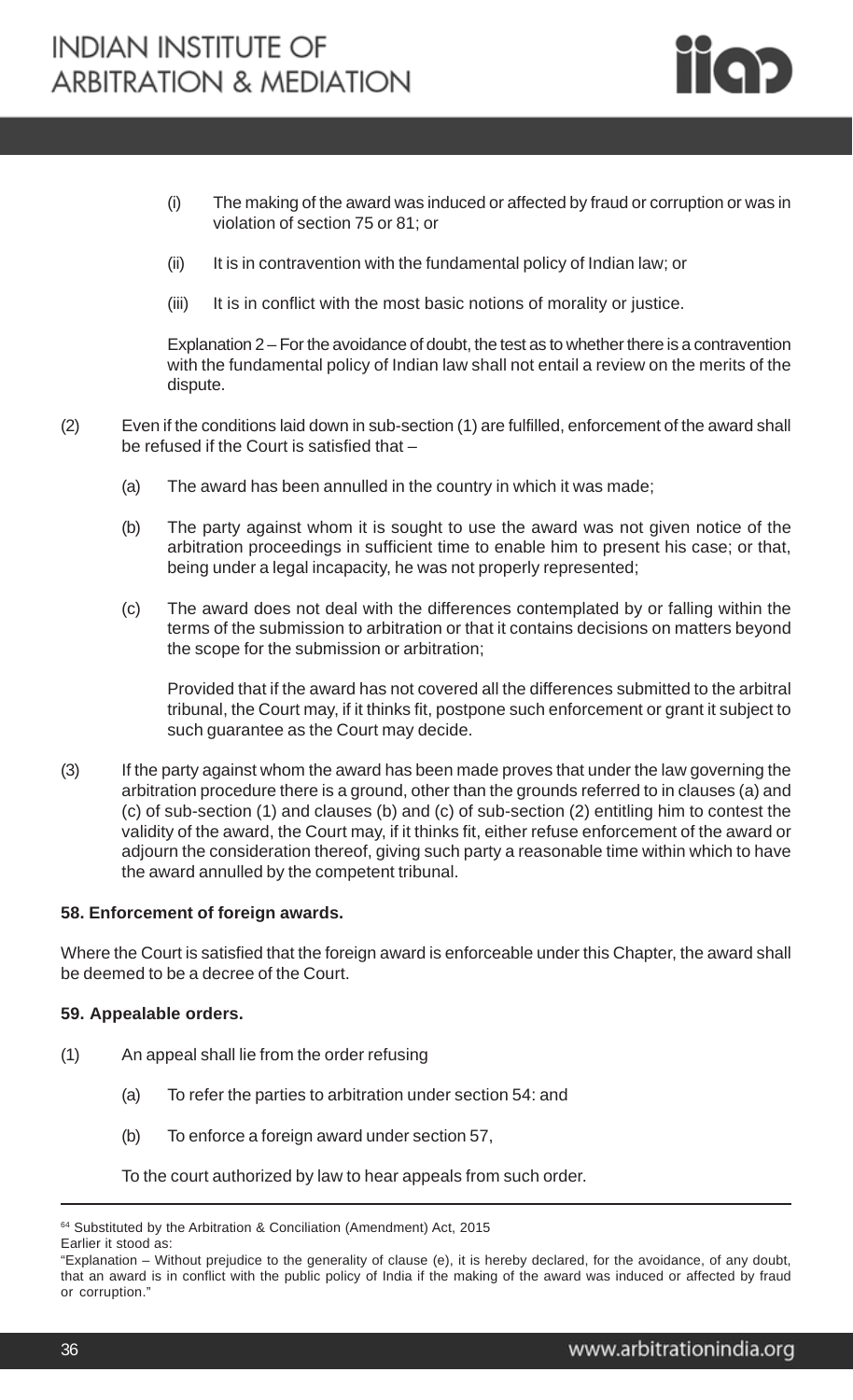(i) The making of the award was induced or affected by fraud or corruption or was in violation of section 75 or 81; or

(ii) It is in contravention with the fundamental policy of Indian law; or

(iii) It is in conflict with the most basic notions of morality or justice.

Explanation 2 – For the avoidance of doubt, the test as to whether there is a contravention with the fundamental policy of Indian law shall not entail a review on the merits of the dispute.

(2) Even if the conditions laid down in sub-section (1) are fulfilled, enforcement of the award shall be refused if the Court is satisfied that –

(a) The award has been annulled in the country in which it was made;

(b) The party against whom it is sought to use the award was not given notice of the arbitration proceedings in sufficient time to enable him to present his case; or that, being under a legal incapacity, he was not properly represented;

(c) The award does not deal with the differences contemplated by or falling within the terms of the submission to arbitration or that it contains decisions on matters beyond the scope for the submission or arbitration;

Provided that if the award has not covered all the differences submitted to the arbitral tribunal, the Court may, if it thinks fit, postpone such enforcement or grant it subject to such guarantee as the Court may decide.

(3) If the party against whom the award has been made proves that under the law governing the arbitration procedure there is a ground, other than the grounds referred to in clauses (a) and (c) of sub-section (1) and clauses (b) and (c) of sub-section (2) entitling him to contest the validity of the award, the Court may, if it thinks fit, either refuse enforcement of the award or adjourn the consideration thereof, giving such party a reasonable time within which to have the award annulled by the competent tribunal.

**58. Enforcement of foreign awards.**

Where the Court is satisfied that the foreign award is enforceable under this Chapter, the award shall be deemed to be a decree of the Court.

**59. Appealable orders.**

(1) An appeal shall lie from the order refusing

(a) To refer the parties to arbitration under section 54: and

(b) To enforce a foreign award under section 57,

To the court authorized by law to hear appeals from such order.

---

[64] Substituted by the Arbitration & Conciliation (Amendment) Act, 2015
Earlier it stood as:
"Explanation – Without prejudice to the generality of clause (e), it is hereby declared, for the avoidance, of any doubt, that an award is in conflict with the public policy of India if the making of the award was induced or affected by fraud or corruption."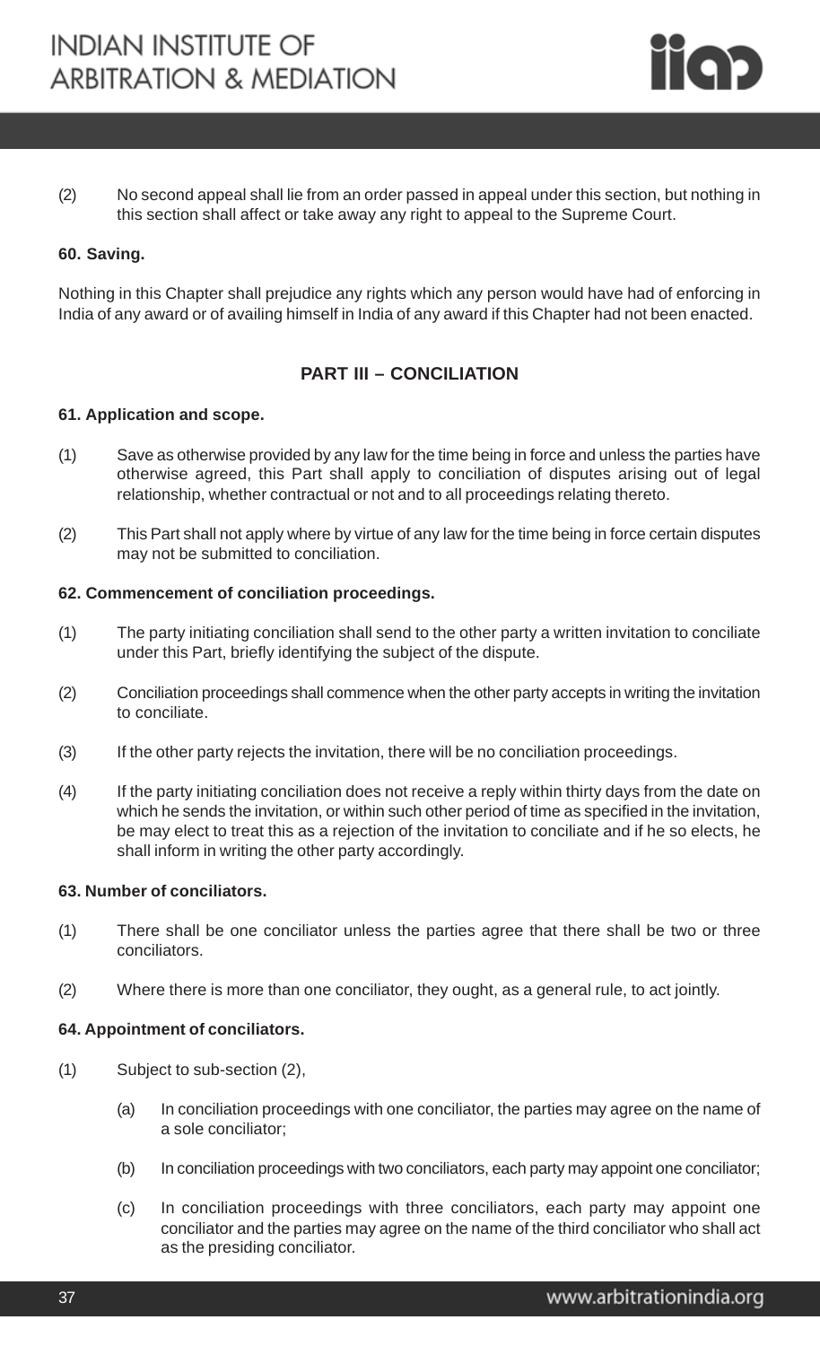(2) No second appeal shall lie from an order passed in appeal under this section, but nothing in this section shall affect or take away any right to appeal to the Supreme Court.

**60. Saving.**

Nothing in this Chapter shall prejudice any rights which any person would have had of enforcing in India of any award or of availing himself in India of any award if this Chapter had not been enacted.

## PART III – CONCILIATION

**61. Application and scope.**

(1) Save as otherwise provided by any law for the time being in force and unless the parties have otherwise agreed, this Part shall apply to conciliation of disputes arising out of legal relationship, whether contractual or not and to all proceedings relating thereto.

(2) This Part shall not apply where by virtue of any law for the time being in force certain disputes may not be submitted to conciliation.

**62. Commencement of conciliation proceedings.**

(1) The party initiating conciliation shall send to the other party a written invitation to conciliate under this Part, briefly identifying the subject of the dispute.

(2) Conciliation proceedings shall commence when the other party accepts in writing the invitation to conciliate.

(3) If the other party rejects the invitation, there will be no conciliation proceedings.

(4) If the party initiating conciliation does not receive a reply within thirty days from the date on which he sends the invitation, or within such other period of time as specified in the invitation, be may elect to treat this as a rejection of the invitation to conciliate and if he so elects, he shall inform in writing the other party accordingly.

**63. Number of conciliators.**

(1) There shall be one conciliator unless the parties agree that there shall be two or three conciliators.

(2) Where there is more than one conciliator, they ought, as a general rule, to act jointly.

**64. Appointment of conciliators.**

(1) Subject to sub-section (2),

(a) In conciliation proceedings with one conciliator, the parties may agree on the name of a sole conciliator;

(b) In conciliation proceedings with two conciliators, each party may appoint one conciliator;

(c) In conciliation proceedings with three conciliators, each party may appoint one conciliator and the parties may agree on the name of the third conciliator who shall act as the presiding conciliator.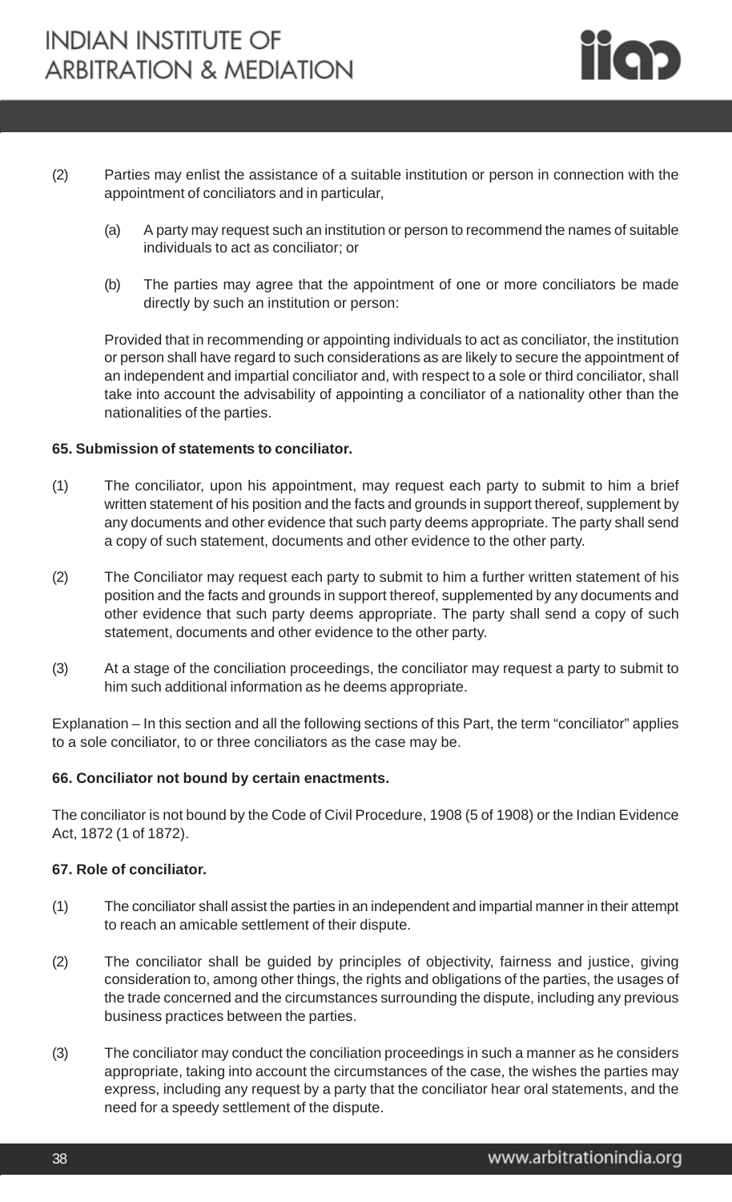(2) Parties may enlist the assistance of a suitable institution or person in connection with the appointment of conciliators and in particular,

   (a) A party may request such an institution or person to recommend the names of suitable individuals to act as conciliator; or

   (b) The parties may agree that the appointment of one or more conciliators be made directly by such an institution or person:

   Provided that in recommending or appointing individuals to act as conciliator, the institution or person shall have regard to such considerations as are likely to secure the appointment of an independent and impartial conciliator and, with respect to a sole or third conciliator, shall take into account the advisability of appointing a conciliator of a nationality other than the nationalities of the parties.

**65. Submission of statements to conciliator.**

(1) The conciliator, upon his appointment, may request each party to submit to him a brief written statement of his position and the facts and grounds in support thereof, supplement by any documents and other evidence that such party deems appropriate. The party shall send a copy of such statement, documents and other evidence to the other party.

(2) The Conciliator may request each party to submit to him a further written statement of his position and the facts and grounds in support thereof, supplemented by any documents and other evidence that such party deems appropriate. The party shall send a copy of such statement, documents and other evidence to the other party.

(3) At a stage of the conciliation proceedings, the conciliator may request a party to submit to him such additional information as he deems appropriate.

Explanation – In this section and all the following sections of this Part, the term "conciliator" applies to a sole conciliator, to or three conciliators as the case may be.

**66. Conciliator not bound by certain enactments.**

The conciliator is not bound by the Code of Civil Procedure, 1908 (5 of 1908) or the Indian Evidence Act, 1872 (1 of 1872).

**67. Role of conciliator.**

(1) The conciliator shall assist the parties in an independent and impartial manner in their attempt to reach an amicable settlement of their dispute.

(2) The conciliator shall be guided by principles of objectivity, fairness and justice, giving consideration to, among other things, the rights and obligations of the parties, the usages of the trade concerned and the circumstances surrounding the dispute, including any previous business practices between the parties.

(3) The conciliator may conduct the conciliation proceedings in such a manner as he considers appropriate, taking into account the circumstances of the case, the wishes the parties may express, including any request by a party that the conciliator hear oral statements, and the need for a speedy settlement of the dispute.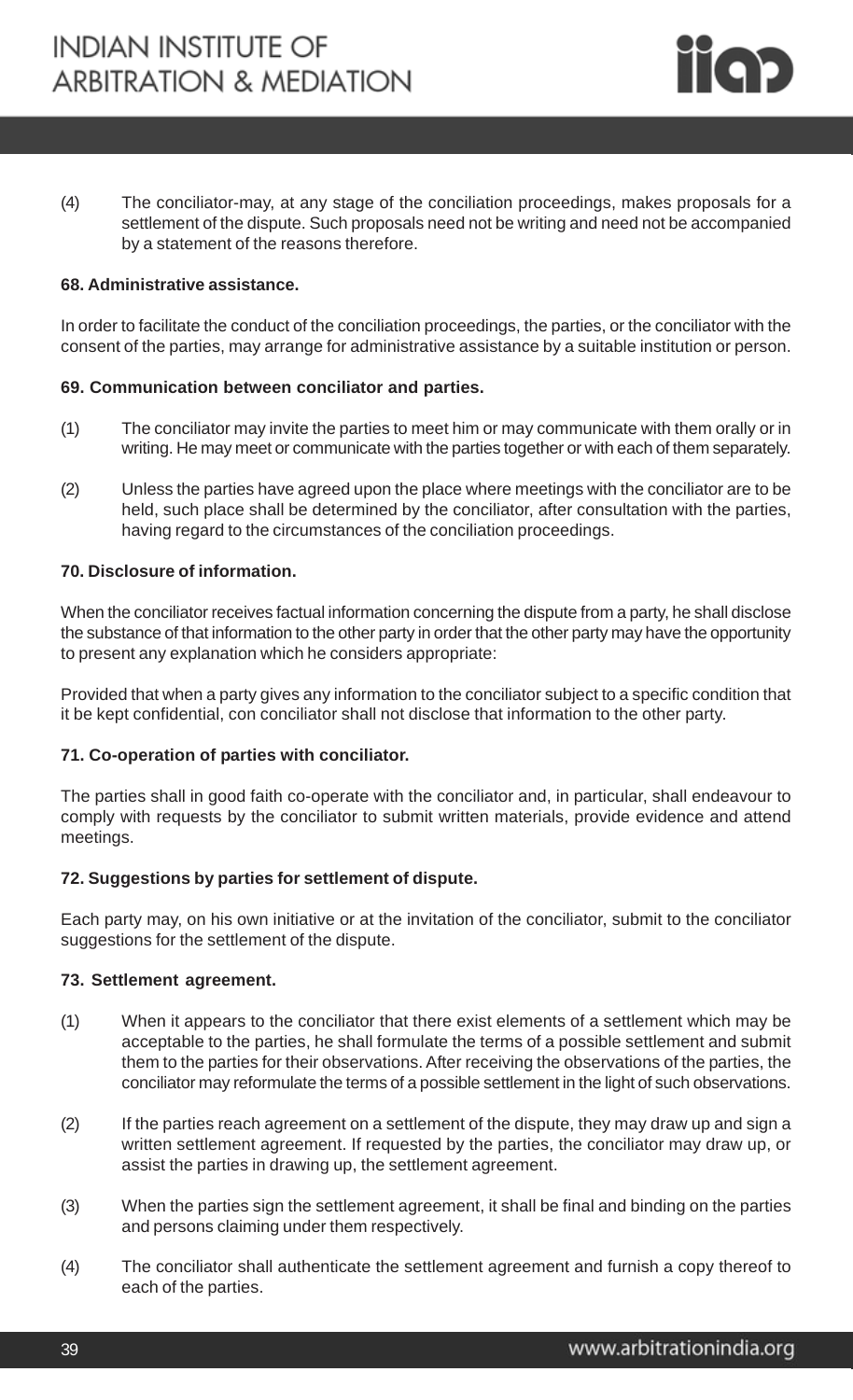(4) The conciliator-may, at any stage of the conciliation proceedings, makes proposals for a settlement of the dispute. Such proposals need not be writing and need not be accompanied by a statement of the reasons therefore.

**68. Administrative assistance.**

In order to facilitate the conduct of the conciliation proceedings, the parties, or the conciliator with the consent of the parties, may arrange for administrative assistance by a suitable institution or person.

**69. Communication between conciliator and parties.**

(1) The conciliator may invite the parties to meet him or may communicate with them orally or in writing. He may meet or communicate with the parties together or with each of them separately.

(2) Unless the parties have agreed upon the place where meetings with the conciliator are to be held, such place shall be determined by the conciliator, after consultation with the parties, having regard to the circumstances of the conciliation proceedings.

**70. Disclosure of information.**

When the conciliator receives factual information concerning the dispute from a party, he shall disclose the substance of that information to the other party in order that the other party may have the opportunity to present any explanation which he considers appropriate:

Provided that when a party gives any information to the conciliator subject to a specific condition that it be kept confidential, con conciliator shall not disclose that information to the other party.

**71. Co-operation of parties with conciliator.**

The parties shall in good faith co-operate with the conciliator and, in particular, shall endeavour to comply with requests by the conciliator to submit written materials, provide evidence and attend meetings.

**72. Suggestions by parties for settlement of dispute.**

Each party may, on his own initiative or at the invitation of the conciliator, submit to the conciliator suggestions for the settlement of the dispute.

**73. Settlement agreement.**

(1) When it appears to the conciliator that there exist elements of a settlement which may be acceptable to the parties, he shall formulate the terms of a possible settlement and submit them to the parties for their observations. After receiving the observations of the parties, the conciliator may reformulate the terms of a possible settlement in the light of such observations.

(2) If the parties reach agreement on a settlement of the dispute, they may draw up and sign a written settlement agreement. If requested by the parties, the conciliator may draw up, or assist the parties in drawing up, the settlement agreement.

(3) When the parties sign the settlement agreement, it shall be final and binding on the parties and persons claiming under them respectively.

(4) The conciliator shall authenticate the settlement agreement and furnish a copy thereof to each of the parties.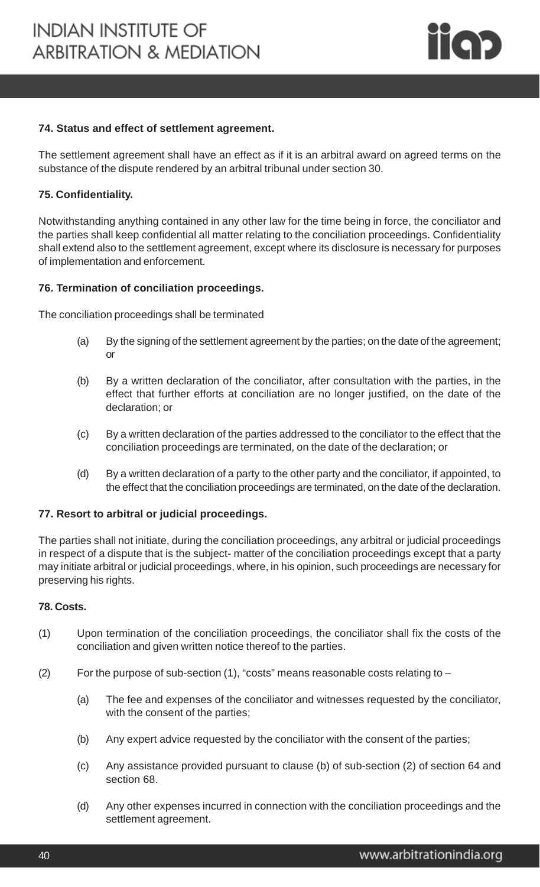**74. Status and effect of settlement agreement.**

The settlement agreement shall have an effect as if it is an arbitral award on agreed terms on the substance of the dispute rendered by an arbitral tribunal under section 30.

**75. Confidentiality.**

Notwithstanding anything contained in any other law for the time being in force, the conciliator and the parties shall keep confidential all matter relating to the conciliation proceedings. Confidentiality shall extend also to the settlement agreement, except where its disclosure is necessary for purposes of implementation and enforcement.

**76. Termination of conciliation proceedings.**

The conciliation proceedings shall be terminated

(a) By the signing of the settlement agreement by the parties; on the date of the agreement; or

(b) By a written declaration of the conciliator, after consultation with the parties, in the effect that further efforts at conciliation are no longer justified, on the date of the declaration; or

(c) By a written declaration of the parties addressed to the conciliator to the effect that the conciliation proceedings are terminated, on the date of the declaration; or

(d) By a written declaration of a party to the other party and the conciliator, if appointed, to the effect that the conciliation proceedings are terminated, on the date of the declaration.

**77. Resort to arbitral or judicial proceedings.**

The parties shall not initiate, during the conciliation proceedings, any arbitral or judicial proceedings in respect of a dispute that is the subject- matter of the conciliation proceedings except that a party may initiate arbitral or judicial proceedings, where, in his opinion, such proceedings are necessary for preserving his rights.

**78. Costs.**

(1) Upon termination of the conciliation proceedings, the conciliator shall fix the costs of the conciliation and given written notice thereof to the parties.

(2) For the purpose of sub-section (1), "costs" means reasonable costs relating to –

(a) The fee and expenses of the conciliator and witnesses requested by the conciliator, with the consent of the parties;

(b) Any expert advice requested by the conciliator with the consent of the parties;

(c) Any assistance provided pursuant to clause (b) of sub-section (2) of section 64 and section 68.

(d) Any other expenses incurred in connection with the conciliation proceedings and the settlement agreement.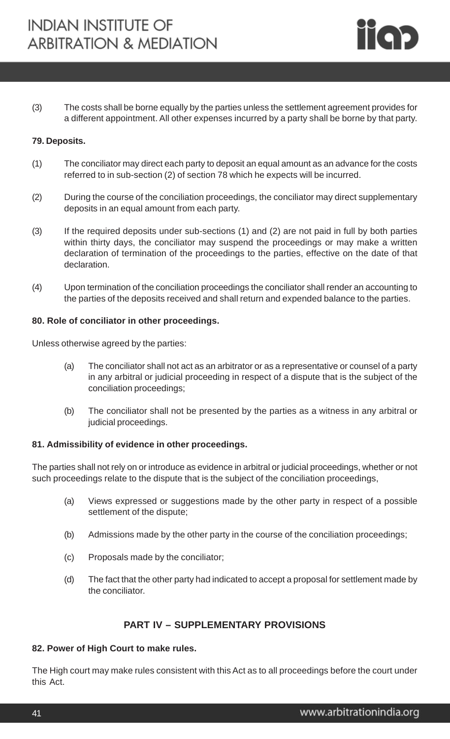(3) The costs shall be borne equally by the parties unless the settlement agreement provides for a different appointment. All other expenses incurred by a party shall be borne by that party.

**79. Deposits.**

(1) The conciliator may direct each party to deposit an equal amount as an advance for the costs referred to in sub-section (2) of section 78 which he expects will be incurred.

(2) During the course of the conciliation proceedings, the conciliator may direct supplementary deposits in an equal amount from each party.

(3) If the required deposits under sub-sections (1) and (2) are not paid in full by both parties within thirty days, the conciliator may suspend the proceedings or may make a written declaration of termination of the proceedings to the parties, effective on the date of that declaration.

(4) Upon termination of the conciliation proceedings the conciliator shall render an accounting to the parties of the deposits received and shall return and expended balance to the parties.

**80. Role of conciliator in other proceedings.**

Unless otherwise agreed by the parties:

(a) The conciliator shall not act as an arbitrator or as a representative or counsel of a party in any arbitral or judicial proceeding in respect of a dispute that is the subject of the conciliation proceedings;

(b) The conciliator shall not be presented by the parties as a witness in any arbitral or judicial proceedings.

**81. Admissibility of evidence in other proceedings.**

The parties shall not rely on or introduce as evidence in arbitral or judicial proceedings, whether or not such proceedings relate to the dispute that is the subject of the conciliation proceedings,

(a) Views expressed or suggestions made by the other party in respect of a possible settlement of the dispute;

(b) Admissions made by the other party in the course of the conciliation proceedings;

(c) Proposals made by the conciliator;

(d) The fact that the other party had indicated to accept a proposal for settlement made by the conciliator.

## PART IV – SUPPLEMENTARY PROVISIONS

**82. Power of High Court to make rules.**

The High court may make rules consistent with this Act as to all proceedings before the court under this Act.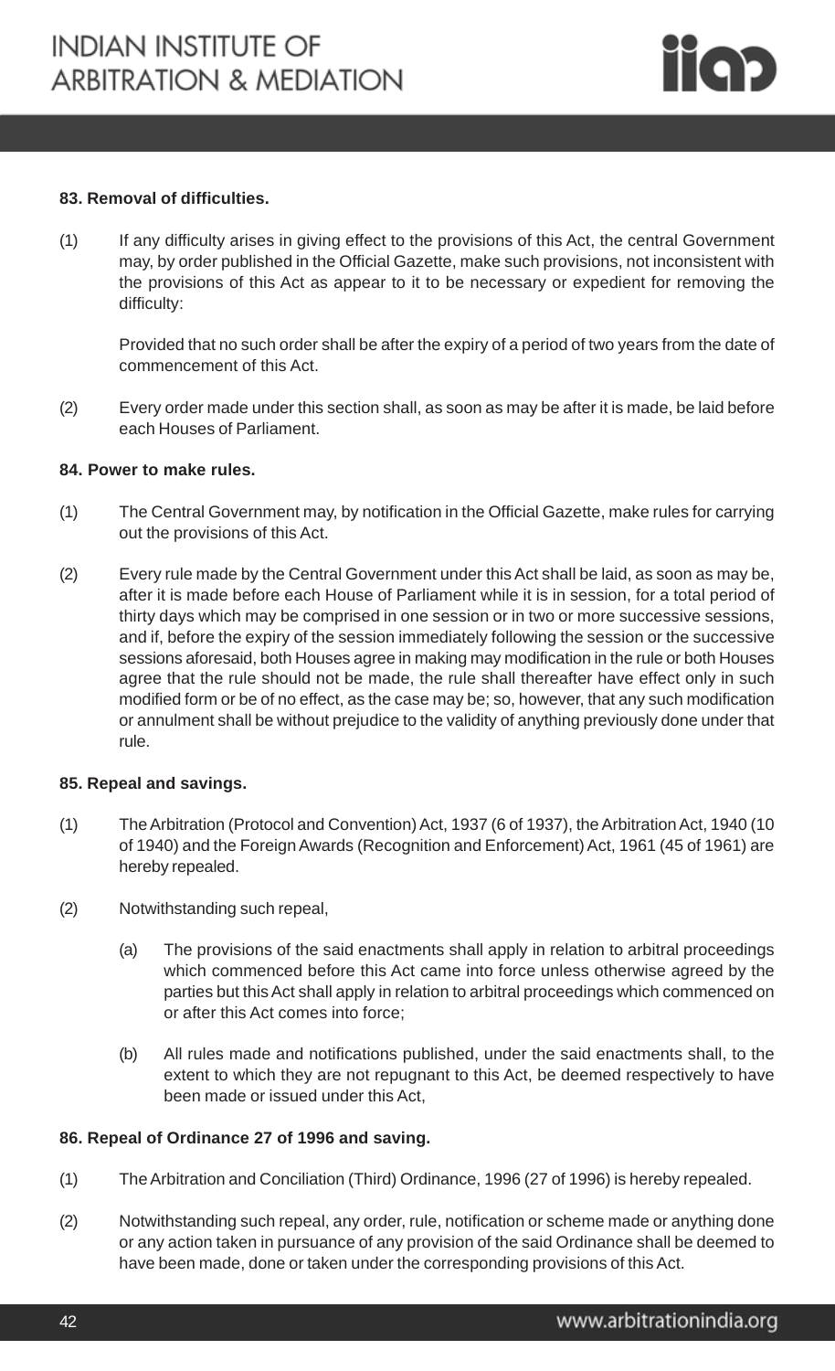**83. Removal of difficulties.**

(1) If any difficulty arises in giving effect to the provisions of this Act, the central Government may, by order published in the Official Gazette, make such provisions, not inconsistent with the provisions of this Act as appear to it to be necessary or expedient for removing the difficulty:

Provided that no such order shall be after the expiry of a period of two years from the date of commencement of this Act.

(2) Every order made under this section shall, as soon as may be after it is made, be laid before each Houses of Parliament.

**84. Power to make rules.**

(1) The Central Government may, by notification in the Official Gazette, make rules for carrying out the provisions of this Act.

(2) Every rule made by the Central Government under this Act shall be laid, as soon as may be, after it is made before each House of Parliament while it is in session, for a total period of thirty days which may be comprised in one session or in two or more successive sessions, and if, before the expiry of the session immediately following the session or the successive sessions aforesaid, both Houses agree in making may modification in the rule or both Houses agree that the rule should not be made, the rule shall thereafter have effect only in such modified form or be of no effect, as the case may be; so, however, that any such modification or annulment shall be without prejudice to the validity of anything previously done under that rule.

**85. Repeal and savings.**

(1) The Arbitration (Protocol and Convention) Act, 1937 (6 of 1937), the Arbitration Act, 1940 (10 of 1940) and the Foreign Awards (Recognition and Enforcement) Act, 1961 (45 of 1961) are hereby repealed.

(2) Notwithstanding such repeal,

(a) The provisions of the said enactments shall apply in relation to arbitral proceedings which commenced before this Act came into force unless otherwise agreed by the parties but this Act shall apply in relation to arbitral proceedings which commenced on or after this Act comes into force;

(b) All rules made and notifications published, under the said enactments shall, to the extent to which they are not repugnant to this Act, be deemed respectively to have been made or issued under this Act,

**86. Repeal of Ordinance 27 of 1996 and saving.**

(1) The Arbitration and Conciliation (Third) Ordinance, 1996 (27 of 1996) is hereby repealed.

(2) Notwithstanding such repeal, any order, rule, notification or scheme made or anything done or any action taken in pursuance of any provision of the said Ordinance shall be deemed to have been made, done or taken under the corresponding provisions of this Act.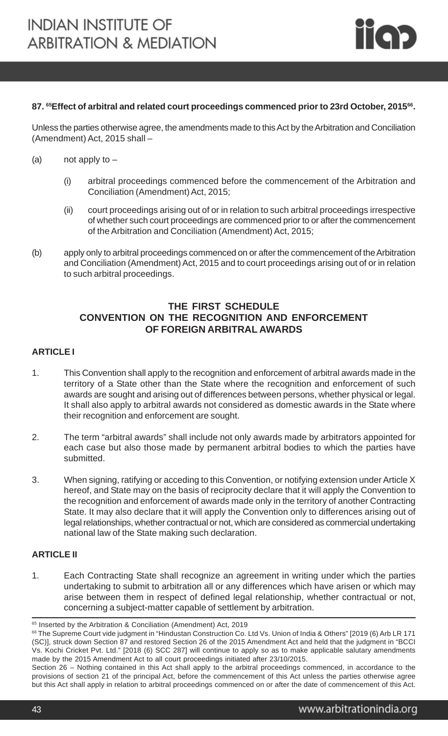**87. [65]Effect of arbitral and related court proceedings commenced prior to 23rd October, 2015[66].**

Unless the parties otherwise agree, the amendments made to this Act by the Arbitration and Conciliation (Amendment) Act, 2015 shall –

(a) not apply to –

(i) arbitral proceedings commenced before the commencement of the Arbitration and Conciliation (Amendment) Act, 2015;

(ii) court proceedings arising out of or in relation to such arbitral proceedings irrespective of whether such court proceedings are commenced prior to or after the commencement of the Arbitration and Conciliation (Amendment) Act, 2015;

(b) apply only to arbitral proceedings commenced on or after the commencement of the Arbitration and Conciliation (Amendment) Act, 2015 and to court proceedings arising out of or in relation to such arbitral proceedings.

## THE FIRST SCHEDULE
## CONVENTION ON THE RECOGNITION AND ENFORCEMENT OF FOREIGN ARBITRAL AWARDS

**ARTICLE I**

1. This Convention shall apply to the recognition and enforcement of arbitral awards made in the territory of a State other than the State where the recognition and enforcement of such awards are sought and arising out of differences between persons, whether physical or legal. It shall also apply to arbitral awards not considered as domestic awards in the State where their recognition and enforcement are sought.

2. The term "arbitral awards" shall include not only awards made by arbitrators appointed for each case but also those made by permanent arbitral bodies to which the parties have submitted.

3. When signing, ratifying or acceding to this Convention, or notifying extension under Article X hereof, and State may on the basis of reciprocity declare that it will apply the Convention to the recognition and enforcement of awards made only in the territory of another Contracting State. It may also declare that it will apply the Convention only to differences arising out of legal relationships, whether contractual or not, which are considered as commercial undertaking national law of the State making such declaration.

**ARTICLE II**

1. Each Contracting State shall recognize an agreement in writing under which the parties undertaking to submit to arbitration all or any differences which have arisen or which may arise between them in respect of defined legal relationship, whether contractual or not, concerning a subject-matter capable of settlement by arbitration.

---

[65] Inserted by the Arbitration & Conciliation (Amendment) Act, 2019

[66] The Supreme Court vide judgment in "Hindustan Construction Co. Ltd Vs. Union of India & Others" [2019 (6) Arb LR 171 (SC)], struck down Section 87 and restored Section 26 of the 2015 Amendment Act and held that the judgment in "BCCI Vs. Kochi Cricket Pvt. Ltd." [2018 (6) SCC 287] will continue to apply so as to make applicable salutary amendments made by the 2015 Amendment Act to all court proceedings initiated after 23/10/2015.

Section 26 – Nothing contained in this Act shall apply to the arbitral proceedings commenced, in accordance to the provisions of section 21 of the principal Act, before the commencement of this Act unless the parties otherwise agree but this Act shall apply in relation to arbitral proceedings commenced on or after the date of commencement of this Act.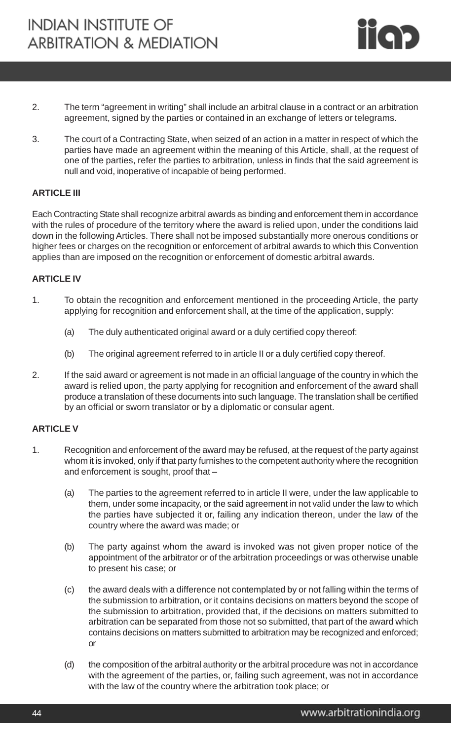2. The term "agreement in writing" shall include an arbitral clause in a contract or an arbitration agreement, signed by the parties or contained in an exchange of letters or telegrams.

3. The court of a Contracting State, when seized of an action in a matter in respect of which the parties have made an agreement within the meaning of this Article, shall, at the request of one of the parties, refer the parties to arbitration, unless in finds that the said agreement is null and void, inoperative of incapable of being performed.

**ARTICLE III**

Each Contracting State shall recognize arbitral awards as binding and enforcement them in accordance with the rules of procedure of the territory where the award is relied upon, under the conditions laid down in the following Articles. There shall not be imposed substantially more onerous conditions or higher fees or charges on the recognition or enforcement of arbitral awards to which this Convention applies than are imposed on the recognition or enforcement of domestic arbitral awards.

**ARTICLE IV**

1. To obtain the recognition and enforcement mentioned in the proceeding Article, the party applying for recognition and enforcement shall, at the time of the application, supply:

   (a) The duly authenticated original award or a duly certified copy thereof:

   (b) The original agreement referred to in article II or a duly certified copy thereof.

2. If the said award or agreement is not made in an official language of the country in which the award is relied upon, the party applying for recognition and enforcement of the award shall produce a translation of these documents into such language. The translation shall be certified by an official or sworn translator or by a diplomatic or consular agent.

**ARTICLE V**

1. Recognition and enforcement of the award may be refused, at the request of the party against whom it is invoked, only if that party furnishes to the competent authority where the recognition and enforcement is sought, proof that –

   (a) The parties to the agreement referred to in article II were, under the law applicable to them, under some incapacity, or the said agreement in not valid under the law to which the parties have subjected it or, failing any indication thereon, under the law of the country where the award was made; or

   (b) The party against whom the award is invoked was not given proper notice of the appointment of the arbitrator or of the arbitration proceedings or was otherwise unable to present his case; or

   (c) the award deals with a difference not contemplated by or not falling within the terms of the submission to arbitration, or it contains decisions on matters beyond the scope of the submission to arbitration, provided that, if the decisions on matters submitted to arbitration can be separated from those not so submitted, that part of the award which contains decisions on matters submitted to arbitration may be recognized and enforced; or

   (d) the composition of the arbitral authority or the arbitral procedure was not in accordance with the agreement of the parties, or, failing such agreement, was not in accordance with the law of the country where the arbitration took place; or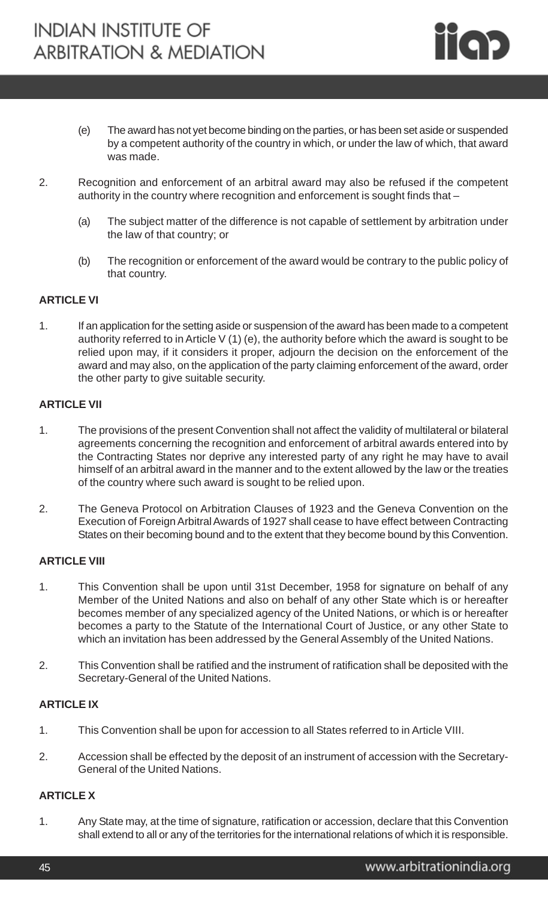(e) The award has not yet become binding on the parties, or has been set aside or suspended by a competent authority of the country in which, or under the law of which, that award was made.

2. Recognition and enforcement of an arbitral award may also be refused if the competent authority in the country where recognition and enforcement is sought finds that –

    (a) The subject matter of the difference is not capable of settlement by arbitration under the law of that country; or

    (b) The recognition or enforcement of the award would be contrary to the public policy of that country.

**ARTICLE VI**

1. If an application for the setting aside or suspension of the award has been made to a competent authority referred to in Article V (1) (e), the authority before which the award is sought to be relied upon may, if it considers it proper, adjourn the decision on the enforcement of the award and may also, on the application of the party claiming enforcement of the award, order the other party to give suitable security.

**ARTICLE VII**

1. The provisions of the present Convention shall not affect the validity of multilateral or bilateral agreements concerning the recognition and enforcement of arbitral awards entered into by the Contracting States nor deprive any interested party of any right he may have to avail himself of an arbitral award in the manner and to the extent allowed by the law or the treaties of the country where such award is sought to be relied upon.

2. The Geneva Protocol on Arbitration Clauses of 1923 and the Geneva Convention on the Execution of Foreign Arbitral Awards of 1927 shall cease to have effect between Contracting States on their becoming bound and to the extent that they become bound by this Convention.

**ARTICLE VIII**

1. This Convention shall be upon until 31st December, 1958 for signature on behalf of any Member of the United Nations and also on behalf of any other State which is or hereafter becomes member of any specialized agency of the United Nations, or which is or hereafter becomes a party to the Statute of the International Court of Justice, or any other State to which an invitation has been addressed by the General Assembly of the United Nations.

2. This Convention shall be ratified and the instrument of ratification shall be deposited with the Secretary-General of the United Nations.

**ARTICLE IX**

1. This Convention shall be upon for accession to all States referred to in Article VIII.

2. Accession shall be effected by the deposit of an instrument of accession with the Secretary-General of the United Nations.

**ARTICLE X**

1. Any State may, at the time of signature, ratification or accession, declare that this Convention shall extend to all or any of the territories for the international relations of which it is responsible.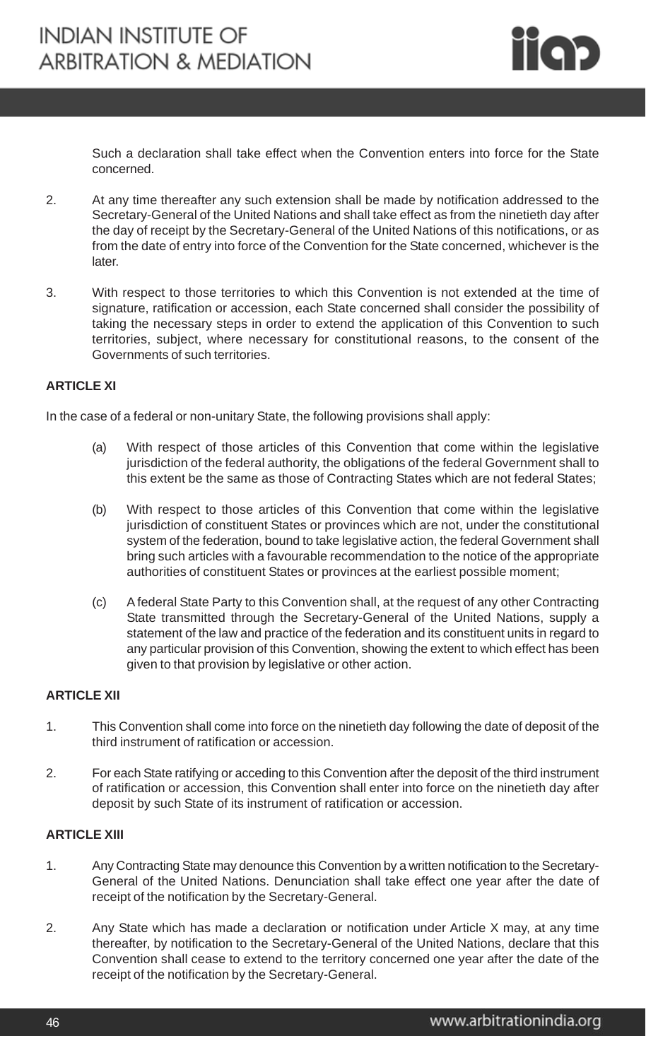Such a declaration shall take effect when the Convention enters into force for the State concerned.

2. At any time thereafter any such extension shall be made by notification addressed to the Secretary-General of the United Nations and shall take effect as from the ninetieth day after the day of receipt by the Secretary-General of the United Nations of this notifications, or as from the date of entry into force of the Convention for the State concerned, whichever is the later.

3. With respect to those territories to which this Convention is not extended at the time of signature, ratification or accession, each State concerned shall consider the possibility of taking the necessary steps in order to extend the application of this Convention to such territories, subject, where necessary for constitutional reasons, to the consent of the Governments of such territories.

**ARTICLE XI**

In the case of a federal or non-unitary State, the following provisions shall apply:

(a) With respect of those articles of this Convention that come within the legislative jurisdiction of the federal authority, the obligations of the federal Government shall to this extent be the same as those of Contracting States which are not federal States;

(b) With respect to those articles of this Convention that come within the legislative jurisdiction of constituent States or provinces which are not, under the constitutional system of the federation, bound to take legislative action, the federal Government shall bring such articles with a favourable recommendation to the notice of the appropriate authorities of constituent States or provinces at the earliest possible moment;

(c) A federal State Party to this Convention shall, at the request of any other Contracting State transmitted through the Secretary-General of the United Nations, supply a statement of the law and practice of the federation and its constituent units in regard to any particular provision of this Convention, showing the extent to which effect has been given to that provision by legislative or other action.

**ARTICLE XII**

1. This Convention shall come into force on the ninetieth day following the date of deposit of the third instrument of ratification or accession.

2. For each State ratifying or acceding to this Convention after the deposit of the third instrument of ratification or accession, this Convention shall enter into force on the ninetieth day after deposit by such State of its instrument of ratification or accession.

**ARTICLE XIII**

1. Any Contracting State may denounce this Convention by a written notification to the Secretary-General of the United Nations. Denunciation shall take effect one year after the date of receipt of the notification by the Secretary-General.

2. Any State which has made a declaration or notification under Article X may, at any time thereafter, by notification to the Secretary-General of the United Nations, declare that this Convention shall cease to extend to the territory concerned one year after the date of the receipt of the notification by the Secretary-General.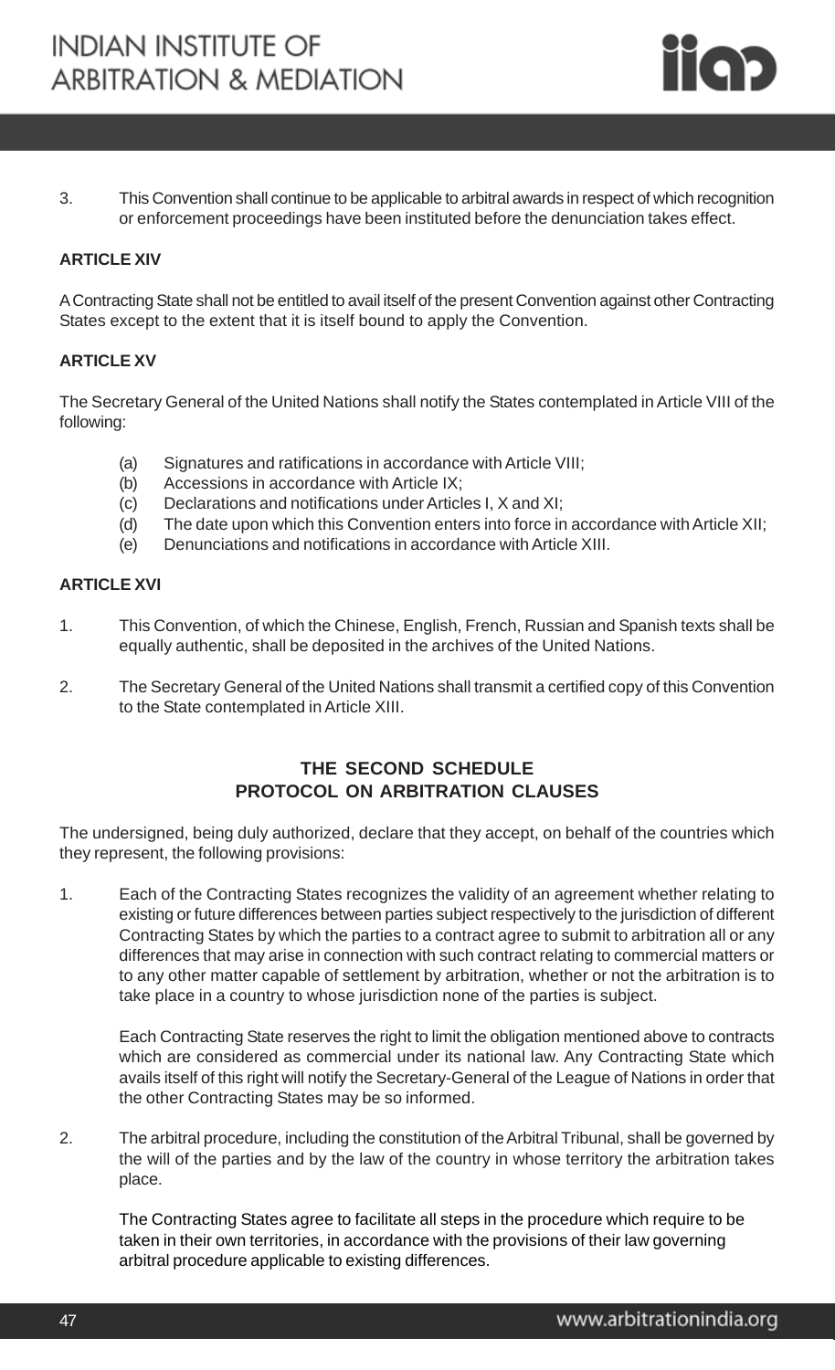3. This Convention shall continue to be applicable to arbitral awards in respect of which recognition or enforcement proceedings have been instituted before the denunciation takes effect.

**ARTICLE XIV**

A Contracting State shall not be entitled to avail itself of the present Convention against other Contracting States except to the extent that it is itself bound to apply the Convention.

**ARTICLE XV**

The Secretary General of the United Nations shall notify the States contemplated in Article VIII of the following:

(a) Signatures and ratifications in accordance with Article VIII;
(b) Accessions in accordance with Article IX;
(c) Declarations and notifications under Articles I, X and XI;
(d) The date upon which this Convention enters into force in accordance with Article XII;
(e) Denunciations and notifications in accordance with Article XIII.

**ARTICLE XVI**

1. This Convention, of which the Chinese, English, French, Russian and Spanish texts shall be equally authentic, shall be deposited in the archives of the United Nations.

2. The Secretary General of the United Nations shall transmit a certified copy of this Convention to the State contemplated in Article XIII.

## THE SECOND SCHEDULE
## PROTOCOL ON ARBITRATION CLAUSES

The undersigned, being duly authorized, declare that they accept, on behalf of the countries which they represent, the following provisions:

1. Each of the Contracting States recognizes the validity of an agreement whether relating to existing or future differences between parties subject respectively to the jurisdiction of different Contracting States by which the parties to a contract agree to submit to arbitration all or any differences that may arise in connection with such contract relating to commercial matters or to any other matter capable of settlement by arbitration, whether or not the arbitration is to take place in a country to whose jurisdiction none of the parties is subject.

   Each Contracting State reserves the right to limit the obligation mentioned above to contracts which are considered as commercial under its national law. Any Contracting State which avails itself of this right will notify the Secretary-General of the League of Nations in order that the other Contracting States may be so informed.

2. The arbitral procedure, including the constitution of the Arbitral Tribunal, shall be governed by the will of the parties and by the law of the country in whose territory the arbitration takes place.

   The Contracting States agree to facilitate all steps in the procedure which require to be taken in their own territories, in accordance with the provisions of their law governing arbitral procedure applicable to existing differences.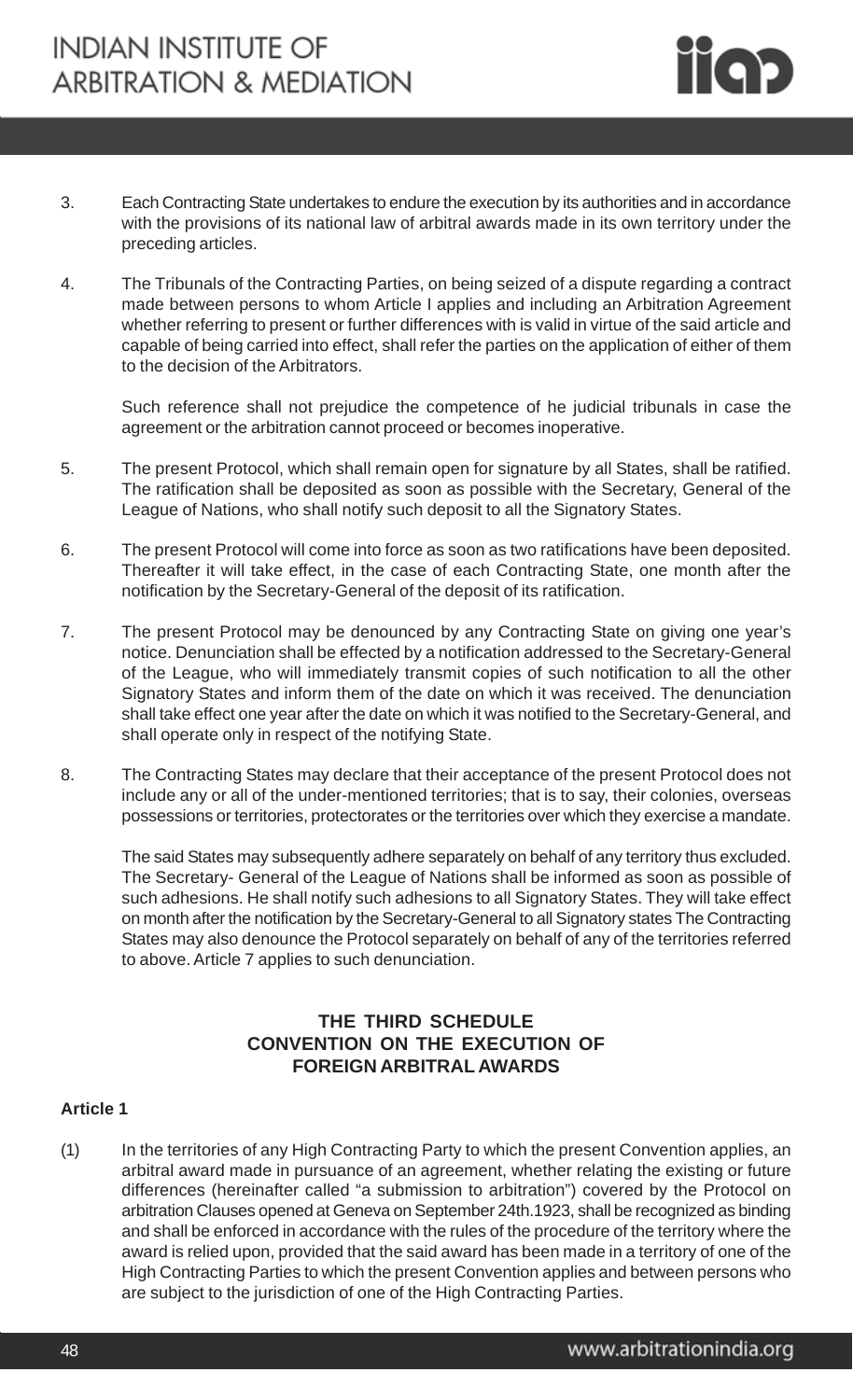3. Each Contracting State undertakes to endure the execution by its authorities and in accordance with the provisions of its national law of arbitral awards made in its own territory under the preceding articles.

4. The Tribunals of the Contracting Parties, on being seized of a dispute regarding a contract made between persons to whom Article I applies and including an Arbitration Agreement whether referring to present or further differences with is valid in virtue of the said article and capable of being carried into effect, shall refer the parties on the application of either of them to the decision of the Arbitrators.

   Such reference shall not prejudice the competence of he judicial tribunals in case the agreement or the arbitration cannot proceed or becomes inoperative.

5. The present Protocol, which shall remain open for signature by all States, shall be ratified. The ratification shall be deposited as soon as possible with the Secretary, General of the League of Nations, who shall notify such deposit to all the Signatory States.

6. The present Protocol will come into force as soon as two ratifications have been deposited. Thereafter it will take effect, in the case of each Contracting State, one month after the notification by the Secretary-General of the deposit of its ratification.

7. The present Protocol may be denounced by any Contracting State on giving one year's notice. Denunciation shall be effected by a notification addressed to the Secretary-General of the League, who will immediately transmit copies of such notification to all the other Signatory States and inform them of the date on which it was received. The denunciation shall take effect one year after the date on which it was notified to the Secretary-General, and shall operate only in respect of the notifying State.

8. The Contracting States may declare that their acceptance of the present Protocol does not include any or all of the under-mentioned territories; that is to say, their colonies, overseas possessions or territories, protectorates or the territories over which they exercise a mandate.

   The said States may subsequently adhere separately on behalf of any territory thus excluded. The Secretary- General of the League of Nations shall be informed as soon as possible of such adhesions. He shall notify such adhesions to all Signatory States. They will take effect on month after the notification by the Secretary-General to all Signatory states The Contracting States may also denounce the Protocol separately on behalf of any of the territories referred to above. Article 7 applies to such denunciation.

## THE THIRD SCHEDULE
## CONVENTION ON THE EXECUTION OF FOREIGN ARBITRAL AWARDS

**Article 1**

(1) In the territories of any High Contracting Party to which the present Convention applies, an arbitral award made in pursuance of an agreement, whether relating the existing or future differences (hereinafter called "a submission to arbitration") covered by the Protocol on arbitration Clauses opened at Geneva on September 24th.1923, shall be recognized as binding and shall be enforced in accordance with the rules of the procedure of the territory where the award is relied upon, provided that the said award has been made in a territory of one of the High Contracting Parties to which the present Convention applies and between persons who are subject to the jurisdiction of one of the High Contracting Parties.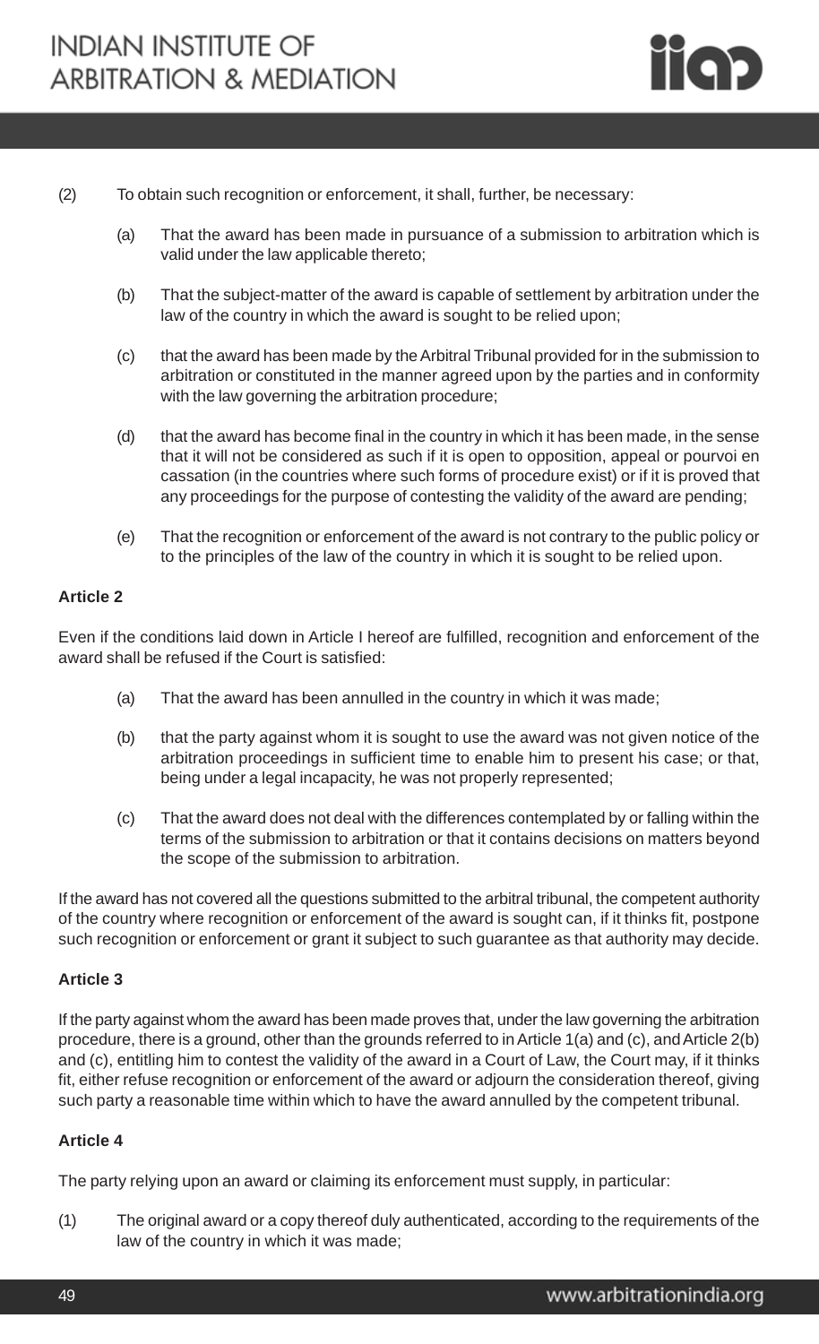(2) To obtain such recognition or enforcement, it shall, further, be necessary:

(a) That the award has been made in pursuance of a submission to arbitration which is valid under the law applicable thereto;

(b) That the subject-matter of the award is capable of settlement by arbitration under the law of the country in which the award is sought to be relied upon;

(c) that the award has been made by the Arbitral Tribunal provided for in the submission to arbitration or constituted in the manner agreed upon by the parties and in conformity with the law governing the arbitration procedure;

(d) that the award has become final in the country in which it has been made, in the sense that it will not be considered as such if it is open to opposition, appeal or pourvoi en cassation (in the countries where such forms of procedure exist) or if it is proved that any proceedings for the purpose of contesting the validity of the award are pending;

(e) That the recognition or enforcement of the award is not contrary to the public policy or to the principles of the law of the country in which it is sought to be relied upon.

**Article 2**

Even if the conditions laid down in Article I hereof are fulfilled, recognition and enforcement of the award shall be refused if the Court is satisfied:

(a) That the award has been annulled in the country in which it was made;

(b) that the party against whom it is sought to use the award was not given notice of the arbitration proceedings in sufficient time to enable him to present his case; or that, being under a legal incapacity, he was not properly represented;

(c) That the award does not deal with the differences contemplated by or falling within the terms of the submission to arbitration or that it contains decisions on matters beyond the scope of the submission to arbitration.

If the award has not covered all the questions submitted to the arbitral tribunal, the competent authority of the country where recognition or enforcement of the award is sought can, if it thinks fit, postpone such recognition or enforcement or grant it subject to such guarantee as that authority may decide.

**Article 3**

If the party against whom the award has been made proves that, under the law governing the arbitration procedure, there is a ground, other than the grounds referred to in Article 1(a) and (c), and Article 2(b) and (c), entitling him to contest the validity of the award in a Court of Law, the Court may, if it thinks fit, either refuse recognition or enforcement of the award or adjourn the consideration thereof, giving such party a reasonable time within which to have the award annulled by the competent tribunal.

**Article 4**

The party relying upon an award or claiming its enforcement must supply, in particular:

(1) The original award or a copy thereof duly authenticated, according to the requirements of the law of the country in which it was made;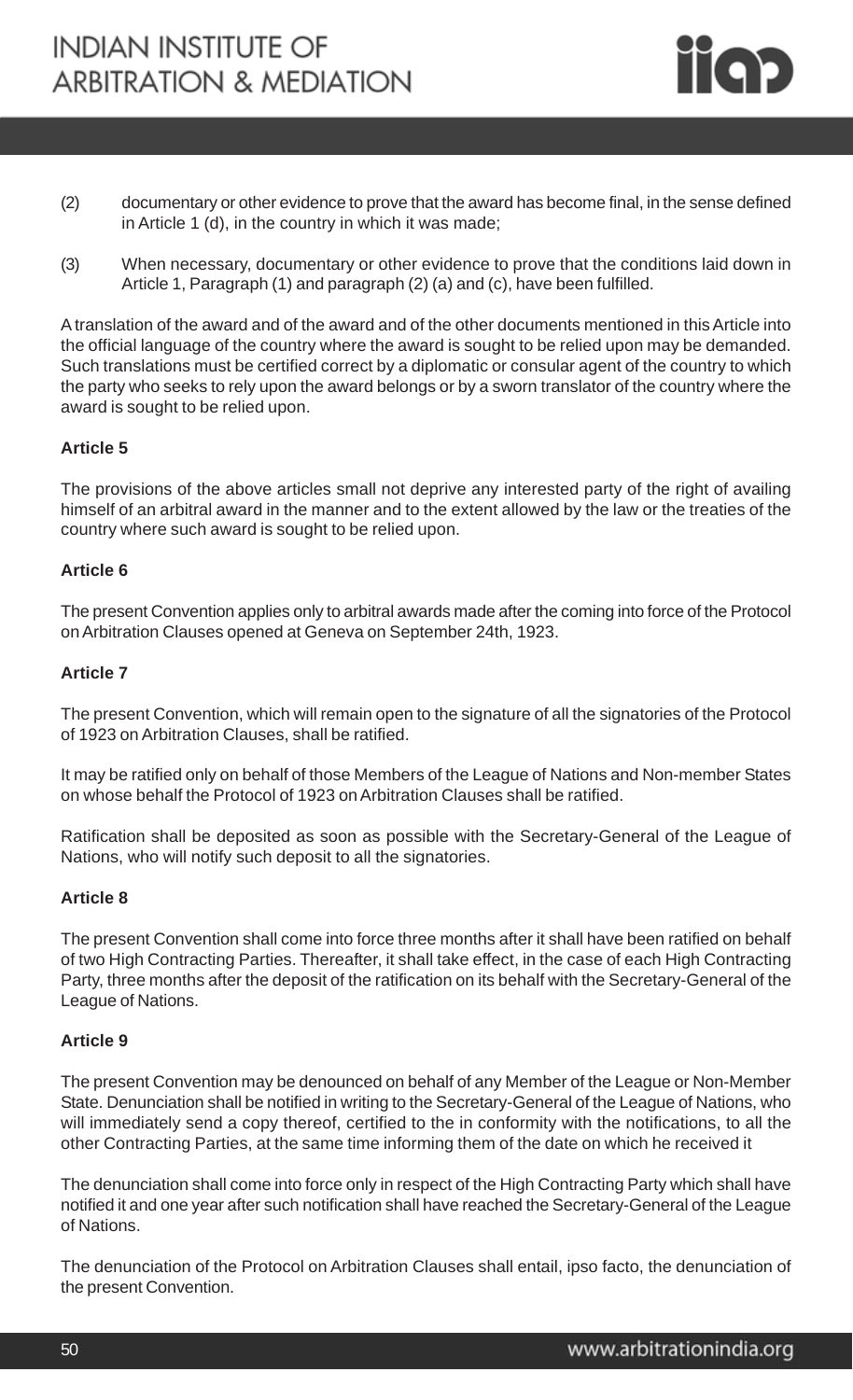(2) documentary or other evidence to prove that the award has become final, in the sense defined in Article 1 (d), in the country in which it was made;

(3) When necessary, documentary or other evidence to prove that the conditions laid down in Article 1, Paragraph (1) and paragraph (2) (a) and (c), have been fulfilled.

A translation of the award and of the award and of the other documents mentioned in this Article into the official language of the country where the award is sought to be relied upon may be demanded. Such translations must be certified correct by a diplomatic or consular agent of the country to which the party who seeks to rely upon the award belongs or by a sworn translator of the country where the award is sought to be relied upon.

**Article 5**

The provisions of the above articles small not deprive any interested party of the right of availing himself of an arbitral award in the manner and to the extent allowed by the law or the treaties of the country where such award is sought to be relied upon.

**Article 6**

The present Convention applies only to arbitral awards made after the coming into force of the Protocol on Arbitration Clauses opened at Geneva on September 24th, 1923.

**Article 7**

The present Convention, which will remain open to the signature of all the signatories of the Protocol of 1923 on Arbitration Clauses, shall be ratified.

It may be ratified only on behalf of those Members of the League of Nations and Non-member States on whose behalf the Protocol of 1923 on Arbitration Clauses shall be ratified.

Ratification shall be deposited as soon as possible with the Secretary-General of the League of Nations, who will notify such deposit to all the signatories.

**Article 8**

The present Convention shall come into force three months after it shall have been ratified on behalf of two High Contracting Parties. Thereafter, it shall take effect, in the case of each High Contracting Party, three months after the deposit of the ratification on its behalf with the Secretary-General of the League of Nations.

**Article 9**

The present Convention may be denounced on behalf of any Member of the League or Non-Member State. Denunciation shall be notified in writing to the Secretary-General of the League of Nations, who will immediately send a copy thereof, certified to the in conformity with the notifications, to all the other Contracting Parties, at the same time informing them of the date on which he received it

The denunciation shall come into force only in respect of the High Contracting Party which shall have notified it and one year after such notification shall have reached the Secretary-General of the League of Nations.

The denunciation of the Protocol on Arbitration Clauses shall entail, ipso facto, the denunciation of the present Convention.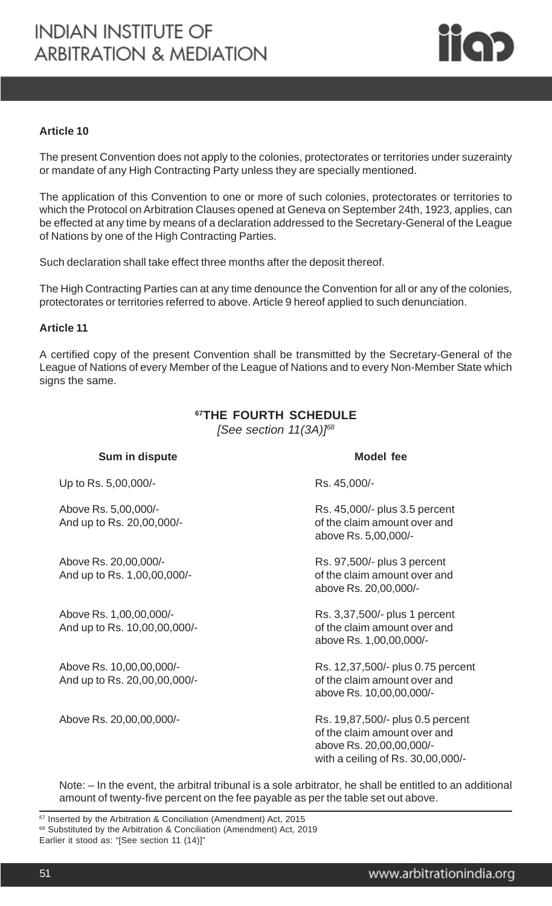**Article 10**

The present Convention does not apply to the colonies, protectorates or territories under suzerainty or mandate of any High Contracting Party unless they are specially mentioned.

The application of this Convention to one or more of such colonies, protectorates or territories to which the Protocol on Arbitration Clauses opened at Geneva on September 24th, 1923, applies, can be effected at any time by means of a declaration addressed to the Secretary-General of the League of Nations by one of the High Contracting Parties.

Such declaration shall take effect three months after the deposit thereof.

The High Contracting Parties can at any time denounce the Convention for all or any of the colonies, protectorates or territories referred to above. Article 9 hereof applied to such denunciation.

**Article 11**

A certified copy of the present Convention shall be transmitted by the Secretary-General of the League of Nations of every Member of the League of Nations and to every Non-Member State which signs the same.

## [67]THE FOURTH SCHEDULE

*[See section 11(3A)][68]*

| Sum in dispute | Model fee |
|---|---|
| Up to Rs. 5,00,000/- | Rs. 45,000/- |
| Above Rs. 5,00,000/- And up to Rs. 20,00,000/- | Rs. 45,000/- plus 3.5 percent of the claim amount over and above Rs. 5,00,000/- |
| Above Rs. 20,00,000/- And up to Rs. 1,00,00,000/- | Rs. 97,500/- plus 3 percent of the claim amount over and above Rs. 20,00,000/- |
| Above Rs. 1,00,00,000/- And up to Rs. 10,00,00,000/- | Rs. 3,37,500/- plus 1 percent of the claim amount over and above Rs. 1,00,00,000/- |
| Above Rs. 10,00,00,000/- And up to Rs. 20,00,00,000/- | Rs. 12,37,500/- plus 0.75 percent of the claim amount over and above Rs. 10,00,00,000/- |
| Above Rs. 20,00,00,000/- | Rs. 19,87,500/- plus 0.5 percent of the claim amount over and above Rs. 20,00,00,000/- with a ceiling of Rs. 30,00,000/- |

Note: – In the event, the arbitral tribunal is a sole arbitrator, he shall be entitled to an additional amount of twenty-five percent on the fee payable as per the table set out above.

---

[67] Inserted by the Arbitration & Conciliation (Amendment) Act, 2015

[68] Substituted by the Arbitration & Conciliation (Amendment) Act, 2019
Earlier it stood as: "[See section 11 (14)]"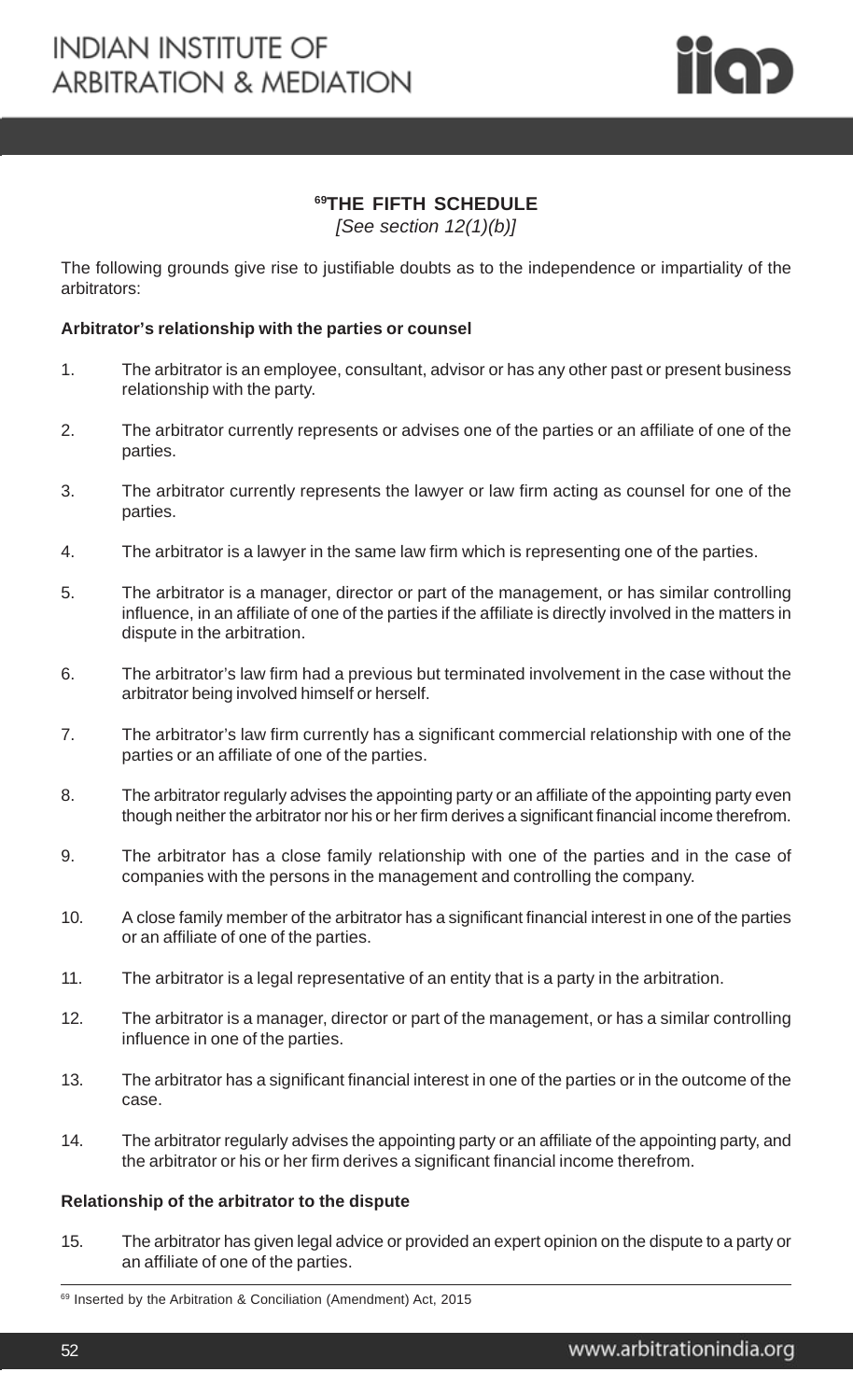## [69]THE FIFTH SCHEDULE

*[See section 12(1)(b)]*

The following grounds give rise to justifiable doubts as to the independence or impartiality of the arbitrators:

**Arbitrator's relationship with the parties or counsel**

1. The arbitrator is an employee, consultant, advisor or has any other past or present business relationship with the party.
2. The arbitrator currently represents or advises one of the parties or an affiliate of one of the parties.
3. The arbitrator currently represents the lawyer or law firm acting as counsel for one of the parties.
4. The arbitrator is a lawyer in the same law firm which is representing one of the parties.
5. The arbitrator is a manager, director or part of the management, or has similar controlling influence, in an affiliate of one of the parties if the affiliate is directly involved in the matters in dispute in the arbitration.
6. The arbitrator's law firm had a previous but terminated involvement in the case without the arbitrator being involved himself or herself.
7. The arbitrator's law firm currently has a significant commercial relationship with one of the parties or an affiliate of one of the parties.
8. The arbitrator regularly advises the appointing party or an affiliate of the appointing party even though neither the arbitrator nor his or her firm derives a significant financial income therefrom.
9. The arbitrator has a close family relationship with one of the parties and in the case of companies with the persons in the management and controlling the company.
10. A close family member of the arbitrator has a significant financial interest in one of the parties or an affiliate of one of the parties.
11. The arbitrator is a legal representative of an entity that is a party in the arbitration.
12. The arbitrator is a manager, director or part of the management, or has a similar controlling influence in one of the parties.
13. The arbitrator has a significant financial interest in one of the parties or in the outcome of the case.
14. The arbitrator regularly advises the appointing party or an affiliate of the appointing party, and the arbitrator or his or her firm derives a significant financial income therefrom.

**Relationship of the arbitrator to the dispute**

15. The arbitrator has given legal advice or provided an expert opinion on the dispute to a party or an affiliate of one of the parties.

[69] Inserted by the Arbitration & Conciliation (Amendment) Act, 2015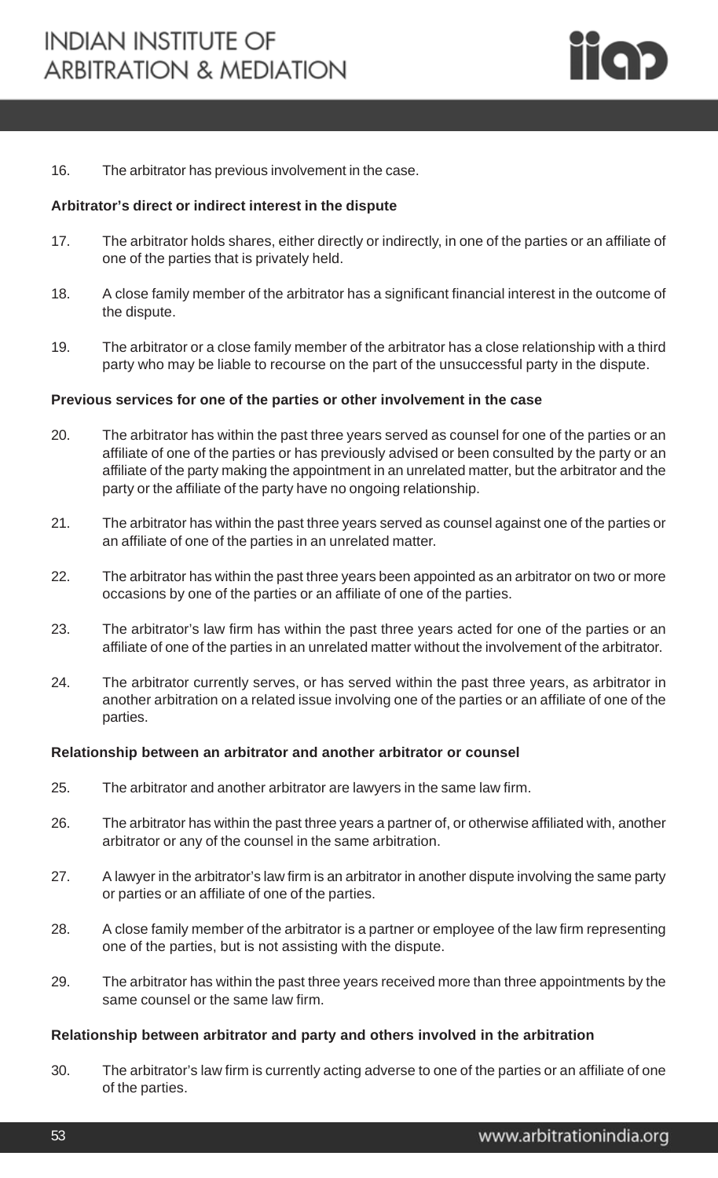16. The arbitrator has previous involvement in the case.

**Arbitrator's direct or indirect interest in the dispute**

17. The arbitrator holds shares, either directly or indirectly, in one of the parties or an affiliate of one of the parties that is privately held.

18. A close family member of the arbitrator has a significant financial interest in the outcome of the dispute.

19. The arbitrator or a close family member of the arbitrator has a close relationship with a third party who may be liable to recourse on the part of the unsuccessful party in the dispute.

**Previous services for one of the parties or other involvement in the case**

20. The arbitrator has within the past three years served as counsel for one of the parties or an affiliate of one of the parties or has previously advised or been consulted by the party or an affiliate of the party making the appointment in an unrelated matter, but the arbitrator and the party or the affiliate of the party have no ongoing relationship.

21. The arbitrator has within the past three years served as counsel against one of the parties or an affiliate of one of the parties in an unrelated matter.

22. The arbitrator has within the past three years been appointed as an arbitrator on two or more occasions by one of the parties or an affiliate of one of the parties.

23. The arbitrator's law firm has within the past three years acted for one of the parties or an affiliate of one of the parties in an unrelated matter without the involvement of the arbitrator.

24. The arbitrator currently serves, or has served within the past three years, as arbitrator in another arbitration on a related issue involving one of the parties or an affiliate of one of the parties.

**Relationship between an arbitrator and another arbitrator or counsel**

25. The arbitrator and another arbitrator are lawyers in the same law firm.

26. The arbitrator has within the past three years a partner of, or otherwise affiliated with, another arbitrator or any of the counsel in the same arbitration.

27. A lawyer in the arbitrator's law firm is an arbitrator in another dispute involving the same party or parties or an affiliate of one of the parties.

28. A close family member of the arbitrator is a partner or employee of the law firm representing one of the parties, but is not assisting with the dispute.

29. The arbitrator has within the past three years received more than three appointments by the same counsel or the same law firm.

**Relationship between arbitrator and party and others involved in the arbitration**

30. The arbitrator's law firm is currently acting adverse to one of the parties or an affiliate of one of the parties.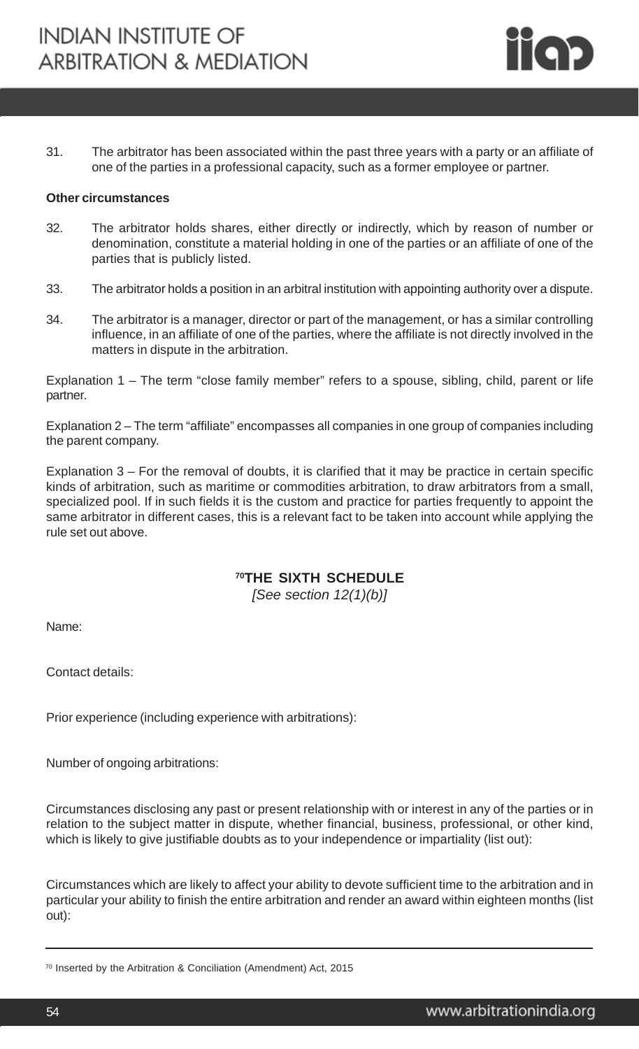31. The arbitrator has been associated within the past three years with a party or an affiliate of one of the parties in a professional capacity, such as a former employee or partner.

**Other circumstances**

32. The arbitrator holds shares, either directly or indirectly, which by reason of number or denomination, constitute a material holding in one of the parties or an affiliate of one of the parties that is publicly listed.

33. The arbitrator holds a position in an arbitral institution with appointing authority over a dispute.

34. The arbitrator is a manager, director or part of the management, or has a similar controlling influence, in an affiliate of one of the parties, where the affiliate is not directly involved in the matters in dispute in the arbitration.

Explanation 1 – The term "close family member" refers to a spouse, sibling, child, parent or life partner.

Explanation 2 – The term "affiliate" encompasses all companies in one group of companies including the parent company.

Explanation 3 – For the removal of doubts, it is clarified that it may be practice in certain specific kinds of arbitration, such as maritime or commodities arbitration, to draw arbitrators from a small, specialized pool. If in such fields it is the custom and practice for parties frequently to appoint the same arbitrator in different cases, this is a relevant fact to be taken into account while applying the rule set out above.

## [70]THE SIXTH SCHEDULE

*[See section 12(1)(b)]*

Name:

Contact details:

Prior experience (including experience with arbitrations):

Number of ongoing arbitrations:

Circumstances disclosing any past or present relationship with or interest in any of the parties or in relation to the subject matter in dispute, whether financial, business, professional, or other kind, which is likely to give justifiable doubts as to your independence or impartiality (list out):

Circumstances which are likely to affect your ability to devote sufficient time to the arbitration and in particular your ability to finish the entire arbitration and render an award within eighteen months (list out):

---

[70] Inserted by the Arbitration & Conciliation (Amendment) Act, 2015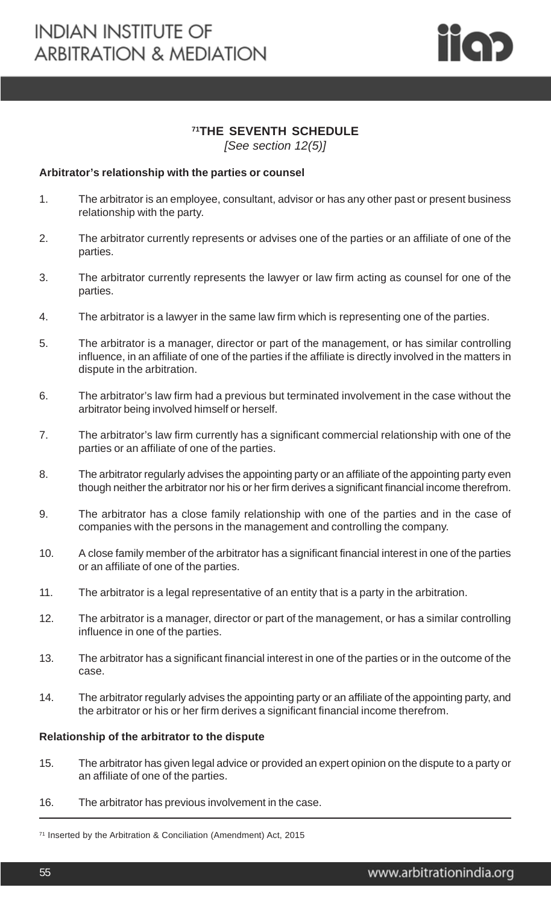# [71]THE SEVENTH SCHEDULE

*[See section 12(5)]*

**Arbitrator's relationship with the parties or counsel**

1. The arbitrator is an employee, consultant, advisor or has any other past or present business relationship with the party.

2. The arbitrator currently represents or advises one of the parties or an affiliate of one of the parties.

3. The arbitrator currently represents the lawyer or law firm acting as counsel for one of the parties.

4. The arbitrator is a lawyer in the same law firm which is representing one of the parties.

5. The arbitrator is a manager, director or part of the management, or has similar controlling influence, in an affiliate of one of the parties if the affiliate is directly involved in the matters in dispute in the arbitration.

6. The arbitrator's law firm had a previous but terminated involvement in the case without the arbitrator being involved himself or herself.

7. The arbitrator's law firm currently has a significant commercial relationship with one of the parties or an affiliate of one of the parties.

8. The arbitrator regularly advises the appointing party or an affiliate of the appointing party even though neither the arbitrator nor his or her firm derives a significant financial income therefrom.

9. The arbitrator has a close family relationship with one of the parties and in the case of companies with the persons in the management and controlling the company.

10. A close family member of the arbitrator has a significant financial interest in one of the parties or an affiliate of one of the parties.

11. The arbitrator is a legal representative of an entity that is a party in the arbitration.

12. The arbitrator is a manager, director or part of the management, or has a similar controlling influence in one of the parties.

13. The arbitrator has a significant financial interest in one of the parties or in the outcome of the case.

14. The arbitrator regularly advises the appointing party or an affiliate of the appointing party, and the arbitrator or his or her firm derives a significant financial income therefrom.

**Relationship of the arbitrator to the dispute**

15. The arbitrator has given legal advice or provided an expert opinion on the dispute to a party or an affiliate of one of the parties.

16. The arbitrator has previous involvement in the case.

---

[71] Inserted by the Arbitration & Conciliation (Amendment) Act, 2015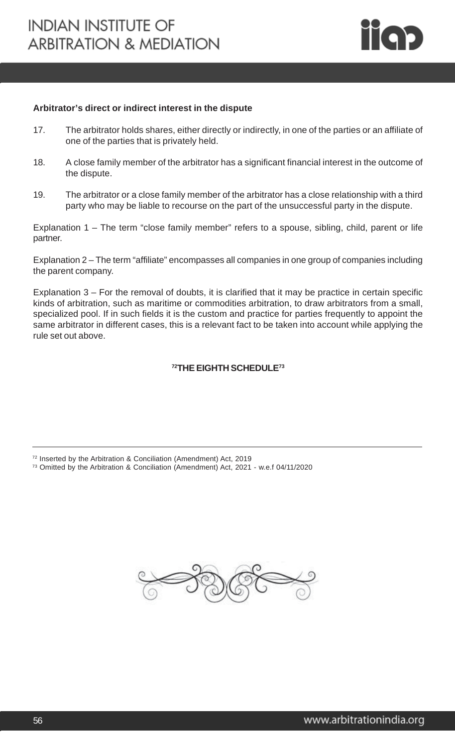**Arbitrator's direct or indirect interest in the dispute**

17. The arbitrator holds shares, either directly or indirectly, in one of the parties or an affiliate of one of the parties that is privately held.

18. A close family member of the arbitrator has a significant financial interest in the outcome of the dispute.

19. The arbitrator or a close family member of the arbitrator has a close relationship with a third party who may be liable to recourse on the part of the unsuccessful party in the dispute.

Explanation 1 – The term "close family member" refers to a spouse, sibling, child, parent or life partner.

Explanation 2 – The term "affiliate" encompasses all companies in one group of companies including the parent company.

Explanation 3 – For the removal of doubts, it is clarified that it may be practice in certain specific kinds of arbitration, such as maritime or commodities arbitration, to draw arbitrators from a small, specialized pool. If in such fields it is the custom and practice for parties frequently to appoint the same arbitrator in different cases, this is a relevant fact to be taken into account while applying the rule set out above.

**[72]THE EIGHTH SCHEDULE[73]**

---

[72] Inserted by the Arbitration & Conciliation (Amendment) Act, 2019

[73] Omitted by the Arbitration & Conciliation (Amendment) Act, 2021 - w.e.f 04/11/2020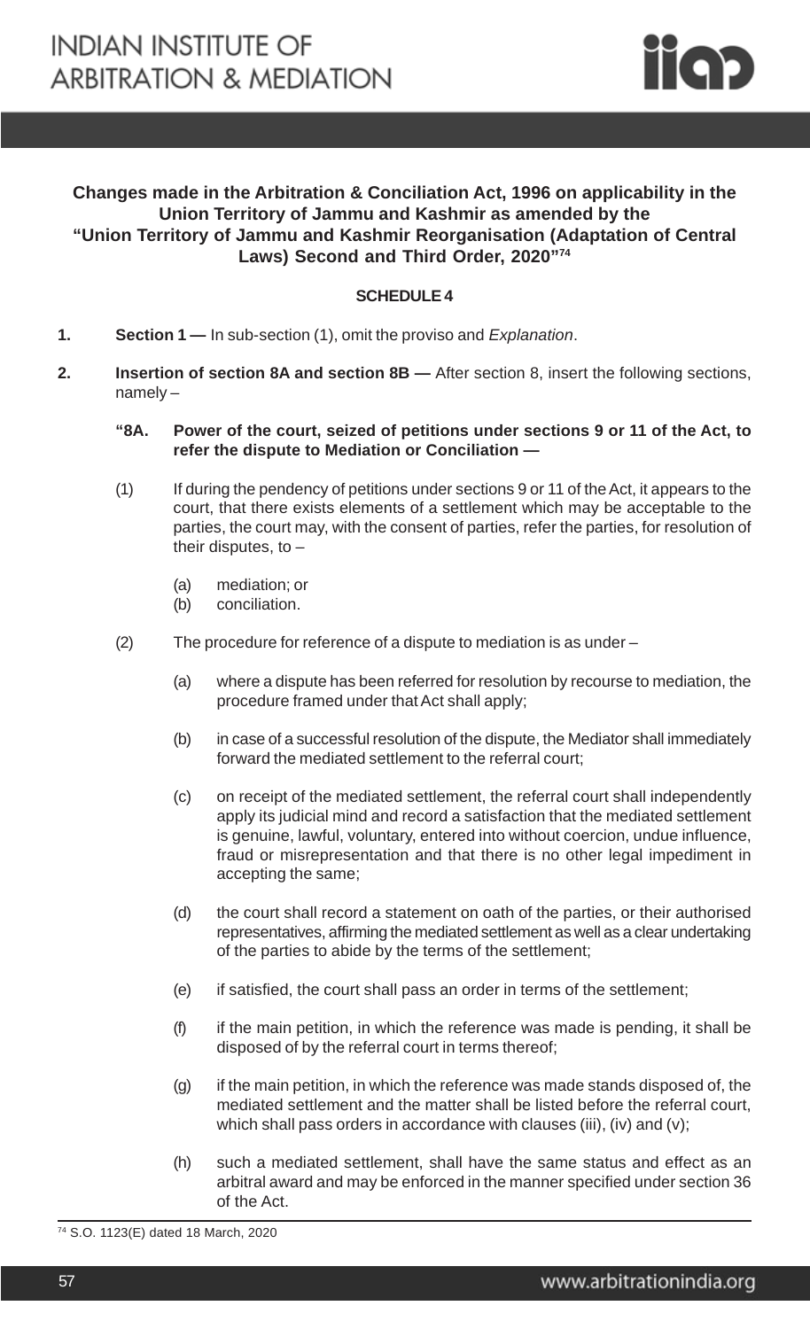**Changes made in the Arbitration & Conciliation Act, 1996 on applicability in the Union Territory of Jammu and Kashmir as amended by the "Union Territory of Jammu and Kashmir Reorganisation (Adaptation of Central Laws) Second and Third Order, 2020"**[74]

**SCHEDULE 4**

**1. Section 1 —** In sub-section (1), omit the proviso and *Explanation*.

**2. Insertion of section 8A and section 8B —** After section 8, insert the following sections, namely –

**"8A. Power of the court, seized of petitions under sections 9 or 11 of the Act, to refer the dispute to Mediation or Conciliation —**

(1) If during the pendency of petitions under sections 9 or 11 of the Act, it appears to the court, that there exists elements of a settlement which may be acceptable to the parties, the court may, with the consent of parties, refer the parties, for resolution of their disputes, to –

(a) mediation; or
(b) conciliation.

(2) The procedure for reference of a dispute to mediation is as under –

(a) where a dispute has been referred for resolution by recourse to mediation, the procedure framed under that Act shall apply;

(b) in case of a successful resolution of the dispute, the Mediator shall immediately forward the mediated settlement to the referral court;

(c) on receipt of the mediated settlement, the referral court shall independently apply its judicial mind and record a satisfaction that the mediated settlement is genuine, lawful, voluntary, entered into without coercion, undue influence, fraud or misrepresentation and that there is no other legal impediment in accepting the same;

(d) the court shall record a statement on oath of the parties, or their authorised representatives, affirming the mediated settlement as well as a clear undertaking of the parties to abide by the terms of the settlement;

(e) if satisfied, the court shall pass an order in terms of the settlement;

(f) if the main petition, in which the reference was made is pending, it shall be disposed of by the referral court in terms thereof;

(g) if the main petition, in which the reference was made stands disposed of, the mediated settlement and the matter shall be listed before the referral court, which shall pass orders in accordance with clauses (iii), (iv) and (v);

(h) such a mediated settlement, shall have the same status and effect as an arbitral award and may be enforced in the manner specified under section 36 of the Act.

[74] S.O. 1123(E) dated 18 March, 2020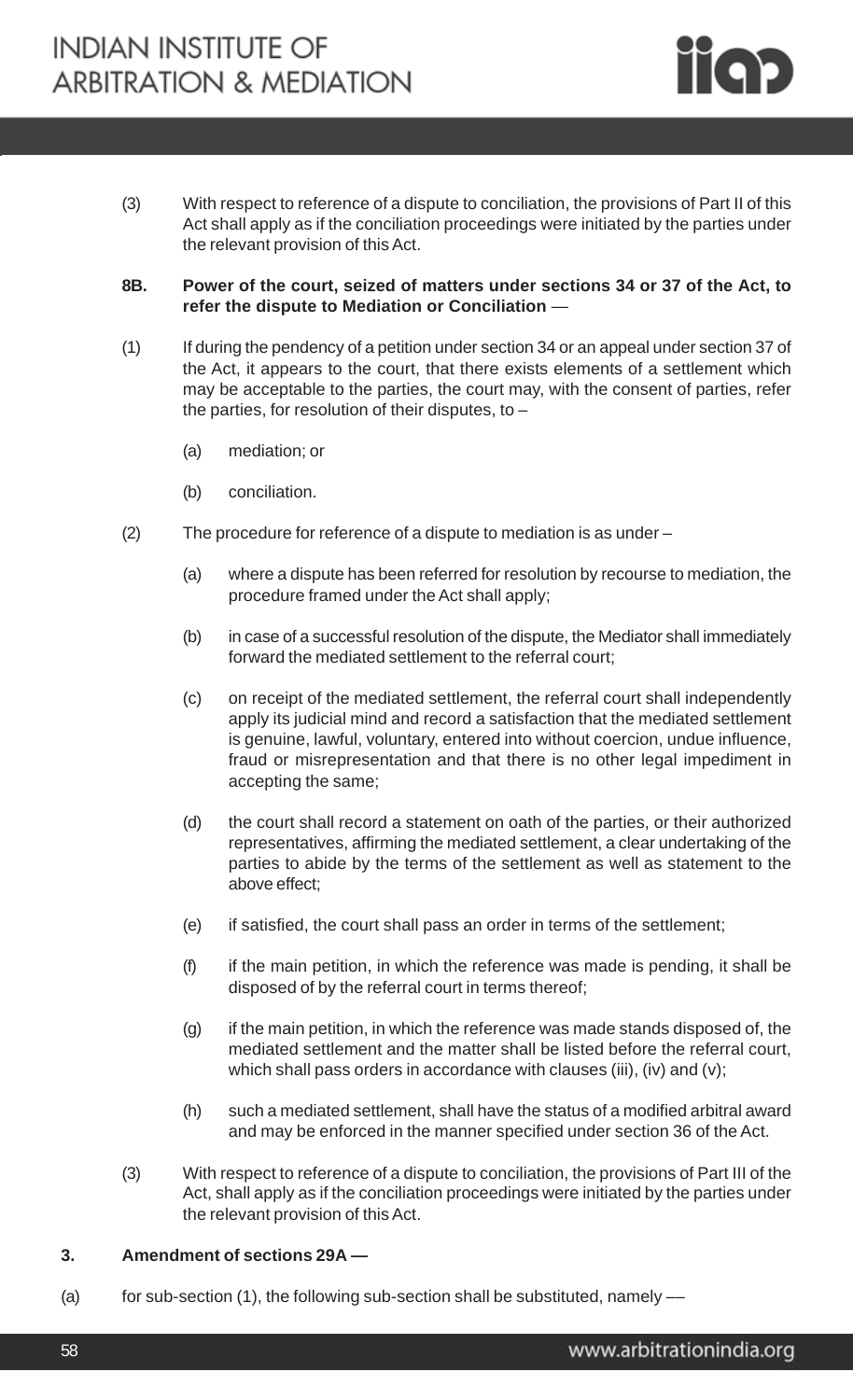(3) With respect to reference of a dispute to conciliation, the provisions of Part II of this Act shall apply as if the conciliation proceedings were initiated by the parties under the relevant provision of this Act.

**8B. Power of the court, seized of matters under sections 34 or 37 of the Act, to refer the dispute to Mediation or Conciliation** —

(1) If during the pendency of a petition under section 34 or an appeal under section 37 of the Act, it appears to the court, that there exists elements of a settlement which may be acceptable to the parties, the court may, with the consent of parties, refer the parties, for resolution of their disputes, to –

(a) mediation; or

(b) conciliation.

(2) The procedure for reference of a dispute to mediation is as under –

(a) where a dispute has been referred for resolution by recourse to mediation, the procedure framed under the Act shall apply;

(b) in case of a successful resolution of the dispute, the Mediator shall immediately forward the mediated settlement to the referral court;

(c) on receipt of the mediated settlement, the referral court shall independently apply its judicial mind and record a satisfaction that the mediated settlement is genuine, lawful, voluntary, entered into without coercion, undue influence, fraud or misrepresentation and that there is no other legal impediment in accepting the same;

(d) the court shall record a statement on oath of the parties, or their authorized representatives, affirming the mediated settlement, a clear undertaking of the parties to abide by the terms of the settlement as well as statement to the above effect;

(e) if satisfied, the court shall pass an order in terms of the settlement;

(f) if the main petition, in which the reference was made is pending, it shall be disposed of by the referral court in terms thereof;

(g) if the main petition, in which the reference was made stands disposed of, the mediated settlement and the matter shall be listed before the referral court, which shall pass orders in accordance with clauses (iii), (iv) and (v);

(h) such a mediated settlement, shall have the status of a modified arbitral award and may be enforced in the manner specified under section 36 of the Act.

(3) With respect to reference of a dispute to conciliation, the provisions of Part III of the Act, shall apply as if the conciliation proceedings were initiated by the parties under the relevant provision of this Act.

**3. Amendment of sections 29A —**

(a) for sub-section (1), the following sub-section shall be substituted, namely —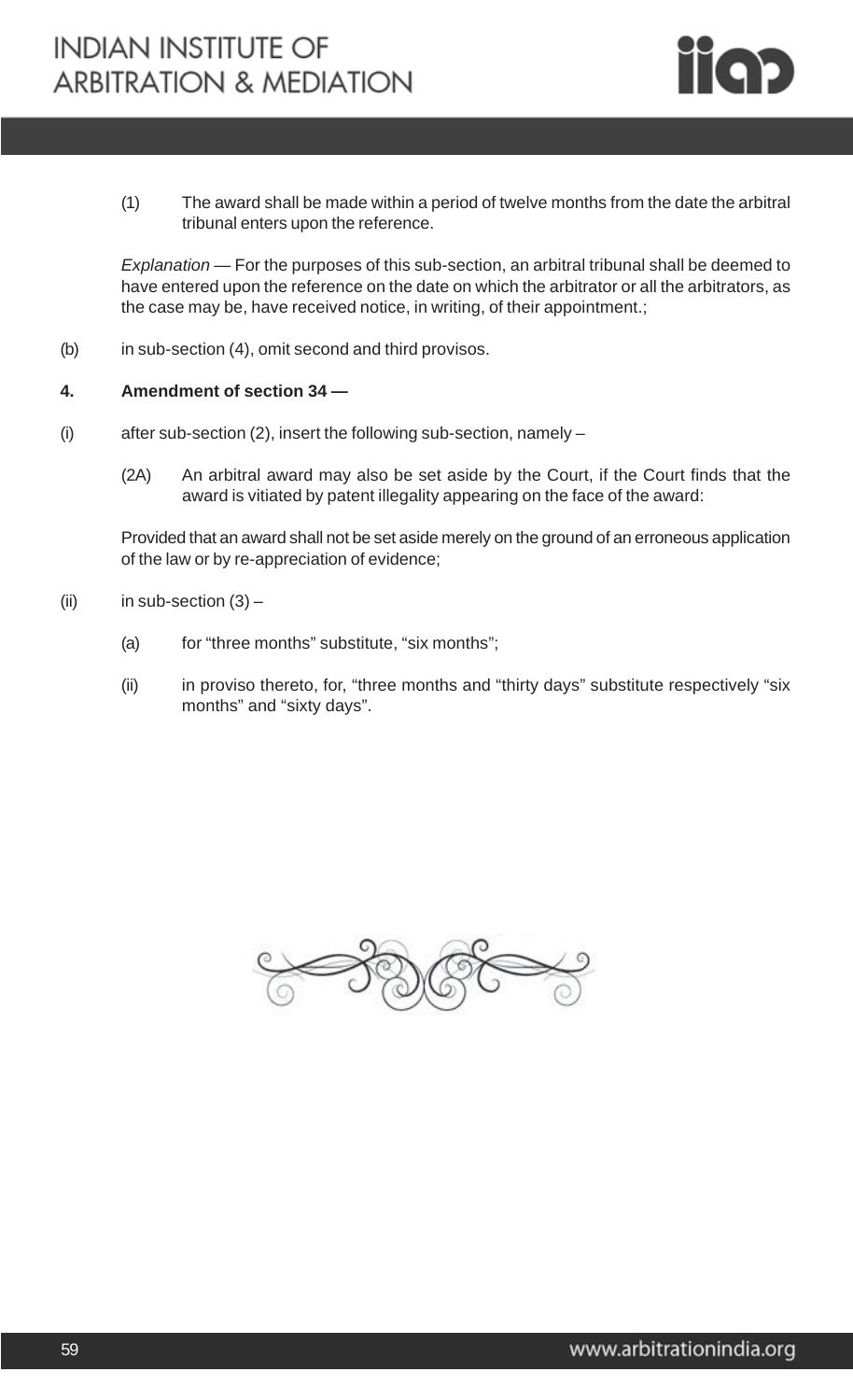(1) The award shall be made within a period of twelve months from the date the arbitral tribunal enters upon the reference.

*Explanation* — For the purposes of this sub-section, an arbitral tribunal shall be deemed to have entered upon the reference on the date on which the arbitrator or all the arbitrators, as the case may be, have received notice, in writing, of their appointment.;

(b) in sub-section (4), omit second and third provisos.

**4. Amendment of section 34 —**

(i) after sub-section (2), insert the following sub-section, namely –

(2A) An arbitral award may also be set aside by the Court, if the Court finds that the award is vitiated by patent illegality appearing on the face of the award:

Provided that an award shall not be set aside merely on the ground of an erroneous application of the law or by re-appreciation of evidence;

(ii) in sub-section (3) –

(a) for "three months" substitute, "six months";

(ii) in proviso thereto, for, "three months and "thirty days" substitute respectively "six months" and "sixty days".